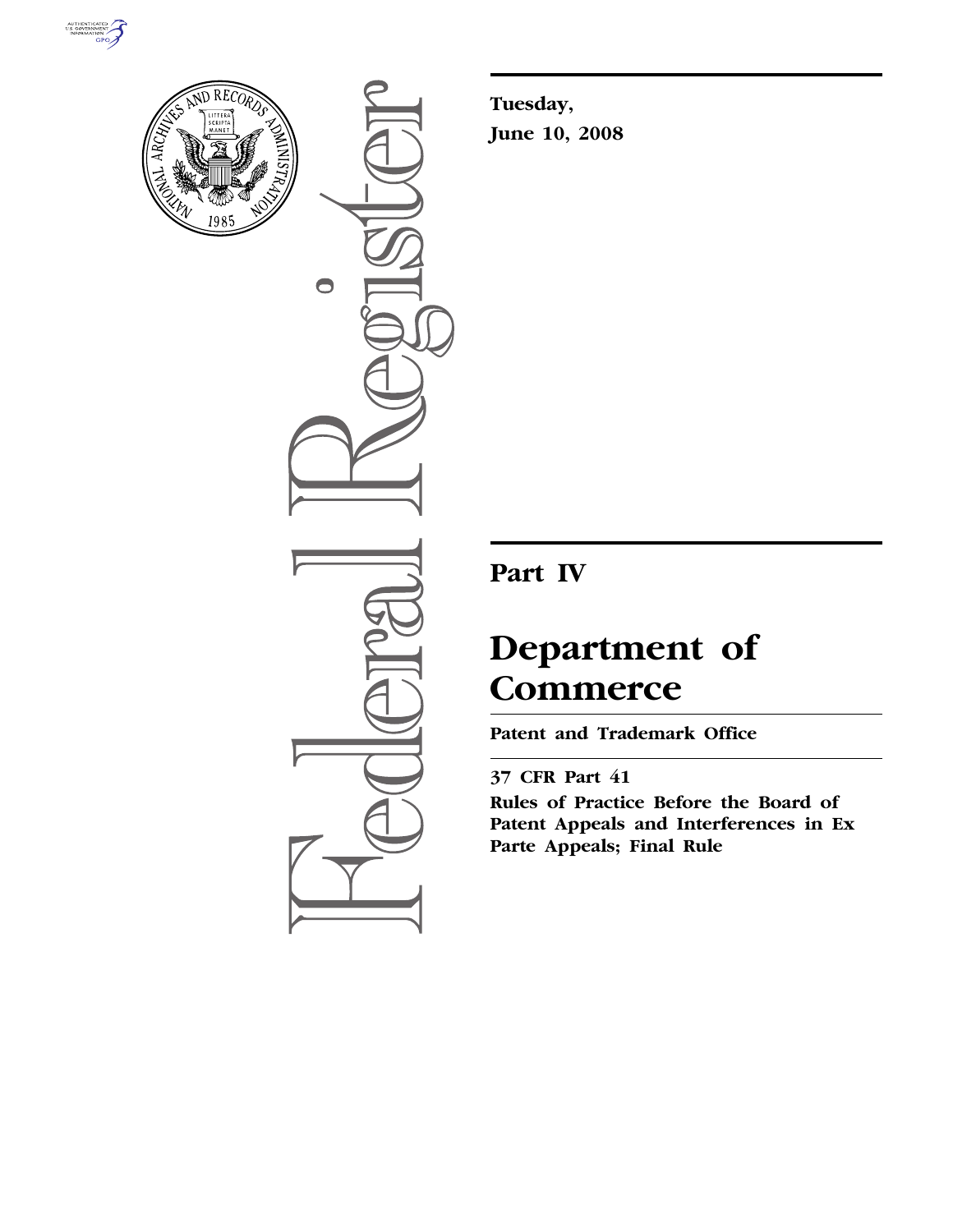**Tuesday,**
**June 10, 2008**

# Part IV

# Department of Commerce

## Patent and Trademark Office

### 37 CFR Part 41

### Rules of Practice Before the Board of Patent Appeals and Interferences in Ex Parte Appeals; Final Rule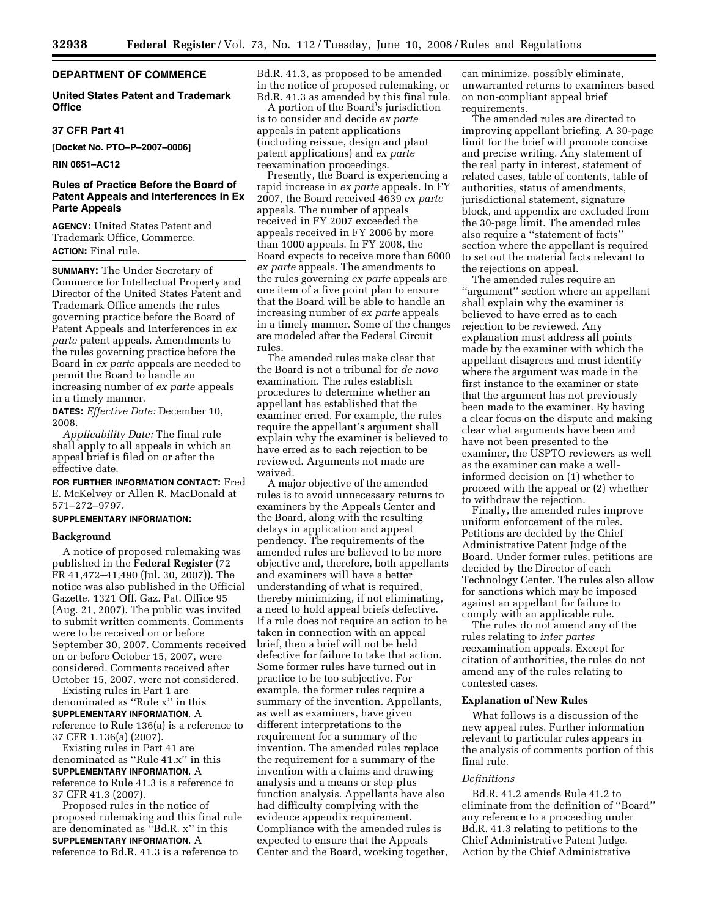## DEPARTMENT OF COMMERCE

### United States Patent and Trademark Office

### 37 CFR Part 41

**[Docket No. PTO–P–2007–0006]**

**RIN 0651–AC12**

## Rules of Practice Before the Board of Patent Appeals and Interferences in Ex Parte Appeals

**AGENCY:** United States Patent and Trademark Office, Commerce.

**ACTION:** Final rule.

**SUMMARY:** The Under Secretary of Commerce for Intellectual Property and Director of the United States Patent and Trademark Office amends the rules governing practice before the Board of Patent Appeals and Interferences in *ex parte* patent appeals. Amendments to the rules governing practice before the Board in *ex parte* appeals are needed to permit the Board to handle an increasing number of *ex parte* appeals in a timely manner.

**DATES:** *Effective Date:* December 10, 2008.

*Applicability Date:* The final rule shall apply to all appeals in which an appeal brief is filed on or after the effective date.

**FOR FURTHER INFORMATION CONTACT:** Fred E. McKelvey or Allen R. MacDonald at 571–272–9797.

**SUPPLEMENTARY INFORMATION:**

### Background

A notice of proposed rulemaking was published in the **Federal Register** (72 FR 41,472–41,490 (Jul. 30, 2007)). The notice was also published in the Official Gazette. 1321 Off. Gaz. Pat. Office 95 (Aug. 21, 2007). The public was invited to submit written comments. Comments were to be received on or before September 30, 2007. Comments received on or before October 15, 2007, were considered. Comments received after October 15, 2007, were not considered.

Existing rules in Part 1 are denominated as ''Rule x'' in this **SUPPLEMENTARY INFORMATION**. A reference to Rule 136(a) is a reference to 37 CFR 1.136(a) (2007).

Existing rules in Part 41 are denominated as ''Rule 41.x'' in this **SUPPLEMENTARY INFORMATION**. A reference to Rule 41.3 is a reference to 37 CFR 41.3 (2007).

Proposed rules in the notice of proposed rulemaking and this final rule are denominated as ''Bd.R. x'' in this **SUPPLEMENTARY INFORMATION**. A reference to Bd.R. 41.3 is a reference to Bd.R. 41.3, as proposed to be amended in the notice of proposed rulemaking, or Bd.R. 41.3 as amended by this final rule.

A portion of the Board's jurisdiction is to consider and decide *ex parte* appeals in patent applications (including reissue, design and plant patent applications) and *ex parte* reexamination proceedings.

Presently, the Board is experiencing a rapid increase in *ex parte* appeals. In FY 2007, the Board received 4639 *ex parte* appeals. The number of appeals received in FY 2007 exceeded the appeals received in FY 2006 by more than 1000 appeals. In FY 2008, the Board expects to receive more than 6000 *ex parte* appeals. The amendments to the rules governing *ex parte* appeals are one item of a five point plan to ensure that the Board will be able to handle an increasing number of *ex parte* appeals in a timely manner. Some of the changes are modeled after the Federal Circuit rules.

The amended rules make clear that the Board is not a tribunal for *de novo* examination. The rules establish procedures to determine whether an appellant has established that the examiner erred. For example, the rules require the appellant's argument shall explain why the examiner is believed to have erred as to each rejection to be reviewed. Arguments not made are waived.

A major objective of the amended rules is to avoid unnecessary returns to examiners by the Appeals Center and the Board, along with the resulting delays in application and appeal pendency. The requirements of the amended rules are believed to be more objective and, therefore, both appellants and examiners will have a better understanding of what is required, thereby minimizing, if not eliminating, a need to hold appeal briefs defective. If a rule does not require an action to be taken in connection with an appeal brief, then a brief will not be held defective for failure to take that action. Some former rules have turned out in practice to be too subjective. For example, the former rules require a summary of the invention. Appellants, as well as examiners, have given different interpretations to the requirement for a summary of the invention. The amended rules replace the requirement for a summary of the invention with a claims and drawing analysis and a means or step plus function analysis. Appellants have also had difficulty complying with the evidence appendix requirement. Compliance with the amended rules is expected to ensure that the Appeals Center and the Board, working together, can minimize, possibly eliminate, unwarranted returns to examiners based on non-compliant appeal brief requirements.

The amended rules are directed to improving appellant briefing. A 30-page limit for the brief will promote concise and precise writing. Any statement of the real party in interest, statement of related cases, table of contents, table of authorities, status of amendments, jurisdictional statement, signature block, and appendix are excluded from the 30-page limit. The amended rules also require a ''statement of facts'' section where the appellant is required to set out the material facts relevant to the rejections on appeal.

The amended rules require an ''argument'' section where an appellant shall explain why the examiner is believed to have erred as to each rejection to be reviewed. Any explanation must address all points made by the examiner with which the appellant disagrees and must identify where the argument was made in the first instance to the examiner or state that the argument has not previously been made to the examiner. By having a clear focus on the dispute and making clear what arguments have been and have not been presented to the examiner, the USPTO reviewers as well as the examiner can make a well-informed decision on (1) whether to proceed with the appeal or (2) whether to withdraw the rejection.

Finally, the amended rules improve uniform enforcement of the rules. Petitions are decided by the Chief Administrative Patent Judge of the Board. Under former rules, petitions are decided by the Director of each Technology Center. The rules also allow for sanctions which may be imposed against an appellant for failure to comply with an applicable rule.

The rules do not amend any of the rules relating to *inter partes* reexamination appeals. Except for citation of authorities, the rules do not amend any of the rules relating to contested cases.

### Explanation of New Rules

What follows is a discussion of the new appeal rules. Further information relevant to particular rules appears in the analysis of comments portion of this final rule.

#### *Definitions*

Bd.R. 41.2 amends Rule 41.2 to eliminate from the definition of ''Board'' any reference to a proceeding under Bd.R. 41.3 relating to petitions to the Chief Administrative Patent Judge. Action by the Chief Administrative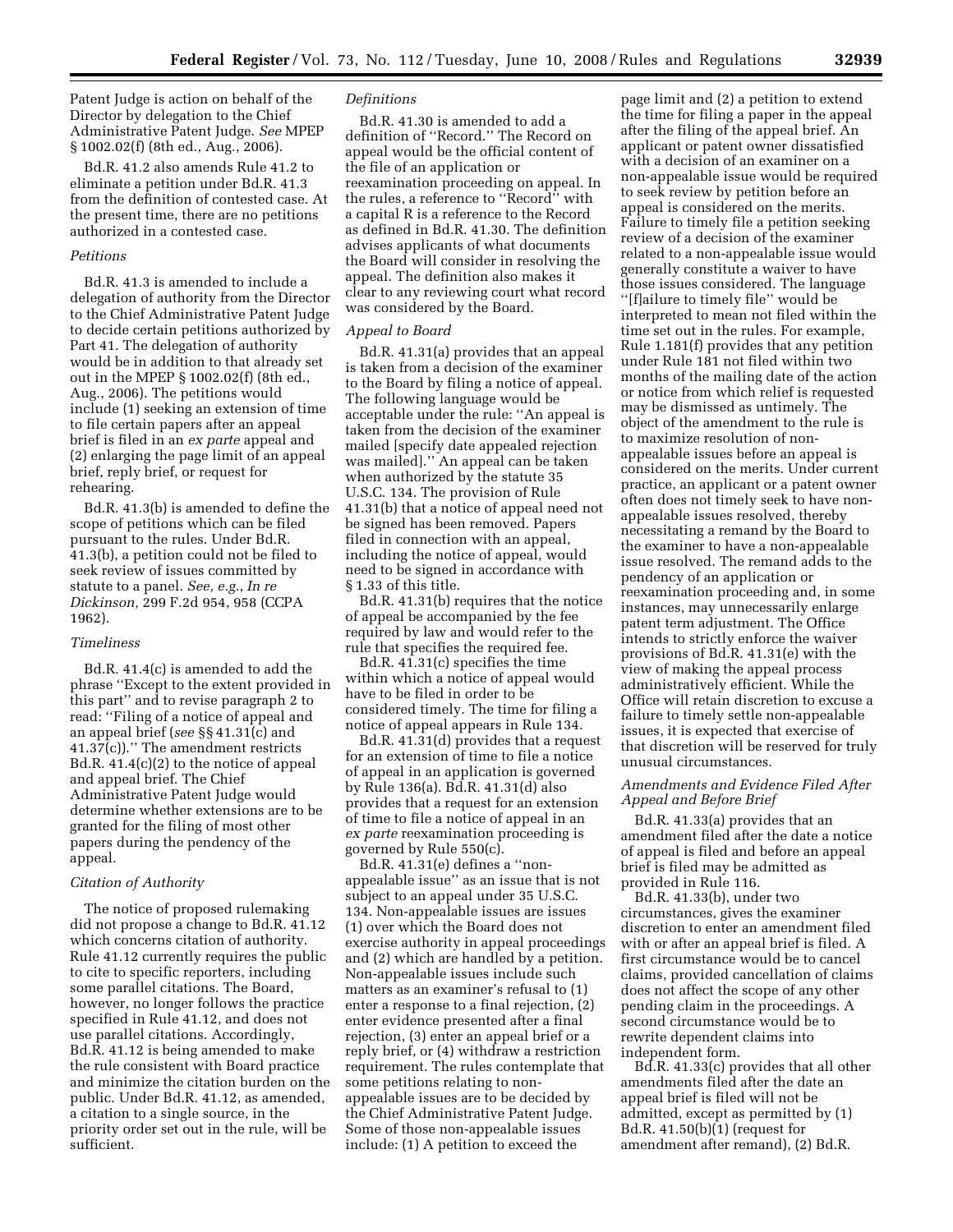Patent Judge is action on behalf of the Director by delegation to the Chief Administrative Patent Judge. *See* MPEP § 1002.02(f) (8th ed., Aug., 2006).

Bd.R. 41.2 also amends Rule 41.2 to eliminate a petition under Bd.R. 41.3 from the definition of contested case. At the present time, there are no petitions authorized in a contested case.

*Petitions*

Bd.R. 41.3 is amended to include a delegation of authority from the Director to the Chief Administrative Patent Judge to decide certain petitions authorized by Part 41. The delegation of authority would be in addition to that already set out in the MPEP § 1002.02(f) (8th ed., Aug., 2006). The petitions would include (1) seeking an extension of time to file certain papers after an appeal brief is filed in an *ex parte* appeal and (2) enlarging the page limit of an appeal brief, reply brief, or request for rehearing.

Bd.R. 41.3(b) is amended to define the scope of petitions which can be filed pursuant to the rules. Under Bd.R. 41.3(b), a petition could not be filed to seek review of issues committed by statute to a panel. *See, e.g.*, *In re Dickinson,* 299 F.2d 954, 958 (CCPA 1962).

*Timeliness*

Bd.R. 41.4(c) is amended to add the phrase ''Except to the extent provided in this part'' and to revise paragraph 2 to read: ''Filing of a notice of appeal and an appeal brief (*see* §§ 41.31(c) and 41.37(c)).'' The amendment restricts Bd.R. 41.4(c)(2) to the notice of appeal and appeal brief. The Chief Administrative Patent Judge would determine whether extensions are to be granted for the filing of most other papers during the pendency of the appeal.

*Citation of Authority*

The notice of proposed rulemaking did not propose a change to Bd.R. 41.12 which concerns citation of authority. Rule 41.12 currently requires the public to cite to specific reporters, including some parallel citations. The Board, however, no longer follows the practice specified in Rule 41.12, and does not use parallel citations. Accordingly, Bd.R. 41.12 is being amended to make the rule consistent with Board practice and minimize the citation burden on the public. Under Bd.R. 41.12, as amended, a citation to a single source, in the priority order set out in the rule, will be sufficient.

*Definitions*

Bd.R. 41.30 is amended to add a definition of ''Record.'' The Record on appeal would be the official content of the file of an application or reexamination proceeding on appeal. In the rules, a reference to ''Record'' with a capital R is a reference to the Record as defined in Bd.R. 41.30. The definition advises applicants of what documents the Board will consider in resolving the appeal. The definition also makes it clear to any reviewing court what record was considered by the Board.

*Appeal to Board*

Bd.R. 41.31(a) provides that an appeal is taken from a decision of the examiner to the Board by filing a notice of appeal. The following language would be acceptable under the rule: ''An appeal is taken from the decision of the examiner mailed [specify date appealed rejection was mailed].'' An appeal can be taken when authorized by the statute 35 U.S.C. 134. The provision of Rule 41.31(b) that a notice of appeal need not be signed has been removed. Papers filed in connection with an appeal, including the notice of appeal, would need to be signed in accordance with § 1.33 of this title.

Bd.R. 41.31(b) requires that the notice of appeal be accompanied by the fee required by law and would refer to the rule that specifies the required fee.

Bd.R. 41.31(c) specifies the time within which a notice of appeal would have to be filed in order to be considered timely. The time for filing a notice of appeal appears in Rule 134.

Bd.R. 41.31(d) provides that a request for an extension of time to file a notice of appeal in an application is governed by Rule 136(a). Bd.R. 41.31(d) also provides that a request for an extension of time to file a notice of appeal in an *ex parte* reexamination proceeding is governed by Rule 550(c).

Bd.R. 41.31(e) defines a ''non-appealable issue'' as an issue that is not subject to an appeal under 35 U.S.C. 134. Non-appealable issues are issues (1) over which the Board does not exercise authority in appeal proceedings and (2) which are handled by a petition. Non-appealable issues include such matters as an examiner's refusal to (1) enter a response to a final rejection, (2) enter evidence presented after a final rejection, (3) enter an appeal brief or a reply brief, or (4) withdraw a restriction requirement. The rules contemplate that some petitions relating to non-appealable issues are to be decided by the Chief Administrative Patent Judge. Some of those non-appealable issues include: (1) A petition to exceed the page limit and (2) a petition to extend the time for filing a paper in the appeal after the filing of the appeal brief. An applicant or patent owner dissatisfied with a decision of an examiner on a non-appealable issue would be required to seek review by petition before an appeal is considered on the merits. Failure to timely file a petition seeking review of a decision of the examiner related to a non-appealable issue would generally constitute a waiver to have those issues considered. The language ''[f]ailure to timely file'' would be interpreted to mean not filed within the time set out in the rules. For example, Rule 1.181(f) provides that any petition under Rule 181 not filed within two months of the mailing date of the action or notice from which relief is requested may be dismissed as untimely. The object of the amendment to the rule is to maximize resolution of non-appealable issues before an appeal is considered on the merits. Under current practice, an applicant or a patent owner often does not timely seek to have non-appealable issues resolved, thereby necessitating a remand by the Board to the examiner to have a non-appealable issue resolved. The remand adds to the pendency of an application or reexamination proceeding and, in some instances, may unnecessarily enlarge patent term adjustment. The Office intends to strictly enforce the waiver provisions of Bd.R. 41.31(e) with the view of making the appeal process administratively efficient. While the Office will retain discretion to excuse a failure to timely settle non-appealable issues, it is expected that exercise of that discretion will be reserved for truly unusual circumstances.

*Amendments and Evidence Filed After Appeal and Before Brief*

Bd.R. 41.33(a) provides that an amendment filed after the date a notice of appeal is filed and before an appeal brief is filed may be admitted as provided in Rule 116.

Bd.R. 41.33(b), under two circumstances, gives the examiner discretion to enter an amendment filed with or after an appeal brief is filed. A first circumstance would be to cancel claims, provided cancellation of claims does not affect the scope of any other pending claim in the proceedings. A second circumstance would be to rewrite dependent claims into independent form.

Bd.R. 41.33(c) provides that all other amendments filed after the date an appeal brief is filed will not be admitted, except as permitted by (1) Bd.R. 41.50(b)(1) (request for amendment after remand), (2) Bd.R.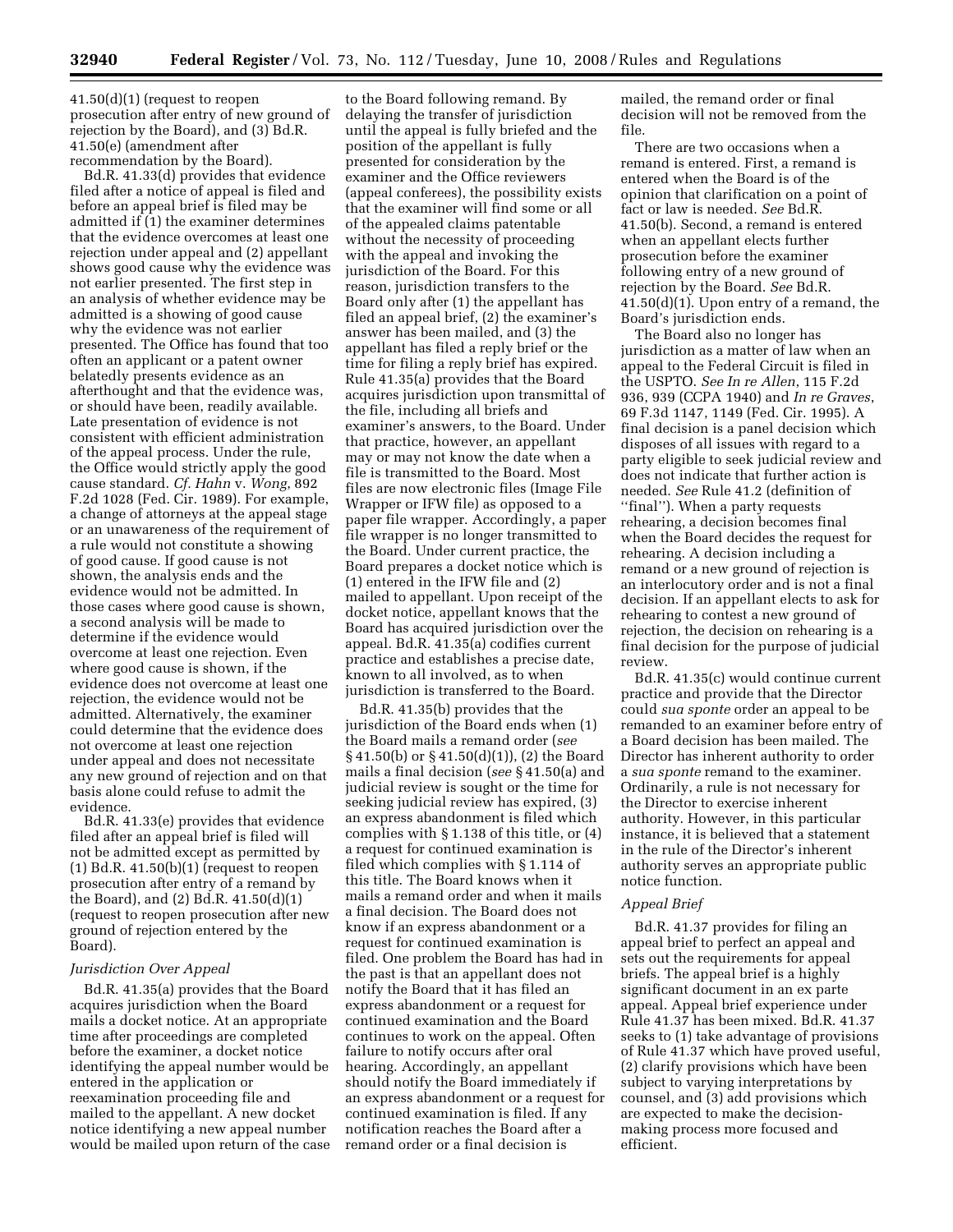41.50(d)(1) (request to reopen prosecution after entry of new ground of rejection by the Board), and (3) Bd.R. 41.50(e) (amendment after recommendation by the Board).

Bd.R. 41.33(d) provides that evidence filed after a notice of appeal is filed and before an appeal brief is filed may be admitted if (1) the examiner determines that the evidence overcomes at least one rejection under appeal and (2) appellant shows good cause why the evidence was not earlier presented. The first step in an analysis of whether evidence may be admitted is a showing of good cause why the evidence was not earlier presented. The Office has found that too often an applicant or a patent owner belatedly presents evidence as an afterthought and that the evidence was, or should have been, readily available. Late presentation of evidence is not consistent with efficient administration of the appeal process. Under the rule, the Office would strictly apply the good cause standard. *Cf. Hahn* v. *Wong*, 892 F.2d 1028 (Fed. Cir. 1989). For example, a change of attorneys at the appeal stage or an unawareness of the requirement of a rule would not constitute a showing of good cause. If good cause is not shown, the analysis ends and the evidence would not be admitted. In those cases where good cause is shown, a second analysis will be made to determine if the evidence would overcome at least one rejection. Even where good cause is shown, if the evidence does not overcome at least one rejection, the evidence would not be admitted. Alternatively, the examiner could determine that the evidence does not overcome at least one rejection under appeal and does not necessitate any new ground of rejection and on that basis alone could refuse to admit the evidence.

Bd.R. 41.33(e) provides that evidence filed after an appeal brief is filed will not be admitted except as permitted by (1) Bd.R. 41.50(b)(1) (request to reopen prosecution after entry of a remand by the Board), and (2) Bd.R. 41.50(d)(1) (request to reopen prosecution after new ground of rejection entered by the Board).

*Jurisdiction Over Appeal*

Bd.R. 41.35(a) provides that the Board acquires jurisdiction when the Board mails a docket notice. At an appropriate time after proceedings are completed before the examiner, a docket notice identifying the appeal number would be entered in the application or reexamination proceeding file and mailed to the appellant. A new docket notice identifying a new appeal number would be mailed upon return of the case to the Board following remand. By delaying the transfer of jurisdiction until the appeal is fully briefed and the position of the appellant is fully presented for consideration by the examiner and the Office reviewers (appeal conferees), the possibility exists that the examiner will find some or all of the appealed claims patentable without the necessity of proceeding with the appeal and invoking the jurisdiction of the Board. For this reason, jurisdiction transfers to the Board only after (1) the appellant has filed an appeal brief, (2) the examiner's answer has been mailed, and (3) the appellant has filed a reply brief or the time for filing a reply brief has expired. Rule 41.35(a) provides that the Board acquires jurisdiction upon transmittal of the file, including all briefs and examiner's answers, to the Board. Under that practice, however, an appellant may or may not know the date when a file is transmitted to the Board. Most files are now electronic files (Image File Wrapper or IFW file) as opposed to a paper file wrapper. Accordingly, a paper file wrapper is no longer transmitted to the Board. Under current practice, the Board prepares a docket notice which is (1) entered in the IFW file and (2) mailed to appellant. Upon receipt of the docket notice, appellant knows that the Board has acquired jurisdiction over the appeal. Bd.R. 41.35(a) codifies current practice and establishes a precise date, known to all involved, as to when jurisdiction is transferred to the Board.

Bd.R. 41.35(b) provides that the jurisdiction of the Board ends when (1) the Board mails a remand order (*see* § 41.50(b) or § 41.50(d)(1)), (2) the Board mails a final decision (*see* § 41.50(a) and judicial review is sought or the time for seeking judicial review has expired, (3) an express abandonment is filed which complies with § 1.138 of this title, or (4) a request for continued examination is filed which complies with § 1.114 of this title. The Board knows when it mails a remand order and when it mails a final decision. The Board does not know if an express abandonment or a request for continued examination is filed. One problem the Board has had in the past is that an appellant does not notify the Board that it has filed an express abandonment or a request for continued examination and the Board continues to work on the appeal. Often failure to notify occurs after oral hearing. Accordingly, an appellant should notify the Board immediately if an express abandonment or a request for continued examination is filed. If any notification reaches the Board after a remand order or a final decision is mailed, the remand order or final decision will not be removed from the file.

There are two occasions when a remand is entered. First, a remand is entered when the Board is of the opinion that clarification on a point of fact or law is needed. *See* Bd.R. 41.50(b). Second, a remand is entered when an appellant elects further prosecution before the examiner following entry of a new ground of rejection by the Board. *See* Bd.R. 41.50(d)(1). Upon entry of a remand, the Board's jurisdiction ends.

The Board also no longer has jurisdiction as a matter of law when an appeal to the Federal Circuit is filed in the USPTO. *See In re Allen*, 115 F.2d 936, 939 (CCPA 1940) and *In re Graves*, 69 F.3d 1147, 1149 (Fed. Cir. 1995). A final decision is a panel decision which disposes of all issues with regard to a party eligible to seek judicial review and does not indicate that further action is needed. *See* Rule 41.2 (definition of "final"). When a party requests rehearing, a decision becomes final when the Board decides the request for rehearing. A decision including a remand or a new ground of rejection is an interlocutory order and is not a final decision. If an appellant elects to ask for rehearing to contest a new ground of rejection, the decision on rehearing is a final decision for the purpose of judicial review.

Bd.R. 41.35(c) would continue current practice and provide that the Director could *sua sponte* order an appeal to be remanded to an examiner before entry of a Board decision has been mailed. The Director has inherent authority to order a *sua sponte* remand to the examiner. Ordinarily, a rule is not necessary for the Director to exercise inherent authority. However, in this particular instance, it is believed that a statement in the rule of the Director's inherent authority serves an appropriate public notice function.

*Appeal Brief*

Bd.R. 41.37 provides for filing an appeal brief to perfect an appeal and sets out the requirements for appeal briefs. The appeal brief is a highly significant document in an ex parte appeal. Appeal brief experience under Rule 41.37 has been mixed. Bd.R. 41.37 seeks to (1) take advantage of provisions of Rule 41.37 which have proved useful, (2) clarify provisions which have been subject to varying interpretations by counsel, and (3) add provisions which are expected to make the decision-making process more focused and efficient.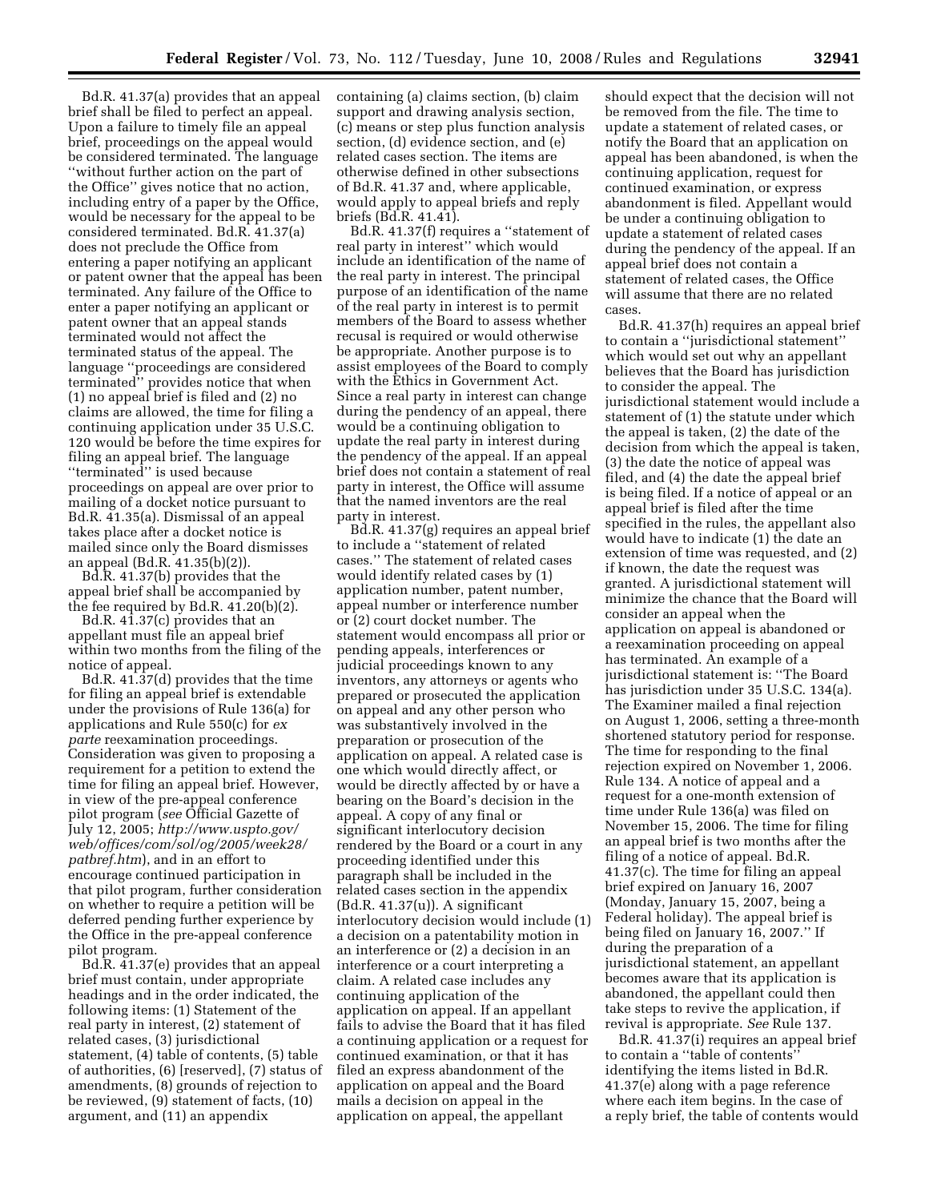Bd.R. 41.37(a) provides that an appeal brief shall be filed to perfect an appeal. Upon a failure to timely file an appeal brief, proceedings on the appeal would be considered terminated. The language ''without further action on the part of the Office'' gives notice that no action, including entry of a paper by the Office, would be necessary for the appeal to be considered terminated. Bd.R. 41.37(a) does not preclude the Office from entering a paper notifying an applicant or patent owner that the appeal has been terminated. Any failure of the Office to enter a paper notifying an applicant or patent owner that an appeal stands terminated would not affect the terminated status of the appeal. The language ''proceedings are considered terminated'' provides notice that when (1) no appeal brief is filed and (2) no claims are allowed, the time for filing a continuing application under 35 U.S.C. 120 would be before the time expires for filing an appeal brief. The language ''terminated'' is used because proceedings on appeal are over prior to mailing of a docket notice pursuant to Bd.R. 41.35(a). Dismissal of an appeal takes place after a docket notice is mailed since only the Board dismisses an appeal (Bd.R. 41.35(b)(2)).

Bd.R. 41.37(b) provides that the appeal brief shall be accompanied by the fee required by Bd.R. 41.20(b)(2).

Bd.R. 41.37(c) provides that an appellant must file an appeal brief within two months from the filing of the notice of appeal.

Bd.R. 41.37(d) provides that the time for filing an appeal brief is extendable under the provisions of Rule 136(a) for applications and Rule 550(c) for *ex parte* reexamination proceedings. Consideration was given to proposing a requirement for a petition to extend the time for filing an appeal brief. However, in view of the pre-appeal conference pilot program (*see* Official Gazette of July 12, 2005; *http://www.uspto.gov/web/offices/com/sol/og/2005/week28/patbref.htm*), and in an effort to encourage continued participation in that pilot program, further consideration on whether to require a petition will be deferred pending further experience by the Office in the pre-appeal conference pilot program.

Bd.R. 41.37(e) provides that an appeal brief must contain, under appropriate headings and in the order indicated, the following items: (1) Statement of the real party in interest, (2) statement of related cases, (3) jurisdictional statement, (4) table of contents, (5) table of authorities, (6) [reserved], (7) status of amendments, (8) grounds of rejection to be reviewed, (9) statement of facts, (10) argument, and (11) an appendix containing (a) claims section, (b) claim support and drawing analysis section, (c) means or step plus function analysis section, (d) evidence section, and (e) related cases section. The items are otherwise defined in other subsections of Bd.R. 41.37 and, where applicable, would apply to appeal briefs and reply briefs (Bd.R. 41.41).

Bd.R. 41.37(f) requires a ''statement of real party in interest'' which would include an identification of the name of the real party in interest. The principal purpose of an identification of the name of the real party in interest is to permit members of the Board to assess whether recusal is required or would otherwise be appropriate. Another purpose is to assist employees of the Board to comply with the Ethics in Government Act. Since a real party in interest can change during the pendency of an appeal, there would be a continuing obligation to update the real party in interest during the pendency of the appeal. If an appeal brief does not contain a statement of real party in interest, the Office will assume that the named inventors are the real party in interest.

Bd.R. 41.37(g) requires an appeal brief to include a ''statement of related cases.'' The statement of related cases would identify related cases by (1) application number, patent number, appeal number or interference number or (2) court docket number. The statement would encompass all prior or pending appeals, interferences or judicial proceedings known to any inventors, any attorneys or agents who prepared or prosecuted the application on appeal and any other person who was substantively involved in the preparation or prosecution of the application on appeal. A related case is one which would directly affect, or would be directly affected by or have a bearing on the Board's decision in the appeal. A copy of any final or significant interlocutory decision rendered by the Board or a court in any proceeding identified under this paragraph shall be included in the related cases section in the appendix (Bd.R. 41.37(u)). A significant interlocutory decision would include (1) a decision on a patentability motion in an interference or (2) a decision in an interference or a court interpreting a claim. A related case includes any continuing application of the application on appeal. If an appellant fails to advise the Board that it has filed a continuing application or a request for continued examination, or that it has filed an express abandonment of the application on appeal and the Board mails a decision on appeal in the application on appeal, the appellant should expect that the decision will not be removed from the file. The time to update a statement of related cases, or notify the Board that an application on appeal has been abandoned, is when the continuing application, request for continued examination, or express abandonment is filed. Appellant would be under a continuing obligation to update a statement of related cases during the pendency of the appeal. If an appeal brief does not contain a statement of related cases, the Office will assume that there are no related cases.

Bd.R. 41.37(h) requires an appeal brief to contain a ''jurisdictional statement'' which would set out why an appellant believes that the Board has jurisdiction to consider the appeal. The jurisdictional statement would include a statement of (1) the statute under which the appeal is taken, (2) the date of the decision from which the appeal is taken, (3) the date the notice of appeal was filed, and (4) the date the appeal brief is being filed. If a notice of appeal or an appeal brief is filed after the time specified in the rules, the appellant also would have to indicate (1) the date an extension of time was requested, and (2) if known, the date the request was granted. A jurisdictional statement will minimize the chance that the Board will consider an appeal when the application on appeal is abandoned or a reexamination proceeding on appeal has terminated. An example of a jurisdictional statement is: ''The Board has jurisdiction under 35 U.S.C. 134(a). The Examiner mailed a final rejection on August 1, 2006, setting a three-month shortened statutory period for response. The time for responding to the final rejection expired on November 1, 2006. Rule 134. A notice of appeal and a request for a one-month extension of time under Rule 136(a) was filed on November 15, 2006. The time for filing an appeal brief is two months after the filing of a notice of appeal. Bd.R. 41.37(c). The time for filing an appeal brief expired on January 16, 2007 (Monday, January 15, 2007, being a Federal holiday). The appeal brief is being filed on January 16, 2007.'' If during the preparation of a jurisdictional statement, an appellant becomes aware that its application is abandoned, the appellant could then take steps to revive the application, if revival is appropriate. *See* Rule 137.

Bd.R. 41.37(i) requires an appeal brief to contain a ''table of contents'' identifying the items listed in Bd.R. 41.37(e) along with a page reference where each item begins. In the case of a reply brief, the table of contents would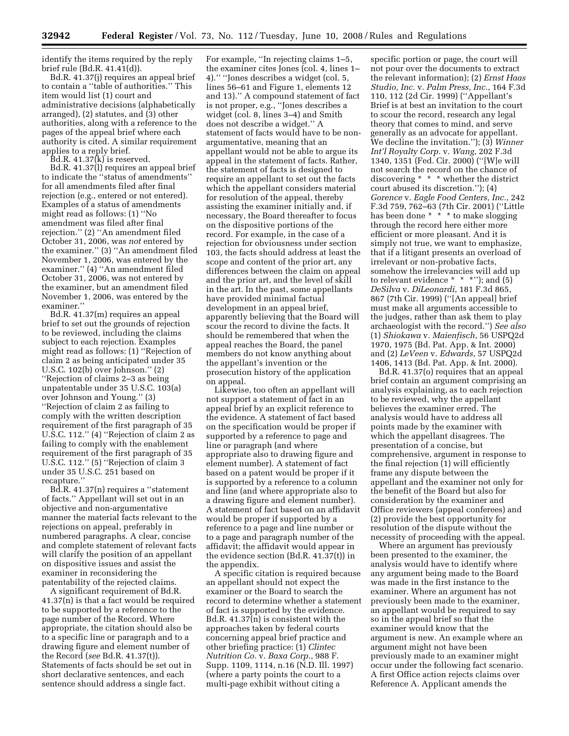identify the items required by the reply brief rule (Bd.R. 41.41(d)).

Bd.R. 41.37(j) requires an appeal brief to contain a ''table of authorities.'' This item would list (1) court and administrative decisions (alphabetically arranged), (2) statutes, and (3) other authorities, along with a reference to the pages of the appeal brief where each authority is cited. A similar requirement applies to a reply brief.

Bd.R. 41.37(k) is reserved.

Bd.R. 41.37(l) requires an appeal brief to indicate the ''status of amendments'' for all amendments filed after final rejection (e.g., entered or not entered). Examples of a status of amendments might read as follows: (1) ''No amendment was filed after final rejection.'' (2) ''An amendment filed October 31, 2006, was *not* entered by the examiner.'' (3) ''An amendment filed November 1, 2006, was entered by the examiner.'' (4) ''An amendment filed October 31, 2006, was not entered by the examiner, but an amendment filed November 1, 2006, was entered by the examiner.''

Bd.R. 41.37(m) requires an appeal brief to set out the grounds of rejection to be reviewed, including the claims subject to each rejection. Examples might read as follows: (1) ''Rejection of claim 2 as being anticipated under 35 U.S.C. 102(b) over Johnson.'' (2) ''Rejection of claims 2–3 as being unpatentable under 35 U.S.C. 103(a) over Johnson and Young.'' (3) ''Rejection of claim 2 as failing to comply with the written description requirement of the first paragraph of 35 U.S.C. 112.'' (4) ''Rejection of claim 2 as failing to comply with the enablement requirement of the first paragraph of 35 U.S.C. 112.'' (5) ''Rejection of claim 3 under 35 U.S.C. 251 based on recapture.''

Bd.R. 41.37(n) requires a ''statement of facts.'' Appellant will set out in an objective and non-argumentative manner the material facts relevant to the rejections on appeal, preferably in numbered paragraphs. A clear, concise and complete statement of relevant facts will clarify the position of an appellant on dispositive issues and assist the examiner in reconsidering the patentability of the rejected claims.

A significant requirement of Bd.R. 41.37(n) is that a fact would be required to be supported by a reference to the page number of the Record. Where appropriate, the citation should also be to a specific line or paragraph and to a drawing figure and element number of the Record (*see* Bd.R. 41.37(t)). Statements of facts should be set out in short declarative sentences, and each sentence should address a single fact. For example, ''In rejecting claims 1–5, the examiner cites Jones (col. 4, lines 1–4).'' ''Jones describes a widget (col. 5, lines 56–61 and Figure 1, elements 12 and 13).'' A compound statement of fact is not proper, e.g., ''Jones describes a widget (col. 8, lines 3–4) and Smith does not describe a widget.'' A statement of facts would have to be non-argumentative, meaning that an appellant would not be able to argue its appeal in the statement of facts. Rather, the statement of facts is designed to require an appellant to set out the facts which the appellant considers material for resolution of the appeal, thereby assisting the examiner initially and, if necessary, the Board thereafter to focus on the dispositive portions of the record. For example, in the case of a rejection for obviousness under section 103, the facts should address at least the scope and content of the prior art, any differences between the claim on appeal and the prior art, and the level of skill in the art. In the past, some appellants have provided minimal factual development in an appeal brief, apparently believing that the Board will scour the record to divine the facts. It should be remembered that when the appeal reaches the Board, the panel members do not know anything about the appellant's invention or the prosecution history of the application on appeal.

Likewise, too often an appellant will not support a statement of fact in an appeal brief by an explicit reference to the evidence. A statement of fact based on the specification would be proper if supported by a reference to page and line or paragraph (and where appropriate also to drawing figure and element number). A statement of fact based on a patent would be proper if it is supported by a reference to a column and line (and where appropriate also to a drawing figure and element number). A statement of fact based on an affidavit would be proper if supported by a reference to a page and line number or to a page and paragraph number of the affidavit; the affidavit would appear in the evidence section (Bd.R. 41.37(t)) in the appendix.

A specific citation is required because an appellant should not expect the examiner or the Board to search the record to determine whether a statement of fact is supported by the evidence. Bd.R. 41.37(n) is consistent with the approaches taken by federal courts concerning appeal brief practice and other briefing practice: (1) *Clintec Nutrition Co.* v. *Baxa Corp.*, 988 F. Supp. 1109, 1114, n.16 (N.D. Ill. 1997) (where a party points the court to a multi-page exhibit without citing a specific portion or page, the court will not pour over the documents to extract the relevant information); (2) *Ernst Haas Studio, Inc.* v. *Palm Press, Inc.*, 164 F.3d 110, 112 (2d Cir. 1999) (''Appellant's Brief is at best an invitation to the court to scour the record, research any legal theory that comes to mind, and serve generally as an advocate for appellant. We decline the invitation.''); (3) *Winner Int'l Royalty Corp.* v. *Wang*, 202 F.3d 1340, 1351 (Fed. Cir. 2000) (''[W]e will not search the record on the chance of discovering * * * whether the district court abused its discretion.''); (4) *Gorence* v. *Eagle Food Centers, Inc.*, 242 F.3d 759, 762–63 (7th Cir. 2001) (''Little has been done * * * to make slogging through the record here either more efficient or more pleasant. And it is simply not true, we want to emphasize, that if a litigant presents an overload of irrelevant or non-probative facts, somehow the irrelevancies will add up to relevant evidence * * *''); and (5) *DeSilva* v. *DiLeonardi*, 181 F.3d 865, 867 (7th Cir. 1999) (''[An appeal] brief must make all arguments accessible to the judges, rather than ask them to play archaeologist with the record.'') *See also* (1) *Shiokawa* v. *Maienfisch*, 56 USPQ2d 1970, 1975 (Bd. Pat. App. & Int. 2000) and (2) *LeVeen* v. *Edwards*, 57 USPQ2d 1406, 1413 (Bd. Pat. App. & Int. 2000).

Bd.R. 41.37(o) requires that an appeal brief contain an argument comprising an analysis explaining, as to each rejection to be reviewed, why the appellant believes the examiner erred. The analysis would have to address all points made by the examiner with which the appellant disagrees. The presentation of a concise, but comprehensive, argument in response to the final rejection (1) will efficiently frame any dispute between the appellant and the examiner not only for the benefit of the Board but also for consideration by the examiner and Office reviewers (appeal conferees) and (2) provide the best opportunity for resolution of the dispute without the necessity of proceeding with the appeal.

Where an argument has previously been presented to the examiner, the analysis would have to identify where any argument being made to the Board was made in the first instance to the examiner. Where an argument has not previously been made to the examiner, an appellant would be required to say so in the appeal brief so that the examiner would know that the argument is new. An example where an argument might not have been previously made to an examiner might occur under the following fact scenario. A first Office action rejects claims over Reference A. Applicant amends the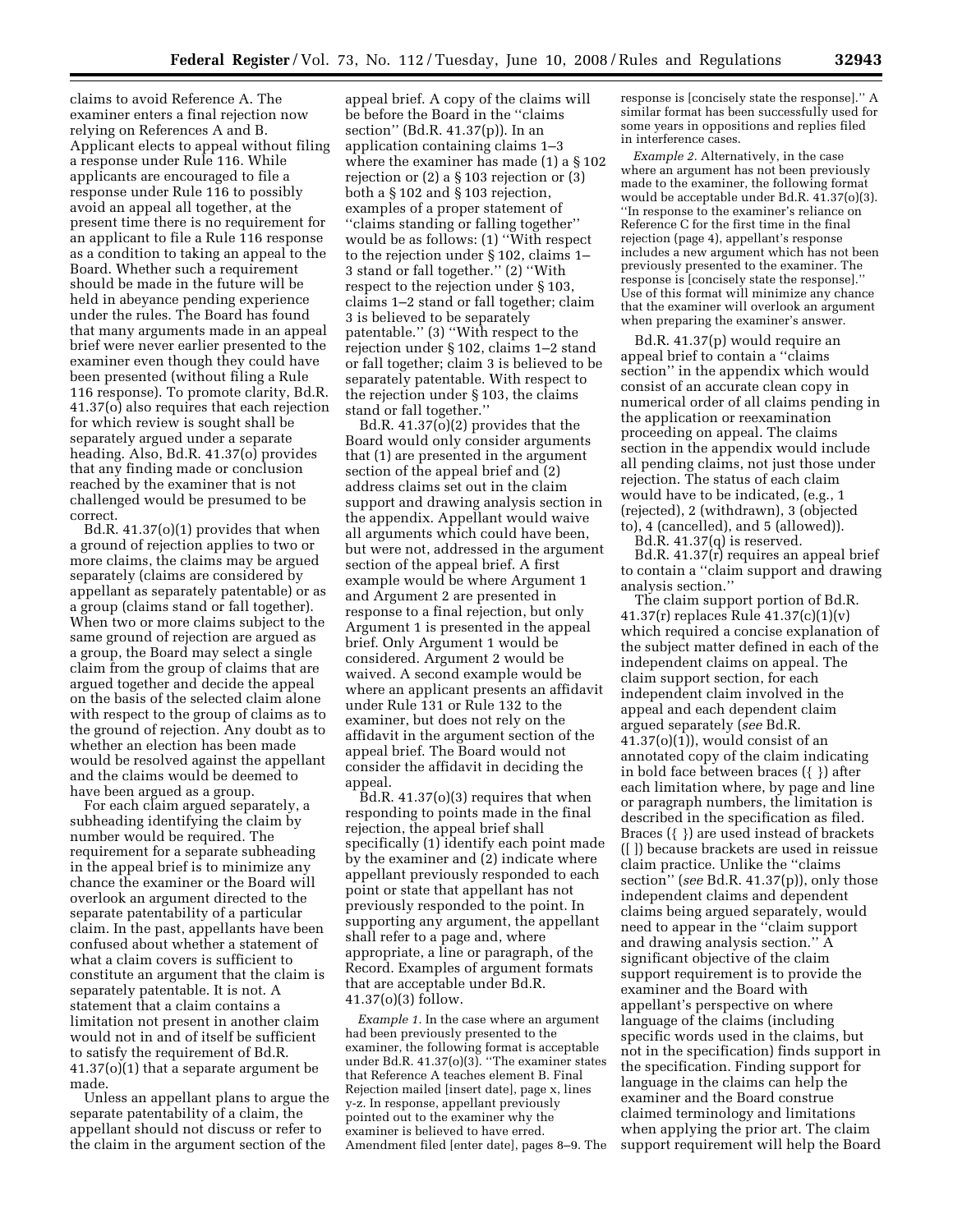claims to avoid Reference A. The examiner enters a final rejection now relying on References A and B. Applicant elects to appeal without filing a response under Rule 116. While applicants are encouraged to file a response under Rule 116 to possibly avoid an appeal all together, at the present time there is no requirement for an applicant to file a Rule 116 response as a condition to taking an appeal to the Board. Whether such a requirement should be made in the future will be held in abeyance pending experience under the rules. The Board has found that many arguments made in an appeal brief were never earlier presented to the examiner even though they could have been presented (without filing a Rule 116 response). To promote clarity, Bd.R. 41.37(o) also requires that each rejection for which review is sought shall be separately argued under a separate heading. Also, Bd.R. 41.37(o) provides that any finding made or conclusion reached by the examiner that is not challenged would be presumed to be correct.

Bd.R. 41.37(o)(1) provides that when a ground of rejection applies to two or more claims, the claims may be argued separately (claims are considered by appellant as separately patentable) or as a group (claims stand or fall together). When two or more claims subject to the same ground of rejection are argued as a group, the Board may select a single claim from the group of claims that are argued together and decide the appeal on the basis of the selected claim alone with respect to the group of claims as to the ground of rejection. Any doubt as to whether an election has been made would be resolved against the appellant and the claims would be deemed to have been argued as a group.

For each claim argued separately, a subheading identifying the claim by number would be required. The requirement for a separate subheading in the appeal brief is to minimize any chance the examiner or the Board will overlook an argument directed to the separate patentability of a particular claim. In the past, appellants have been confused about whether a statement of what a claim covers is sufficient to constitute an argument that the claim is separately patentable. It is not. A statement that a claim contains a limitation not present in another claim would not in and of itself be sufficient to satisfy the requirement of Bd.R. 41.37(o)(1) that a separate argument be made.

Unless an appellant plans to argue the separate patentability of a claim, the appellant should not discuss or refer to the claim in the argument section of the appeal brief. A copy of the claims will be before the Board in the ''claims section'' (Bd.R. 41.37(p)). In an application containing claims 1–3 where the examiner has made (1) a § 102 rejection or (2) a § 103 rejection or (3) both a § 102 and § 103 rejection, examples of a proper statement of ''claims standing or falling together'' would be as follows: (1) ''With respect to the rejection under § 102, claims 1–3 stand or fall together.'' (2) ''With respect to the rejection under § 103, claims 1–2 stand or fall together; claim 3 is believed to be separately patentable.'' (3) ''With respect to the rejection under § 102, claims 1–2 stand or fall together; claim 3 is believed to be separately patentable. With respect to the rejection under § 103, the claims stand or fall together.''

Bd.R. 41.37(o)(2) provides that the Board would only consider arguments that (1) are presented in the argument section of the appeal brief and (2) address claims set out in the claim support and drawing analysis section in the appendix. Appellant would waive all arguments which could have been, but were not, addressed in the argument section of the appeal brief. A first example would be where Argument 1 and Argument 2 are presented in response to a final rejection, but only Argument 1 is presented in the appeal brief. Only Argument 1 would be considered. Argument 2 would be waived. A second example would be where an applicant presents an affidavit under Rule 131 or Rule 132 to the examiner, but does not rely on the affidavit in the argument section of the appeal brief. The Board would not consider the affidavit in deciding the appeal.

Bd.R. 41.37(o)(3) requires that when responding to points made in the final rejection, the appeal brief shall specifically (1) identify each point made by the examiner and (2) indicate where appellant previously responded to each point or state that appellant has not previously responded to the point. In supporting any argument, the appellant shall refer to a page and, where appropriate, a line or paragraph, of the Record. Examples of argument formats that are acceptable under Bd.R. 41.37(o)(3) follow.

*Example 1.* In the case where an argument had been previously presented to the examiner, the following format is acceptable under Bd.R. 41.37(o)(3). ''The examiner states that Reference A teaches element B. Final Rejection mailed [insert date], page x, lines y-z. In response, appellant previously pointed out to the examiner why the examiner is believed to have erred. Amendment filed [enter date], pages 8–9. The response is [concisely state the response].'' A similar format has been successfully used for some years in oppositions and replies filed in interference cases.

*Example 2.* Alternatively, in the case where an argument has not been previously made to the examiner, the following format would be acceptable under Bd.R. 41.37(o)(3). ''In response to the examiner's reliance on Reference C for the first time in the final rejection (page 4), appellant's response includes a new argument which has not been previously presented to the examiner. The response is [concisely state the response].'' Use of this format will minimize any chance that the examiner will overlook an argument when preparing the examiner's answer.

Bd.R. 41.37(p) would require an appeal brief to contain a ''claims section'' in the appendix which would consist of an accurate clean copy in numerical order of all claims pending in the application or reexamination proceeding on appeal. The claims section in the appendix would include all pending claims, not just those under rejection. The status of each claim would have to be indicated, (e.g., 1 (rejected), 2 (withdrawn), 3 (objected to), 4 (cancelled), and 5 (allowed)).

Bd.R. 41.37(q) is reserved.

Bd.R. 41.37(r) requires an appeal brief to contain a ''claim support and drawing analysis section.''

The claim support portion of Bd.R. 41.37(r) replaces Rule 41.37(c)(1)(v) which required a concise explanation of the subject matter defined in each of the independent claims on appeal. The claim support section, for each independent claim involved in the appeal and each dependent claim argued separately (*see* Bd.R. 41.37(o)(1)), would consist of an annotated copy of the claim indicating in bold face between braces ({ }) after each limitation where, by page and line or paragraph numbers, the limitation is described in the specification as filed. Braces ({ }) are used instead of brackets ([ ]) because brackets are used in reissue claim practice. Unlike the ''claims section'' (*see* Bd.R. 41.37(p)), only those independent claims and dependent claims being argued separately, would need to appear in the ''claim support and drawing analysis section.'' A significant objective of the claim support requirement is to provide the examiner and the Board with appellant's perspective on where language of the claims (including specific words used in the claims, but not in the specification) finds support in the specification. Finding support for language in the claims can help the examiner and the Board construe claimed terminology and limitations when applying the prior art. The claim support requirement will help the Board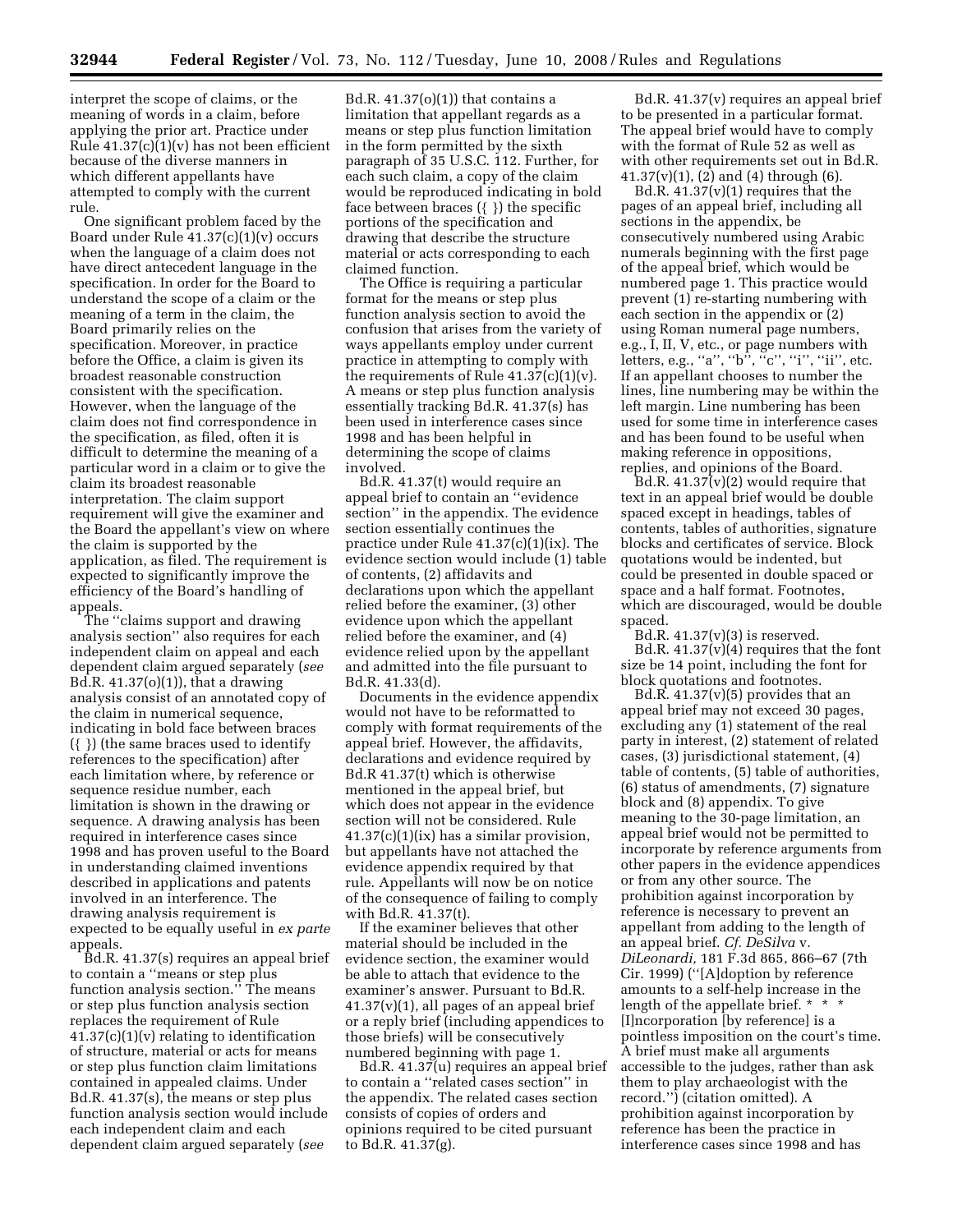interpret the scope of claims, or the meaning of words in a claim, before applying the prior art. Practice under Rule 41.37(c)(1)(v) has not been efficient because of the diverse manners in which different appellants have attempted to comply with the current rule.

One significant problem faced by the Board under Rule 41.37(c)(1)(v) occurs when the language of a claim does not have direct antecedent language in the specification. In order for the Board to understand the scope of a claim or the meaning of a term in the claim, the Board primarily relies on the specification. Moreover, in practice before the Office, a claim is given its broadest reasonable construction consistent with the specification. However, when the language of the claim does not find correspondence in the specification, as filed, often it is difficult to determine the meaning of a particular word in a claim or to give the claim its broadest reasonable interpretation. The claim support requirement will give the examiner and the Board the appellant's view on where the claim is supported by the application, as filed. The requirement is expected to significantly improve the efficiency of the Board's handling of appeals.

The ''claims support and drawing analysis section'' also requires for each independent claim on appeal and each dependent claim argued separately (*see* Bd.R. 41.37(o)(1)), that a drawing analysis consist of an annotated copy of the claim in numerical sequence, indicating in bold face between braces ({ }) (the same braces used to identify references to the specification) after each limitation where, by reference or sequence residue number, each limitation is shown in the drawing or sequence. A drawing analysis has been required in interference cases since 1998 and has proven useful to the Board in understanding claimed inventions described in applications and patents involved in an interference. The drawing analysis requirement is expected to be equally useful in *ex parte* appeals.

Bd.R. 41.37(s) requires an appeal brief to contain a ''means or step plus function analysis section.'' The means or step plus function analysis section replaces the requirement of Rule 41.37(c)(1)(v) relating to identification of structure, material or acts for means or step plus function claim limitations contained in appealed claims. Under Bd.R. 41.37(s), the means or step plus function analysis section would include each independent claim and each dependent claim argued separately (*see* Bd.R. 41.37(o)(1)) that contains a limitation that appellant regards as a means or step plus function limitation in the form permitted by the sixth paragraph of 35 U.S.C. 112. Further, for each such claim, a copy of the claim would be reproduced indicating in bold face between braces ({ }) the specific portions of the specification and drawing that describe the structure material or acts corresponding to each claimed function.

The Office is requiring a particular format for the means or step plus function analysis section to avoid the confusion that arises from the variety of ways appellants employ under current practice in attempting to comply with the requirements of Rule 41.37(c)(1)(v). A means or step plus function analysis essentially tracking Bd.R. 41.37(s) has been used in interference cases since 1998 and has been helpful in determining the scope of claims involved.

Bd.R. 41.37(t) would require an appeal brief to contain an ''evidence section'' in the appendix. The evidence section essentially continues the practice under Rule 41.37(c)(1)(ix). The evidence section would include (1) table of contents, (2) affidavits and declarations upon which the appellant relied before the examiner, (3) other evidence upon which the appellant relied before the examiner, and (4) evidence relied upon by the appellant and admitted into the file pursuant to Bd.R. 41.33(d).

Documents in the evidence appendix would not have to be reformatted to comply with format requirements of the appeal brief. However, the affidavits, declarations and evidence required by Bd.R 41.37(t) which is otherwise mentioned in the appeal brief, but which does not appear in the evidence section will not be considered. Rule 41.37(c)(1)(ix) has a similar provision, but appellants have not attached the evidence appendix required by that rule. Appellants will now be on notice of the consequence of failing to comply with Bd.R. 41.37(t).

If the examiner believes that other material should be included in the evidence section, the examiner would be able to attach that evidence to the examiner's answer. Pursuant to Bd.R. 41.37(v)(1), all pages of an appeal brief or a reply brief (including appendices to those briefs) will be consecutively numbered beginning with page 1.

Bd.R. 41.37(u) requires an appeal brief to contain a ''related cases section'' in the appendix. The related cases section consists of copies of orders and opinions required to be cited pursuant to Bd.R. 41.37(g).

Bd.R. 41.37(v) requires an appeal brief to be presented in a particular format. The appeal brief would have to comply with the format of Rule 52 as well as with other requirements set out in Bd.R. 41.37(v)(1), (2) and (4) through (6).

Bd.R. 41.37(v)(1) requires that the pages of an appeal brief, including all sections in the appendix, be consecutively numbered using Arabic numerals beginning with the first page of the appeal brief, which would be numbered page 1. This practice would prevent (1) re-starting numbering with each section in the appendix or (2) using Roman numeral page numbers, e.g., I, II, V, etc., or page numbers with letters, e.g., ''a'', ''b'', ''c'', ''i'', ''ii'', etc. If an appellant chooses to number the lines, line numbering may be within the left margin. Line numbering has been used for some time in interference cases and has been found to be useful when making reference in oppositions, replies, and opinions of the Board.

Bd.R. 41.37(v)(2) would require that text in an appeal brief would be double spaced except in headings, tables of contents, tables of authorities, signature blocks and certificates of service. Block quotations would be indented, but could be presented in double spaced or space and a half format. Footnotes, which are discouraged, would be double spaced.

Bd.R. 41.37(v)(3) is reserved.

Bd.R. 41.37(v)(4) requires that the font size be 14 point, including the font for block quotations and footnotes.

Bd.R. 41.37(v)(5) provides that an appeal brief may not exceed 30 pages, excluding any (1) statement of the real party in interest, (2) statement of related cases, (3) jurisdictional statement, (4) table of contents, (5) table of authorities, (6) status of amendments, (7) signature block and (8) appendix. To give meaning to the 30-page limitation, an appeal brief would not be permitted to incorporate by reference arguments from other papers in the evidence appendices or from any other source. The prohibition against incorporation by reference is necessary to prevent an appellant from adding to the length of an appeal brief. *Cf. DeSilva* v. *DiLeonardi,* 181 F.3d 865, 866–67 (7th Cir. 1999) (''[A]doption by reference amounts to a self-help increase in the length of the appellate brief. * * * [I]ncorporation [by reference] is a pointless imposition on the court's time. A brief must make all arguments accessible to the judges, rather than ask them to play archaeologist with the record.'') (citation omitted). A prohibition against incorporation by reference has been the practice in interference cases since 1998 and has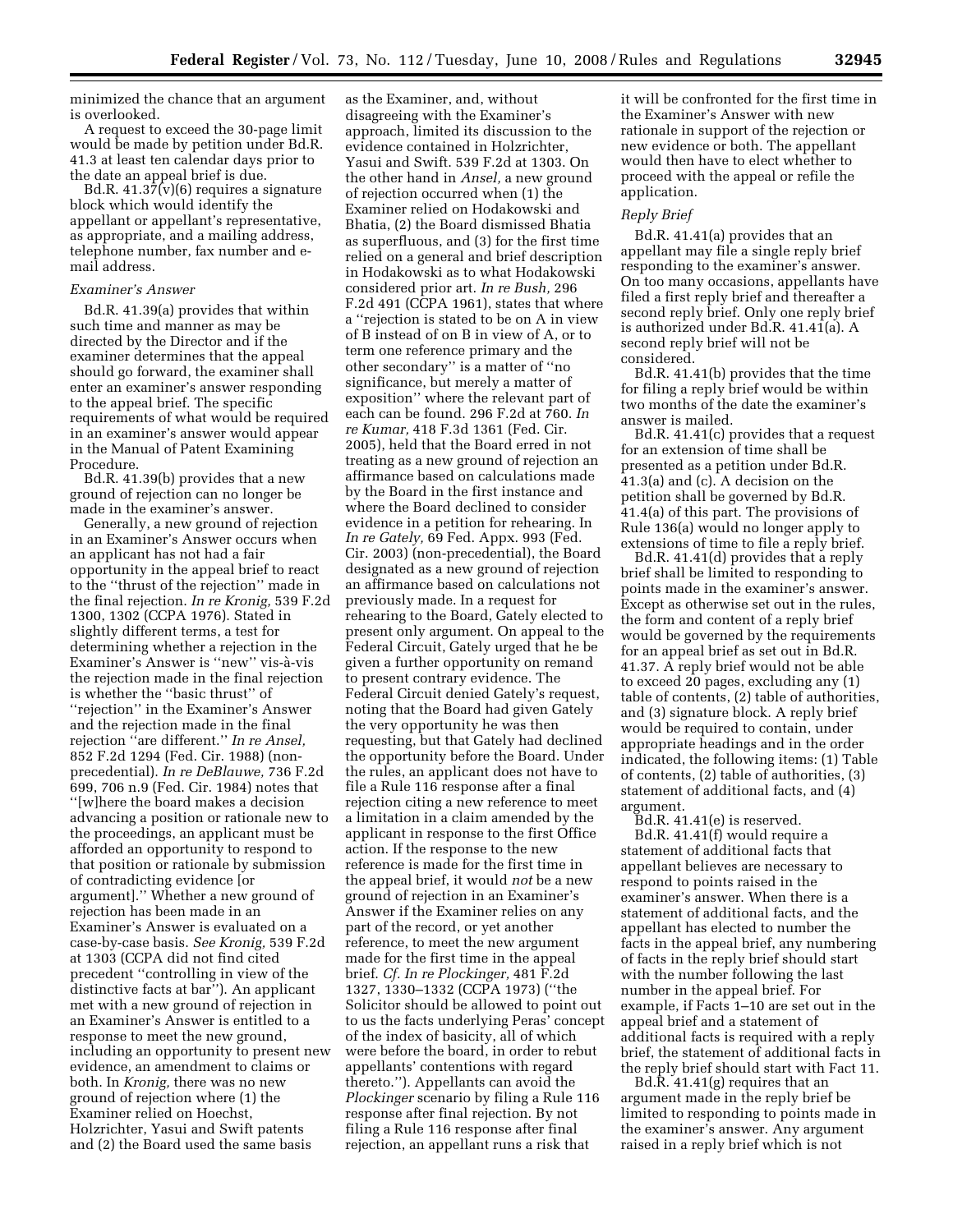minimized the chance that an argument is overlooked.

A request to exceed the 30-page limit would be made by petition under Bd.R. 41.3 at least ten calendar days prior to the date an appeal brief is due.

Bd.R. 41.37(v)(6) requires a signature block which would identify the appellant or appellant's representative, as appropriate, and a mailing address, telephone number, fax number and e-mail address.

*Examiner's Answer*

Bd.R. 41.39(a) provides that within such time and manner as may be directed by the Director and if the examiner determines that the appeal should go forward, the examiner shall enter an examiner's answer responding to the appeal brief. The specific requirements of what would be required in an examiner's answer would appear in the Manual of Patent Examining Procedure.

Bd.R. 41.39(b) provides that a new ground of rejection can no longer be made in the examiner's answer.

Generally, a new ground of rejection in an Examiner's Answer occurs when an applicant has not had a fair opportunity in the appeal brief to react to the "thrust of the rejection" made in the final rejection. *In re Kronig,* 539 F.2d 1300, 1302 (CCPA 1976). Stated in slightly different terms, a test for determining whether a rejection in the Examiner's Answer is "new" vis-à-vis the rejection made in the final rejection is whether the "basic thrust" of "rejection" in the Examiner's Answer and the rejection made in the final rejection "are different." *In re Ansel,* 852 F.2d 1294 (Fed. Cir. 1988) (non-precedential). *In re DeBlauwe,* 736 F.2d 699, 706 n.9 (Fed. Cir. 1984) notes that "[w]here the board makes a decision advancing a position or rationale new to the proceedings, an applicant must be afforded an opportunity to respond to that position or rationale by submission of contradicting evidence [or argument]." Whether a new ground of rejection has been made in an Examiner's Answer is evaluated on a case-by-case basis. *See Kronig,* 539 F.2d at 1303 (CCPA did not find cited precedent "controlling in view of the distinctive facts at bar"). An applicant met with a new ground of rejection in an Examiner's Answer is entitled to a response to meet the new ground, including an opportunity to present new evidence, an amendment to claims or both. In *Kronig,* there was no new ground of rejection where (1) the Examiner relied on Hoechst, Holzrichter, Yasui and Swift patents and (2) the Board used the same basis as the Examiner, and, without disagreeing with the Examiner's approach, limited its discussion to the evidence contained in Holzrichter, Yasui and Swift. 539 F.2d at 1303. On the other hand in *Ansel,* a new ground of rejection occurred when (1) the Examiner relied on Hodakowski and Bhatia, (2) the Board dismissed Bhatia as superfluous, and (3) for the first time relied on a general and brief description in Hodakowski as to what Hodakowski considered prior art. *In re Bush,* 296 F.2d 491 (CCPA 1961), states that where a "rejection is stated to be on A in view of B instead of on B in view of A, or to term one reference primary and the other secondary" is a matter of "no significance, but merely a matter of exposition" where the relevant part of each can be found. 296 F.2d at 760. *In re Kumar,* 418 F.3d 1361 (Fed. Cir. 2005), held that the Board erred in not treating as a new ground of rejection an affirmance based on calculations made by the Board in the first instance and where the Board declined to consider evidence in a petition for rehearing. In *In re Gately,* 69 Fed. Appx. 993 (Fed. Cir. 2003) (non-precedential), the Board designated as a new ground of rejection an affirmance based on calculations not previously made. In a request for rehearing to the Board, Gately elected to present only argument. On appeal to the Federal Circuit, Gately urged that he be given a further opportunity on remand to present contrary evidence. The Federal Circuit denied Gately's request, noting that the Board had given Gately the very opportunity he was then requesting, but that Gately had declined the opportunity before the Board. Under the rules, an applicant does not have to file a Rule 116 response after a final rejection citing a new reference to meet a limitation in a claim amended by the applicant in response to the first Office action. If the response to the new reference is made for the first time in the appeal brief, it would *not* be a new ground of rejection in an Examiner's Answer if the Examiner relies on any part of the record, or yet another reference, to meet the new argument made for the first time in the appeal brief. *Cf. In re Plockinger,* 481 F.2d 1327, 1330–1332 (CCPA 1973) ("the Solicitor should be allowed to point out to us the facts underlying Peras' concept of the index of basicity, all of which were before the board, in order to rebut appellants' contentions with regard thereto."). Appellants can avoid the *Plockinger* scenario by filing a Rule 116 response after final rejection. By not filing a Rule 116 response after final rejection, an appellant runs a risk that it will be confronted for the first time in the Examiner's Answer with new rationale in support of the rejection or new evidence or both. The appellant would then have to elect whether to proceed with the appeal or refile the application.

*Reply Brief*

Bd.R. 41.41(a) provides that an appellant may file a single reply brief responding to the examiner's answer. On too many occasions, appellants have filed a first reply brief and thereafter a second reply brief. Only one reply brief is authorized under Bd.R. 41.41(a). A second reply brief will not be considered.

Bd.R. 41.41(b) provides that the time for filing a reply brief would be within two months of the date the examiner's answer is mailed.

Bd.R. 41.41(c) provides that a request for an extension of time shall be presented as a petition under Bd.R. 41.3(a) and (c). A decision on the petition shall be governed by Bd.R. 41.4(a) of this part. The provisions of Rule 136(a) would no longer apply to extensions of time to file a reply brief.

Bd.R. 41.41(d) provides that a reply brief shall be limited to responding to points made in the examiner's answer. Except as otherwise set out in the rules, the form and content of a reply brief would be governed by the requirements for an appeal brief as set out in Bd.R. 41.37. A reply brief would not be able to exceed 20 pages, excluding any (1) table of contents, (2) table of authorities, and (3) signature block. A reply brief would be required to contain, under appropriate headings and in the order indicated, the following items: (1) Table of contents, (2) table of authorities, (3) statement of additional facts, and (4) argument.

Bd.R. 41.41(e) is reserved.

Bd.R. 41.41(f) would require a statement of additional facts that appellant believes are necessary to respond to points raised in the examiner's answer. When there is a statement of additional facts, and the appellant has elected to number the facts in the appeal brief, any numbering of facts in the reply brief should start with the number following the last number in the appeal brief. For example, if Facts 1–10 are set out in the appeal brief and a statement of additional facts is required with a reply brief, the statement of additional facts in the reply brief should start with Fact 11.

Bd.R. 41.41(g) requires that an argument made in the reply brief be limited to responding to points made in the examiner's answer. Any argument raised in a reply brief which is not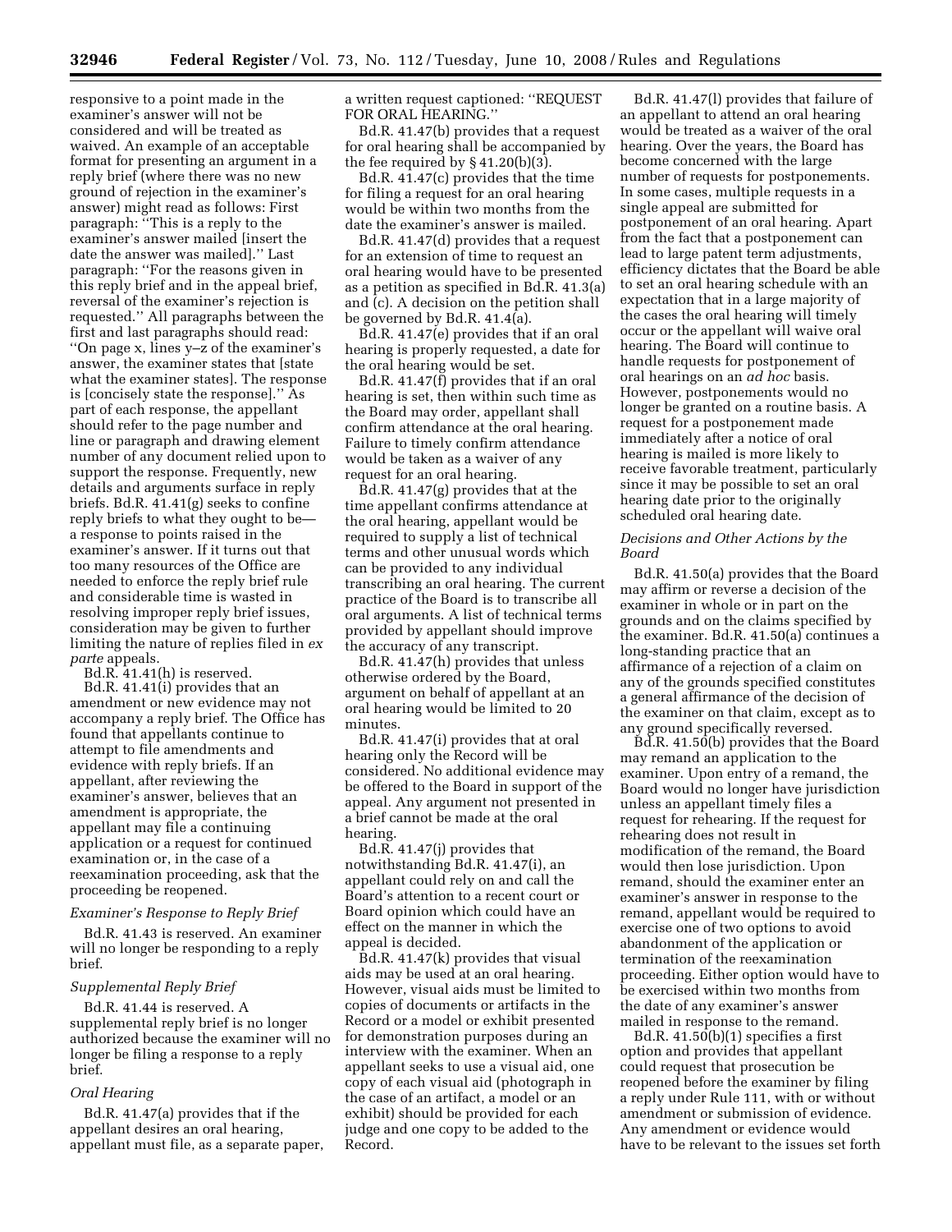responsive to a point made in the examiner's answer will not be considered and will be treated as waived. An example of an acceptable format for presenting an argument in a reply brief (where there was no new ground of rejection in the examiner's answer) might read as follows: First paragraph: ''This is a reply to the examiner's answer mailed [insert the date the answer was mailed].'' Last paragraph: ''For the reasons given in this reply brief and in the appeal brief, reversal of the examiner's rejection is requested.'' All paragraphs between the first and last paragraphs should read: ''On page x, lines y–z of the examiner's answer, the examiner states that [state what the examiner states]. The response is [concisely state the response].'' As part of each response, the appellant should refer to the page number and line or paragraph and drawing element number of any document relied upon to support the response. Frequently, new details and arguments surface in reply briefs. Bd.R. 41.41(g) seeks to confine reply briefs to what they ought to be—a response to points raised in the examiner's answer. If it turns out that too many resources of the Office are needed to enforce the reply brief rule and considerable time is wasted in resolving improper reply brief issues, consideration may be given to further limiting the nature of replies filed in *ex parte* appeals.

Bd.R. 41.41(h) is reserved.

Bd.R. 41.41(i) provides that an amendment or new evidence may not accompany a reply brief. The Office has found that appellants continue to attempt to file amendments and evidence with reply briefs. If an appellant, after reviewing the examiner's answer, believes that an amendment is appropriate, the appellant may file a continuing application or a request for continued examination or, in the case of a reexamination proceeding, ask that the proceeding be reopened.

*Examiner's Response to Reply Brief*

Bd.R. 41.43 is reserved. An examiner will no longer be responding to a reply brief.

*Supplemental Reply Brief*

Bd.R. 41.44 is reserved. A supplemental reply brief is no longer authorized because the examiner will no longer be filing a response to a reply brief.

*Oral Hearing*

Bd.R. 41.47(a) provides that if the appellant desires an oral hearing, appellant must file, as a separate paper, a written request captioned: ''REQUEST FOR ORAL HEARING.''

Bd.R. 41.47(b) provides that a request for oral hearing shall be accompanied by the fee required by § 41.20(b)(3).

Bd.R. 41.47(c) provides that the time for filing a request for an oral hearing would be within two months from the date the examiner's answer is mailed.

Bd.R. 41.47(d) provides that a request for an extension of time to request an oral hearing would have to be presented as a petition as specified in Bd.R. 41.3(a) and (c). A decision on the petition shall be governed by Bd.R. 41.4(a).

Bd.R. 41.47(e) provides that if an oral hearing is properly requested, a date for the oral hearing would be set.

Bd.R. 41.47(f) provides that if an oral hearing is set, then within such time as the Board may order, appellant shall confirm attendance at the oral hearing. Failure to timely confirm attendance would be taken as a waiver of any request for an oral hearing.

Bd.R. 41.47(g) provides that at the time appellant confirms attendance at the oral hearing, appellant would be required to supply a list of technical terms and other unusual words which can be provided to any individual transcribing an oral hearing. The current practice of the Board is to transcribe all oral arguments. A list of technical terms provided by appellant should improve the accuracy of any transcript.

Bd.R. 41.47(h) provides that unless otherwise ordered by the Board, argument on behalf of appellant at an oral hearing would be limited to 20 minutes.

Bd.R. 41.47(i) provides that at oral hearing only the Record will be considered. No additional evidence may be offered to the Board in support of the appeal. Any argument not presented in a brief cannot be made at the oral hearing.

Bd.R. 41.47(j) provides that notwithstanding Bd.R. 41.47(i), an appellant could rely on and call the Board's attention to a recent court or Board opinion which could have an effect on the manner in which the appeal is decided.

Bd.R. 41.47(k) provides that visual aids may be used at an oral hearing. However, visual aids must be limited to copies of documents or artifacts in the Record or a model or exhibit presented for demonstration purposes during an interview with the examiner. When an appellant seeks to use a visual aid, one copy of each visual aid (photograph in the case of an artifact, a model or an exhibit) should be provided for each judge and one copy to be added to the Record.

Bd.R. 41.47(l) provides that failure of an appellant to attend an oral hearing would be treated as a waiver of the oral hearing. Over the years, the Board has become concerned with the large number of requests for postponements. In some cases, multiple requests in a single appeal are submitted for postponement of an oral hearing. Apart from the fact that a postponement can lead to large patent term adjustments, efficiency dictates that the Board be able to set an oral hearing schedule with an expectation that in a large majority of the cases the oral hearing will timely occur or the appellant will waive oral hearing. The Board will continue to handle requests for postponement of oral hearings on an *ad hoc* basis. However, postponements would no longer be granted on a routine basis. A request for a postponement made immediately after a notice of oral hearing is mailed is more likely to receive favorable treatment, particularly since it may be possible to set an oral hearing date prior to the originally scheduled oral hearing date.

*Decisions and Other Actions by the Board*

Bd.R. 41.50(a) provides that the Board may affirm or reverse a decision of the examiner in whole or in part on the grounds and on the claims specified by the examiner. Bd.R. 41.50(a) continues a long-standing practice that an affirmance of a rejection of a claim on any of the grounds specified constitutes a general affirmance of the decision of the examiner on that claim, except as to any ground specifically reversed.

Bd.R. 41.50(b) provides that the Board may remand an application to the examiner. Upon entry of a remand, the Board would no longer have jurisdiction unless an appellant timely files a request for rehearing. If the request for rehearing does not result in modification of the remand, the Board would then lose jurisdiction. Upon remand, should the examiner enter an examiner's answer in response to the remand, appellant would be required to exercise one of two options to avoid abandonment of the application or termination of the reexamination proceeding. Either option would have to be exercised within two months from the date of any examiner's answer mailed in response to the remand.

Bd.R. 41.50(b)(1) specifies a first option and provides that appellant could request that prosecution be reopened before the examiner by filing a reply under Rule 111, with or without amendment or submission of evidence. Any amendment or evidence would have to be relevant to the issues set forth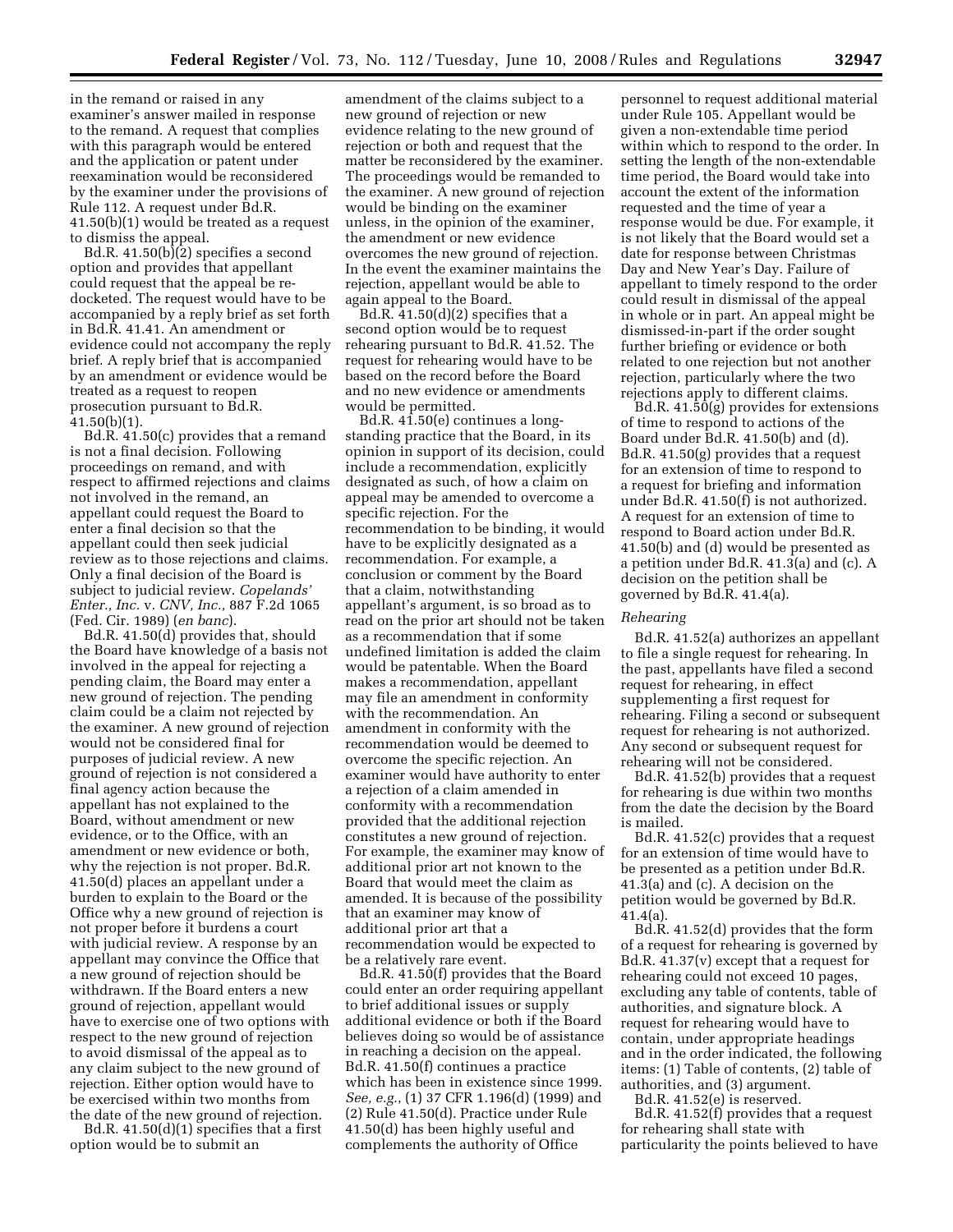in the remand or raised in any examiner's answer mailed in response to the remand. A request that complies with this paragraph would be entered and the application or patent under reexamination would be reconsidered by the examiner under the provisions of Rule 112. A request under Bd.R. 41.50(b)(1) would be treated as a request to dismiss the appeal.

Bd.R. 41.50(b)(2) specifies a second option and provides that appellant could request that the appeal be re-docketed. The request would have to be accompanied by a reply brief as set forth in Bd.R. 41.41. An amendment or evidence could not accompany the reply brief. A reply brief that is accompanied by an amendment or evidence would be treated as a request to reopen prosecution pursuant to Bd.R. 41.50(b)(1).

Bd.R. 41.50(c) provides that a remand is not a final decision. Following proceedings on remand, and with respect to affirmed rejections and claims not involved in the remand, an appellant could request the Board to enter a final decision so that the appellant could then seek judicial review as to those rejections and claims. Only a final decision of the Board is subject to judicial review. *Copelands' Enter., Inc.* v. *CNV, Inc.,* 887 F.2d 1065 (Fed. Cir. 1989) (*en banc*).

Bd.R. 41.50(d) provides that, should the Board have knowledge of a basis not involved in the appeal for rejecting a pending claim, the Board may enter a new ground of rejection. The pending claim could be a claim not rejected by the examiner. A new ground of rejection would not be considered final for purposes of judicial review. A new ground of rejection is not considered a final agency action because the appellant has not explained to the Board, without amendment or new evidence, or to the Office, with an amendment or new evidence or both, why the rejection is not proper. Bd.R. 41.50(d) places an appellant under a burden to explain to the Board or the Office why a new ground of rejection is not proper before it burdens a court with judicial review. A response by an appellant may convince the Office that a new ground of rejection should be withdrawn. If the Board enters a new ground of rejection, appellant would have to exercise one of two options with respect to the new ground of rejection to avoid dismissal of the appeal as to any claim subject to the new ground of rejection. Either option would have to be exercised within two months from the date of the new ground of rejection.

Bd.R. 41.50(d)(1) specifies that a first option would be to submit an amendment of the claims subject to a new ground of rejection or new evidence relating to the new ground of rejection or both and request that the matter be reconsidered by the examiner. The proceedings would be remanded to the examiner. A new ground of rejection would be binding on the examiner unless, in the opinion of the examiner, the amendment or new evidence overcomes the new ground of rejection. In the event the examiner maintains the rejection, appellant would be able to again appeal to the Board.

Bd.R. 41.50(d)(2) specifies that a second option would be to request rehearing pursuant to Bd.R. 41.52. The request for rehearing would have to be based on the record before the Board and no new evidence or amendments would be permitted.

Bd.R. 41.50(e) continues a long-standing practice that the Board, in its opinion in support of its decision, could include a recommendation, explicitly designated as such, of how a claim on appeal may be amended to overcome a specific rejection. For the recommendation to be binding, it would have to be explicitly designated as a recommendation. For example, a conclusion or comment by the Board that a claim, notwithstanding appellant's argument, is so broad as to read on the prior art should not be taken as a recommendation that if some undefined limitation is added the claim would be patentable. When the Board makes a recommendation, appellant may file an amendment in conformity with the recommendation. An amendment in conformity with the recommendation would be deemed to overcome the specific rejection. An examiner would have authority to enter a rejection of a claim amended in conformity with a recommendation provided that the additional rejection constitutes a new ground of rejection. For example, the examiner may know of additional prior art not known to the Board that would meet the claim as amended. It is because of the possibility that an examiner may know of additional prior art that a recommendation would be expected to be a relatively rare event.

Bd.R. 41.50(f) provides that the Board could enter an order requiring appellant to brief additional issues or supply additional evidence or both if the Board believes doing so would be of assistance in reaching a decision on the appeal. Bd.R. 41.50(f) continues a practice which has been in existence since 1999. *See, e.g.*, (1) 37 CFR 1.196(d) (1999) and (2) Rule 41.50(d). Practice under Rule 41.50(d) has been highly useful and complements the authority of Office personnel to request additional material under Rule 105. Appellant would be given a non-extendable time period within which to respond to the order. In setting the length of the non-extendable time period, the Board would take into account the extent of the information requested and the time of year a response would be due. For example, it is not likely that the Board would set a date for response between Christmas Day and New Year's Day. Failure of appellant to timely respond to the order could result in dismissal of the appeal in whole or in part. An appeal might be dismissed-in-part if the order sought further briefing or evidence or both related to one rejection but not another rejection, particularly where the two rejections apply to different claims.

Bd.R. 41.50(g) provides for extensions of time to respond to actions of the Board under Bd.R. 41.50(b) and (d). Bd.R. 41.50(g) provides that a request for an extension of time to respond to a request for briefing and information under Bd.R. 41.50(f) is not authorized. A request for an extension of time to respond to Board action under Bd.R. 41.50(b) and (d) would be presented as a petition under Bd.R. 41.3(a) and (c). A decision on the petition shall be governed by Bd.R. 41.4(a).

*Rehearing*

Bd.R. 41.52(a) authorizes an appellant to file a single request for rehearing. In the past, appellants have filed a second request for rehearing, in effect supplementing a first request for rehearing. Filing a second or subsequent request for rehearing is not authorized. Any second or subsequent request for rehearing will not be considered.

Bd.R. 41.52(b) provides that a request for rehearing is due within two months from the date the decision by the Board is mailed.

Bd.R. 41.52(c) provides that a request for an extension of time would have to be presented as a petition under Bd.R. 41.3(a) and (c). A decision on the petition would be governed by Bd.R. 41.4(a).

Bd.R. 41.52(d) provides that the form of a request for rehearing is governed by Bd.R. 41.37(v) except that a request for rehearing could not exceed 10 pages, excluding any table of contents, table of authorities, and signature block. A request for rehearing would have to contain, under appropriate headings and in the order indicated, the following items: (1) Table of contents, (2) table of authorities, and (3) argument.

Bd.R. 41.52(e) is reserved.

Bd.R. 41.52(f) provides that a request for rehearing shall state with particularity the points believed to have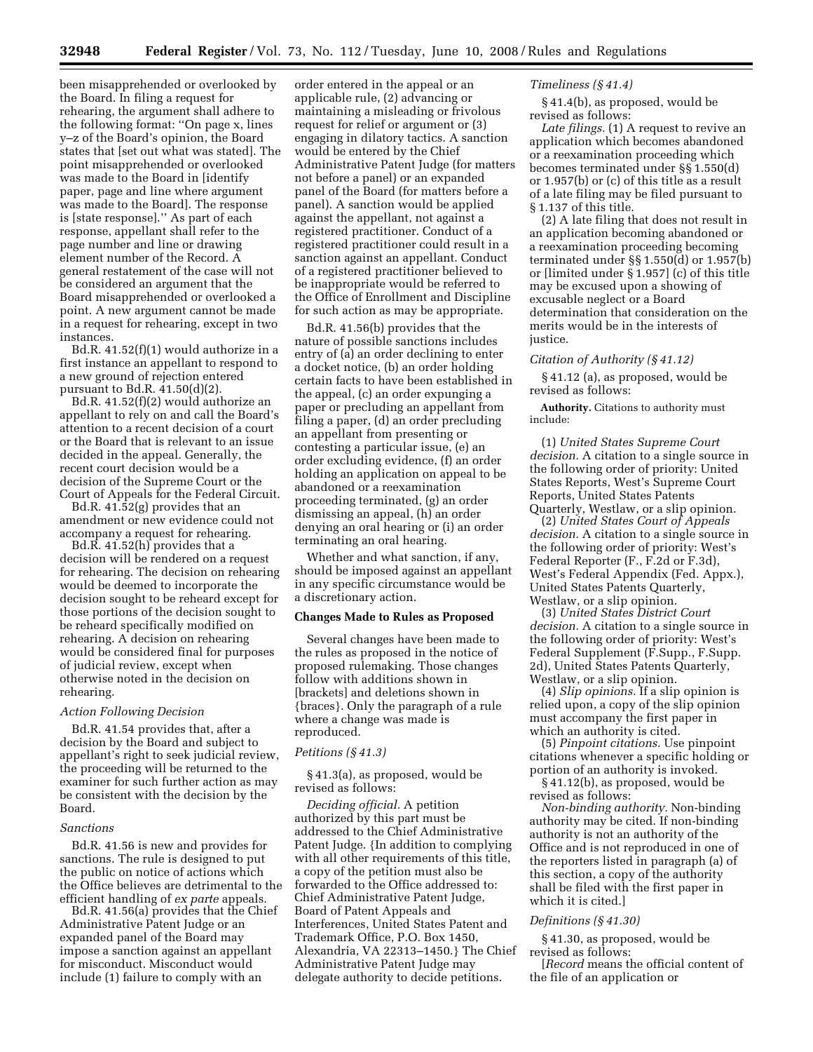been misapprehended or overlooked by the Board. In filing a request for rehearing, the argument shall adhere to the following format: ''On page x, lines y–z of the Board's opinion, the Board states that [set out what was stated]. The point misapprehended or overlooked was made to the Board in [identify paper, page and line where argument was made to the Board]. The response is [state response].'' As part of each response, appellant shall refer to the page number and line or drawing element number of the Record. A general restatement of the case will not be considered an argument that the Board misapprehended or overlooked a point. A new argument cannot be made in a request for rehearing, except in two instances.

Bd.R. 41.52(f)(1) would authorize in a first instance an appellant to respond to a new ground of rejection entered pursuant to Bd.R. 41.50(d)(2).

Bd.R. 41.52(f)(2) would authorize an appellant to rely on and call the Board's attention to a recent decision of a court or the Board that is relevant to an issue decided in the appeal. Generally, the recent court decision would be a decision of the Supreme Court or the Court of Appeals for the Federal Circuit.

Bd.R. 41.52(g) provides that an amendment or new evidence could not accompany a request for rehearing.

Bd.R. 41.52(h) provides that a decision will be rendered on a request for rehearing. The decision on rehearing would be deemed to incorporate the decision sought to be reheard except for those portions of the decision sought to be reheard specifically modified on rehearing. A decision on rehearing would be considered final for purposes of judicial review, except when otherwise noted in the decision on rehearing.

*Action Following Decision*

Bd.R. 41.54 provides that, after a decision by the Board and subject to appellant's right to seek judicial review, the proceeding will be returned to the examiner for such further action as may be consistent with the decision by the Board.

*Sanctions*

Bd.R. 41.56 is new and provides for sanctions. The rule is designed to put the public on notice of actions which the Office believes are detrimental to the efficient handling of *ex parte* appeals.

Bd.R. 41.56(a) provides that the Chief Administrative Patent Judge or an expanded panel of the Board may impose a sanction against an appellant for misconduct. Misconduct would include (1) failure to comply with an order entered in the appeal or an applicable rule, (2) advancing or maintaining a misleading or frivolous request for relief or argument or (3) engaging in dilatory tactics. A sanction would be entered by the Chief Administrative Patent Judge (for matters not before a panel) or an expanded panel of the Board (for matters before a panel). A sanction would be applied against the appellant, not against a registered practitioner. Conduct of a registered practitioner could result in a sanction against an appellant. Conduct of a registered practitioner believed to be inappropriate would be referred to the Office of Enrollment and Discipline for such action as may be appropriate.

Bd.R. 41.56(b) provides that the nature of possible sanctions includes entry of (a) an order declining to enter a docket notice, (b) an order holding certain facts to have been established in the appeal, (c) an order expunging a paper or precluding an appellant from filing a paper, (d) an order precluding an appellant from presenting or contesting a particular issue, (e) an order excluding evidence, (f) an order holding an application on appeal to be abandoned or a reexamination proceeding terminated, (g) an order dismissing an appeal, (h) an order denying an oral hearing or (i) an order terminating an oral hearing.

Whether and what sanction, if any, should be imposed against an appellant in any specific circumstance would be a discretionary action.

**Changes Made to Rules as Proposed**

Several changes have been made to the rules as proposed in the notice of proposed rulemaking. Those changes follow with additions shown in [brackets] and deletions shown in {braces}. Only the paragraph of a rule where a change was made is reproduced.

*Petitions (§ 41.3)*

§ 41.3(a), as proposed, would be revised as follows:

*Deciding official.* A petition authorized by this part must be addressed to the Chief Administrative Patent Judge. {In addition to complying with all other requirements of this title, a copy of the petition must also be forwarded to the Office addressed to: Chief Administrative Patent Judge, Board of Patent Appeals and Interferences, United States Patent and Trademark Office, P.O. Box 1450, Alexandria, VA 22313–1450.} The Chief Administrative Patent Judge may delegate authority to decide petitions.

*Timeliness (§ 41.4)*

§ 41.4(b), as proposed, would be revised as follows:

*Late filings.* (1) A request to revive an application which becomes abandoned or a reexamination proceeding which becomes terminated under §§ 1.550(d) or 1.957(b) or (c) of this title as a result of a late filing may be filed pursuant to § 1.137 of this title.

(2) A late filing that does not result in an application becoming abandoned or a reexamination proceeding becoming terminated under §§ 1.550(d) or 1.957(b) or [limited under § 1.957] (c) of this title may be excused upon a showing of excusable neglect or a Board determination that consideration on the merits would be in the interests of justice.

*Citation of Authority (§ 41.12)*

§ 41.12 (a), as proposed, would be revised as follows:

**Authority.** Citations to authority must include:

(1) *United States Supreme Court decision.* A citation to a single source in the following order of priority: United States Reports, West's Supreme Court Reports, United States Patents Quarterly, Westlaw, or a slip opinion.

(2) *United States Court of Appeals decision.* A citation to a single source in the following order of priority: West's Federal Reporter (F., F.2d or F.3d), West's Federal Appendix (Fed. Appx.), United States Patents Quarterly, Westlaw, or a slip opinion.

(3) *United States District Court decision.* A citation to a single source in the following order of priority: West's Federal Supplement (F.Supp., F.Supp. 2d), United States Patents Quarterly, Westlaw, or a slip opinion.

(4) *Slip opinions.* If a slip opinion is relied upon, a copy of the slip opinion must accompany the first paper in which an authority is cited.

(5) *Pinpoint citations.* Use pinpoint citations whenever a specific holding or portion of an authority is invoked.

§ 41.12(b), as proposed, would be revised as follows:

*Non-binding authority.* Non-binding authority may be cited. If non-binding authority is not an authority of the Office and is not reproduced in one of the reporters listed in paragraph (a) of this section, a copy of the authority shall be filed with the first paper in which it is cited.]

*Definitions (§ 41.30)*

§ 41.30, as proposed, would be revised as follows:

[*Record* means the official content of the file of an application or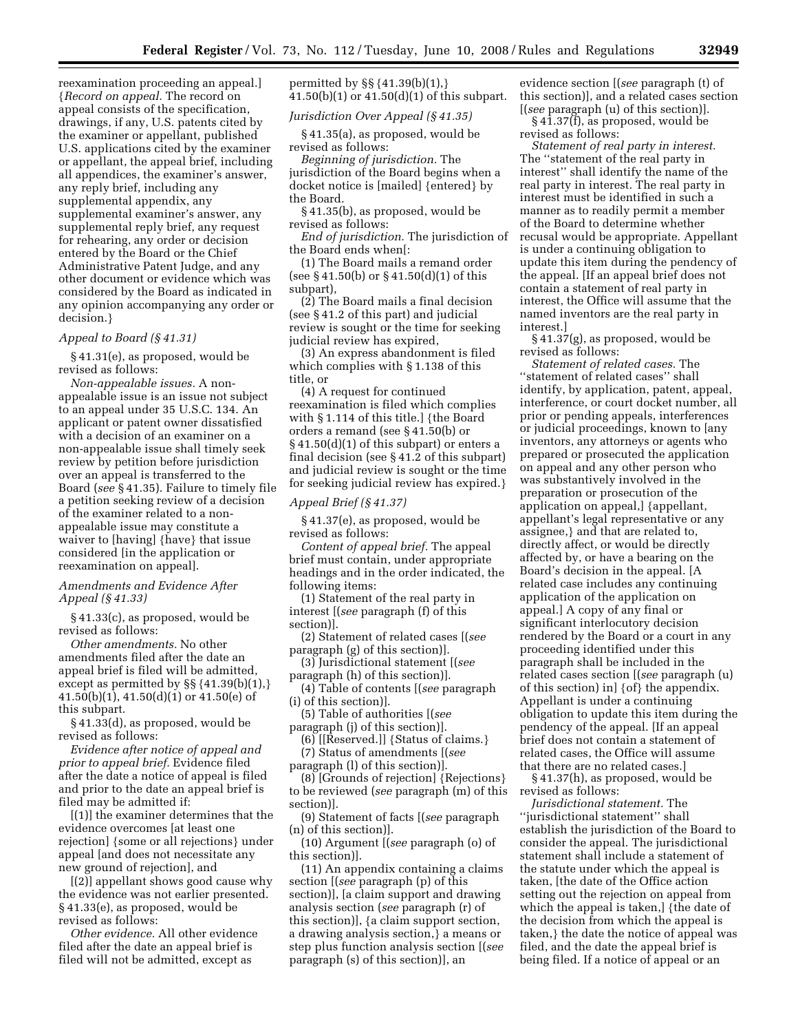reexamination proceeding an appeal.] {*Record on appeal.* The record on appeal consists of the specification, drawings, if any, U.S. patents cited by the examiner or appellant, published U.S. applications cited by the examiner or appellant, the appeal brief, including all appendices, the examiner's answer, any reply brief, including any supplemental appendix, any supplemental examiner's answer, any supplemental reply brief, any request for rehearing, any order or decision entered by the Board or the Chief Administrative Patent Judge, and any other document or evidence which was considered by the Board as indicated in any opinion accompanying any order or decision.}

*Appeal to Board (§ 41.31)*

§ 41.31(e), as proposed, would be revised as follows:

*Non-appealable issues.* A non-appealable issue is an issue not subject to an appeal under 35 U.S.C. 134. An applicant or patent owner dissatisfied with a decision of an examiner on a non-appealable issue shall timely seek review by petition before jurisdiction over an appeal is transferred to the Board (*see* § 41.35). Failure to timely file a petition seeking review of a decision of the examiner related to a non-appealable issue may constitute a waiver to [having] {have} that issue considered [in the application or reexamination on appeal].

*Amendments and Evidence After Appeal (§ 41.33)*

§ 41.33(c), as proposed, would be revised as follows:

*Other amendments.* No other amendments filed after the date an appeal brief is filed will be admitted, except as permitted by §§ {41.39(b)(1),} 41.50(b)(1), 41.50(d)(1) or 41.50(e) of this subpart.

§ 41.33(d), as proposed, would be revised as follows:

*Evidence after notice of appeal and prior to appeal brief.* Evidence filed after the date a notice of appeal is filed and prior to the date an appeal brief is filed may be admitted if:

[(1)] the examiner determines that the evidence overcomes [at least one rejection] {some or all rejections} under appeal [and does not necessitate any new ground of rejection], and

[(2)] appellant shows good cause why the evidence was not earlier presented.

§ 41.33(e), as proposed, would be revised as follows:

*Other evidence.* All other evidence filed after the date an appeal brief is filed will not be admitted, except as permitted by §§ {41.39(b)(1),} 41.50(b)(1) or 41.50(d)(1) of this subpart.

*Jurisdiction Over Appeal (§ 41.35)*

§ 41.35(a), as proposed, would be revised as follows:

*Beginning of jurisdiction.* The jurisdiction of the Board begins when a docket notice is [mailed] {entered} by the Board.

§ 41.35(b), as proposed, would be revised as follows:

*End of jurisdiction.* The jurisdiction of the Board ends when[:

(1) The Board mails a remand order (see § 41.50(b) or § 41.50(d)(1) of this subpart),

(2) The Board mails a final decision (see § 41.2 of this part) and judicial review is sought or the time for seeking judicial review has expired,

(3) An express abandonment is filed which complies with § 1.138 of this title, or

(4) A request for continued reexamination is filed which complies with § 1.114 of this title.] {the Board orders a remand (see § 41.50(b) or § 41.50(d)(1) of this subpart) or enters a final decision (see § 41.2 of this subpart) and judicial review is sought or the time for seeking judicial review has expired.}

*Appeal Brief (§ 41.37)*

§ 41.37(e), as proposed, would be revised as follows:

*Content of appeal brief.* The appeal brief must contain, under appropriate headings and in the order indicated, the following items:

(1) Statement of the real party in interest [(*see* paragraph (f) of this section)].

(2) Statement of related cases [(*see* paragraph (g) of this section)].

(3) Jurisdictional statement [(*see* paragraph (h) of this section)].

(4) Table of contents [(*see* paragraph (i) of this section)].

(5) Table of authorities [(*see* paragraph (j) of this section)].

(6) [[Reserved.]] {Status of claims.}

(7) Status of amendments [(*see* paragraph (l) of this section)].

(8) [Grounds of rejection] {Rejections} to be reviewed (*see* paragraph (m) of this section)].

(9) Statement of facts [(*see* paragraph (n) of this section)].

(10) Argument [(*see* paragraph (o) of this section)].

(11) An appendix containing a claims section [(*see* paragraph (p) of this section)], [a claim support and drawing analysis section (*see* paragraph (r) of this section)], {a claim support section, a drawing analysis section,} a means or step plus function analysis section [(*see* paragraph (s) of this section)], an evidence section [(*see* paragraph (t) of this section)], and a related cases section [(*see* paragraph (u) of this section)].

§ 41.37(f), as proposed, would be revised as follows:

*Statement of real party in interest.* The "statement of the real party in interest" shall identify the name of the real party in interest. The real party in interest must be identified in such a manner as to readily permit a member of the Board to determine whether recusal would be appropriate. Appellant is under a continuing obligation to update this item during the pendency of the appeal. [If an appeal brief does not contain a statement of real party in interest, the Office will assume that the named inventors are the real party in interest.]

§ 41.37(g), as proposed, would be revised as follows:

*Statement of related cases.* The "statement of related cases" shall identify, by application, patent, appeal, interference, or court docket number, all prior or pending appeals, interferences or judicial proceedings, known to [any inventors, any attorneys or agents who prepared or prosecuted the application on appeal and any other person who was substantively involved in the preparation or prosecution of the application on appeal,] {appellant, appellant's legal representative or any assignee,} and that are related to, directly affect, or would be directly affected by, or have a bearing on the Board's decision in the appeal. [A related case includes any continuing application of the application on appeal.] A copy of any final or significant interlocutory decision rendered by the Board or a court in any proceeding identified under this paragraph shall be included in the related cases section [(*see* paragraph (u) of this section) in] {of} the appendix. Appellant is under a continuing obligation to update this item during the pendency of the appeal. [If an appeal brief does not contain a statement of related cases, the Office will assume that there are no related cases.]

§ 41.37(h), as proposed, would be revised as follows:

*Jurisdictional statement.* The "jurisdictional statement" shall establish the jurisdiction of the Board to consider the appeal. The jurisdictional statement shall include a statement of the statute under which the appeal is taken, [the date of the Office action setting out the rejection on appeal from which the appeal is taken,] {the date of the decision from which the appeal is taken,} the date the notice of appeal was filed, and the date the appeal brief is being filed. If a notice of appeal or an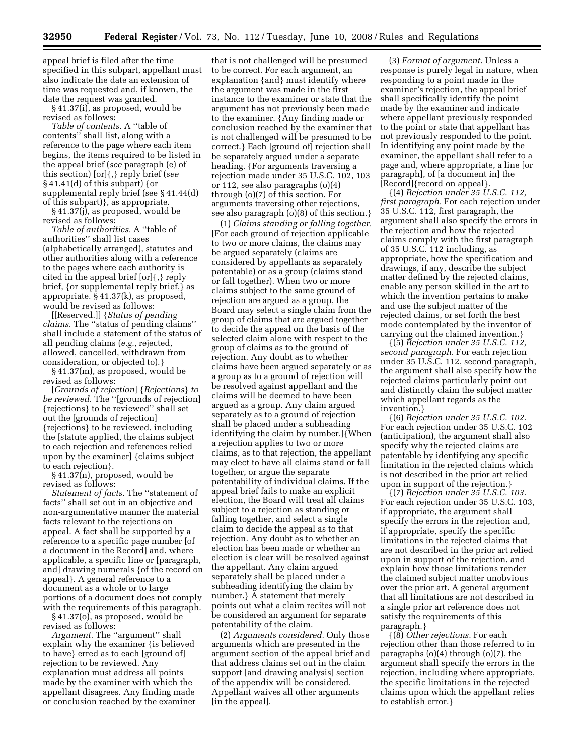appeal brief is filed after the time specified in this subpart, appellant must also indicate the date an extension of time was requested and, if known, the date the request was granted.

§ 41.37(i), as proposed, would be revised as follows:

*Table of contents.* A ''table of contents'' shall list, along with a reference to the page where each item begins, the items required to be listed in the appeal brief (*see* paragraph (e) of this section) [or]{,} reply brief (*see* § 41.41(d) of this subpart) {or supplemental reply brief (see § 41.44(d) of this subpart)}, as appropriate.

§ 41.37(j), as proposed, would be revised as follows:

*Table of authorities.* A ''table of authorities'' shall list cases (alphabetically arranged), statutes and other authorities along with a reference to the pages where each authority is cited in the appeal brief [or]{,} reply brief, {or supplemental reply brief,} as appropriate. § 41.37(k), as proposed, would be revised as follows:

[[Reserved.]] {*Status of pending claims.* The ''status of pending claims'' shall include a statement of the status of all pending claims (*e.g.*, rejected, allowed, cancelled, withdrawn from consideration, or objected to).}

§ 41.37(m), as proposed, would be revised as follows:

[*Grounds of rejection*] {*Rejections*} *to be reviewed.* The ''[grounds of rejection] {rejections} to be reviewed'' shall set out the [grounds of rejection] {rejections} to be reviewed, including the [statute applied, the claims subject to each rejection and references relied upon by the examiner] {claims subject to each rejection}.

§ 41.37(n), proposed, would be revised as follows:

*Statement of facts.* The ''statement of facts'' shall set out in an objective and non-argumentative manner the material facts relevant to the rejections on appeal. A fact shall be supported by a reference to a specific page number [of a document in the Record] and, where applicable, a specific line or [paragraph, and] drawing numerals {of the record on appeal}. A general reference to a document as a whole or to large portions of a document does not comply with the requirements of this paragraph.

§ 41.37(o), as proposed, would be revised as follows:

*Argument.* The ''argument'' shall explain why the examiner {is believed to have} erred as to each [ground of] rejection to be reviewed. Any explanation must address all points made by the examiner with which the appellant disagrees. Any finding made or conclusion reached by the examiner that is not challenged will be presumed to be correct. For each argument, an explanation {and} must identify where the argument was made in the first instance to the examiner or state that the argument has not previously been made to the examiner. {Any finding made or conclusion reached by the examiner that is not challenged will be presumed to be correct.} Each [ground of] rejection shall be separately argued under a separate heading. {For arguments traversing a rejection made under 35 U.S.C. 102, 103 or 112, see also paragraphs (o)(4) through (o)(7) of this section. For arguments traversing other rejections, see also paragraph (o)(8) of this section.}

(1) *Claims standing or falling together.* [For each ground of rejection applicable to two or more claims, the claims may be argued separately (claims are considered by appellants as separately patentable) or as a group (claims stand or fall together). When two or more claims subject to the same ground of rejection are argued as a group, the Board may select a single claim from the group of claims that are argued together to decide the appeal on the basis of the selected claim alone with respect to the group of claims as to the ground of rejection. Any doubt as to whether claims have been argued separately or as a group as to a ground of rejection will be resolved against appellant and the claims will be deemed to have been argued as a group. Any claim argued separately as to a ground of rejection shall be placed under a subheading identifying the claim by number.]{When a rejection applies to two or more claims, as to that rejection, the appellant may elect to have all claims stand or fall together, or argue the separate patentability of individual claims. If the appeal brief fails to make an explicit election, the Board will treat all claims subject to a rejection as standing or falling together, and select a single claim to decide the appeal as to that rejection. Any doubt as to whether an election has been made or whether an election is clear will be resolved against the appellant. Any claim argued separately shall be placed under a subheading identifying the claim by number.} A statement that merely points out what a claim recites will not be considered an argument for separate patentability of the claim.

(2) *Arguments considered.* Only those arguments which are presented in the argument section of the appeal brief and that address claims set out in the claim support [and drawing analysis] section of the appendix will be considered. Appellant waives all other arguments [in the appeal].

(3) *Format of argument.* Unless a response is purely legal in nature, when responding to a point made in the examiner's rejection, the appeal brief shall specifically identify the point made by the examiner and indicate where appellant previously responded to the point or state that appellant has not previously responded to the point. In identifying any point made by the examiner, the appellant shall refer to a page and, where appropriate, a line [or paragraph], of [a document in] the [Record]{record on appeal}.

{(4) *Rejection under 35 U.S.C. 112, first paragraph.* For each rejection under 35 U.S.C. 112, first paragraph, the argument shall also specify the errors in the rejection and how the rejected claims comply with the first paragraph of 35 U.S.C. 112 including, as appropriate, how the specification and drawings, if any, describe the subject matter defined by the rejected claims, enable any person skilled in the art to which the invention pertains to make and use the subject matter of the rejected claims, or set forth the best mode contemplated by the inventor of carrying out the claimed invention.}

{(5) *Rejection under 35 U.S.C. 112, second paragraph.* For each rejection under 35 U.S.C. 112, second paragraph, the argument shall also specify how the rejected claims particularly point out and distinctly claim the subject matter which appellant regards as the invention.}

{(6) *Rejection under 35 U.S.C. 102.* For each rejection under 35 U.S.C. 102 (anticipation), the argument shall also specify why the rejected claims are patentable by identifying any specific limitation in the rejected claims which is not described in the prior art relied upon in support of the rejection.}

{(7) *Rejection under 35 U.S.C. 103.* For each rejection under 35 U.S.C. 103, if appropriate, the argument shall specify the errors in the rejection and, if appropriate, specify the specific limitations in the rejected claims that are not described in the prior art relied upon in support of the rejection, and explain how those limitations render the claimed subject matter unobvious over the prior art. A general argument that all limitations are not described in a single prior art reference does not satisfy the requirements of this paragraph.}

{(8) *Other rejections.* For each rejection other than those referred to in paragraphs (o)(4) through (o)(7), the argument shall specify the errors in the rejection, including where appropriate, the specific limitations in the rejected claims upon which the appellant relies to establish error.}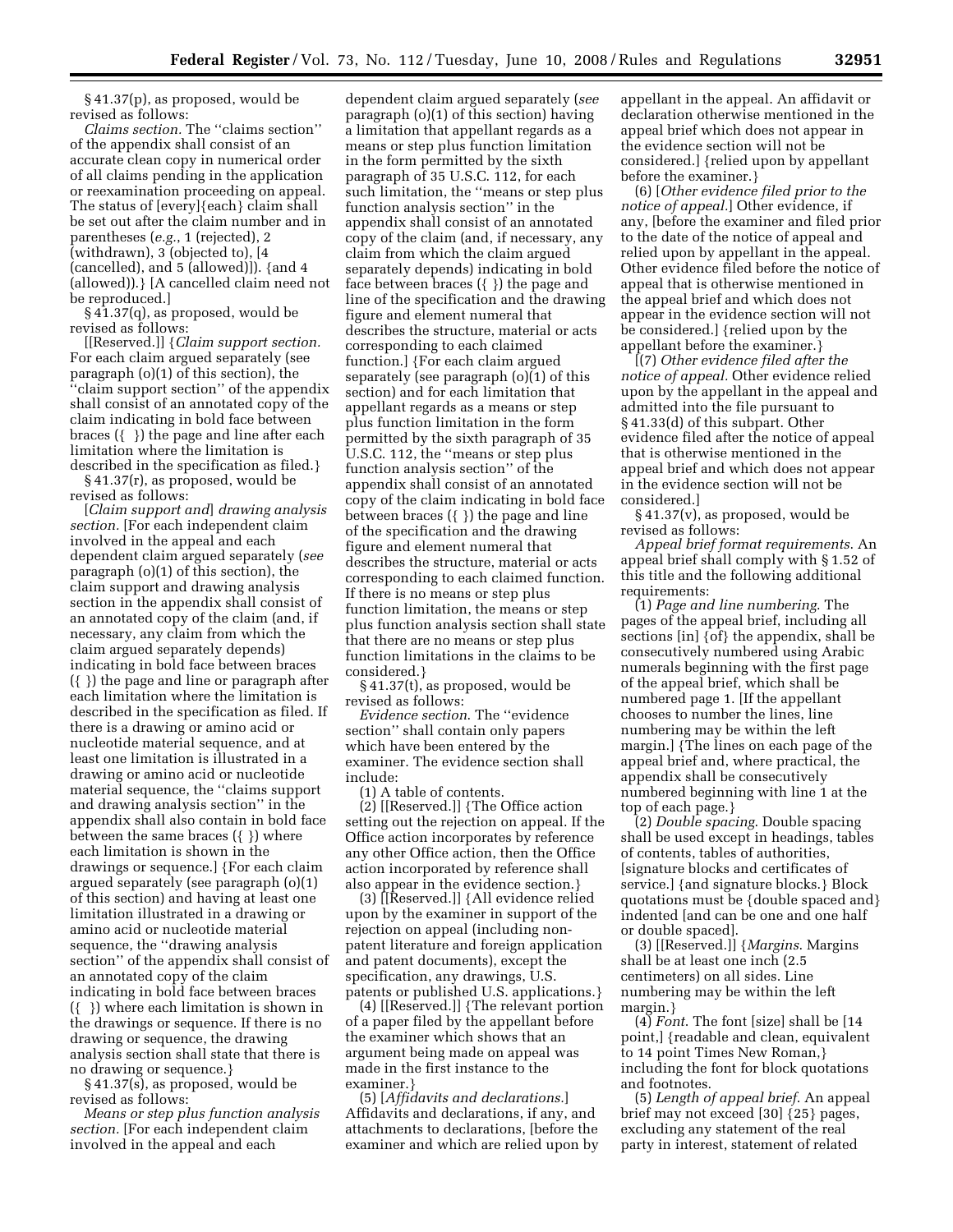§ 41.37(p), as proposed, would be revised as follows:

*Claims section.* The ''claims section'' of the appendix shall consist of an accurate clean copy in numerical order of all claims pending in the application or reexamination proceeding on appeal. The status of [every]{each} claim shall be set out after the claim number and in parentheses (*e.g.*, 1 (rejected), 2 (withdrawn), 3 (objected to), [4 (cancelled), and 5 (allowed)]). {and 4 (allowed)).} [A cancelled claim need not be reproduced.]

§ 41.37(q), as proposed, would be revised as follows:

[[Reserved.]] {*Claim support section.* For each claim argued separately (see paragraph (o)(1) of this section), the ''claim support section'' of the appendix shall consist of an annotated copy of the claim indicating in bold face between braces ({ }) the page and line after each limitation where the limitation is described in the specification as filed.}

§ 41.37(r), as proposed, would be revised as follows:

[*Claim support and*] *drawing analysis section.* [For each independent claim involved in the appeal and each dependent claim argued separately (*see* paragraph (o)(1) of this section), the claim support and drawing analysis section in the appendix shall consist of an annotated copy of the claim (and, if necessary, any claim from which the claim argued separately depends) indicating in bold face between braces ({ }) the page and line or paragraph after each limitation where the limitation is described in the specification as filed. If there is a drawing or amino acid or nucleotide material sequence, and at least one limitation is illustrated in a drawing or amino acid or nucleotide material sequence, the ''claims support and drawing analysis section'' in the appendix shall also contain in bold face between the same braces ({ }) where each limitation is shown in the drawings or sequence.] {For each claim argued separately (see paragraph (o)(1) of this section) and having at least one limitation illustrated in a drawing or amino acid or nucleotide material sequence, the ''drawing analysis section'' of the appendix shall consist of an annotated copy of the claim indicating in bold face between braces ({ }) where each limitation is shown in the drawings or sequence. If there is no drawing or sequence, the drawing analysis section shall state that there is no drawing or sequence.}

§ 41.37(s), as proposed, would be revised as follows:

*Means or step plus function analysis section.* [For each independent claim involved in the appeal and each dependent claim argued separately (*see* paragraph (o)(1) of this section) having a limitation that appellant regards as a means or step plus function limitation in the form permitted by the sixth paragraph of 35 U.S.C. 112, for each such limitation, the ''means or step plus function analysis section'' in the appendix shall consist of an annotated copy of the claim (and, if necessary, any claim from which the claim argued separately depends) indicating in bold face between braces ({ }) the page and line of the specification and the drawing figure and element numeral that describes the structure, material or acts corresponding to each claimed function.] {For each claim argued separately (see paragraph (o)(1) of this section) and for each limitation that appellant regards as a means or step plus function limitation in the form permitted by the sixth paragraph of 35 U.S.C. 112, the ''means or step plus function analysis section'' of the appendix shall consist of an annotated copy of the claim indicating in bold face between braces ({ }) the page and line of the specification and the drawing figure and element numeral that describes the structure, material or acts corresponding to each claimed function. If there is no means or step plus function limitation, the means or step plus function analysis section shall state that there are no means or step plus function limitations in the claims to be considered.}

§ 41.37(t), as proposed, would be revised as follows:

*Evidence section.* The ''evidence section'' shall contain only papers which have been entered by the examiner. The evidence section shall include:

(1) A table of contents.

(2) [[Reserved.]] {The Office action setting out the rejection on appeal. If the Office action incorporates by reference any other Office action, then the Office action incorporated by reference shall also appear in the evidence section.}

(3) [[Reserved.]] {All evidence relied upon by the examiner in support of the rejection on appeal (including non-patent literature and foreign application and patent documents), except the specification, any drawings, U.S. patents or published U.S. applications.}

(4) [[Reserved.]] {The relevant portion of a paper filed by the appellant before the examiner which shows that an argument being made on appeal was made in the first instance to the examiner.}

(5) [*Affidavits and declarations.*] Affidavits and declarations, if any, and attachments to declarations, [before the examiner and which are relied upon by appellant in the appeal. An affidavit or declaration otherwise mentioned in the appeal brief which does not appear in the evidence section will not be considered.] {relied upon by appellant before the examiner.}

(6) [*Other evidence filed prior to the notice of appeal.*] Other evidence, if any, [before the examiner and filed prior to the date of the notice of appeal and relied upon by appellant in the appeal. Other evidence filed before the notice of appeal that is otherwise mentioned in the appeal brief and which does not appear in the evidence section will not be considered.] {relied upon by the appellant before the examiner.}

[(7) *Other evidence filed after the notice of appeal.* Other evidence relied upon by the appellant in the appeal and admitted into the file pursuant to § 41.33(d) of this subpart. Other evidence filed after the notice of appeal that is otherwise mentioned in the appeal brief and which does not appear in the evidence section will not be considered.]

§ 41.37(v), as proposed, would be revised as follows:

*Appeal brief format requirements.* An appeal brief shall comply with § 1.52 of this title and the following additional requirements:

(1) *Page and line numbering.* The pages of the appeal brief, including all sections [in] {of} the appendix, shall be consecutively numbered using Arabic numerals beginning with the first page of the appeal brief, which shall be numbered page 1. [If the appellant chooses to number the lines, line numbering may be within the left margin.] {The lines on each page of the appeal brief and, where practical, the appendix shall be consecutively numbered beginning with line 1 at the top of each page.}

(2) *Double spacing.* Double spacing shall be used except in headings, tables of contents, tables of authorities, [signature blocks and certificates of service.] {and signature blocks.} Block quotations must be {double spaced and} indented [and can be one and one half or double spaced].

(3) [[Reserved.]] {*Margins.* Margins shall be at least one inch (2.5 centimeters) on all sides. Line numbering may be within the left margin.}

(4) *Font.* The font [size] shall be [14 point,] {readable and clean, equivalent to 14 point Times New Roman,} including the font for block quotations and footnotes.

(5) *Length of appeal brief.* An appeal brief may not exceed [30] {25} pages, excluding any statement of the real party in interest, statement of related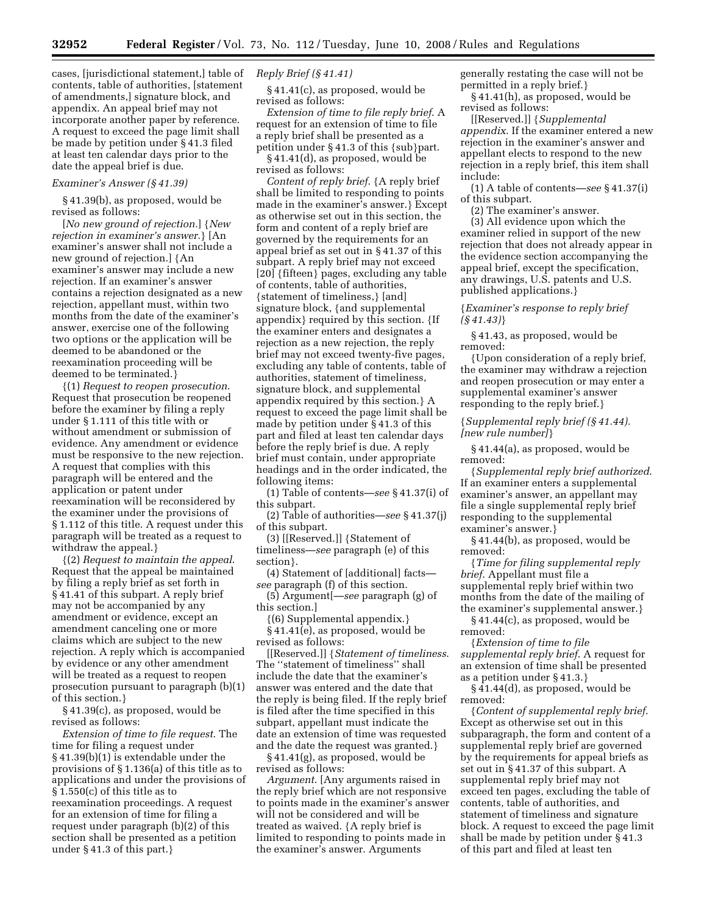cases, [jurisdictional statement,] table of contents, table of authorities, [statement of amendments,] signature block, and appendix. An appeal brief may not incorporate another paper by reference. A request to exceed the page limit shall be made by petition under § 41.3 filed at least ten calendar days prior to the date the appeal brief is due.

*Examiner's Answer (§ 41.39)*

§ 41.39(b), as proposed, would be revised as follows:

[*No new ground of rejection.*] {*New rejection in examiner's answer.*} [An examiner's answer shall not include a new ground of rejection.] {An examiner's answer may include a new rejection. If an examiner's answer contains a rejection designated as a new rejection, appellant must, within two months from the date of the examiner's answer, exercise one of the following two options or the application will be deemed to be abandoned or the reexamination proceeding will be deemed to be terminated.}

{(1) *Request to reopen prosecution.* Request that prosecution be reopened before the examiner by filing a reply under § 1.111 of this title with or without amendment or submission of evidence. Any amendment or evidence must be responsive to the new rejection. A request that complies with this paragraph will be entered and the application or patent under reexamination will be reconsidered by the examiner under the provisions of § 1.112 of this title. A request under this paragraph will be treated as a request to withdraw the appeal.}

{(2) *Request to maintain the appeal.* Request that the appeal be maintained by filing a reply brief as set forth in § 41.41 of this subpart. A reply brief may not be accompanied by any amendment or evidence, except an amendment canceling one or more claims which are subject to the new rejection. A reply which is accompanied by evidence or any other amendment will be treated as a request to reopen prosecution pursuant to paragraph (b)(1) of this section.}

§ 41.39(c), as proposed, would be revised as follows:

*Extension of time to file request.* The time for filing a request under § 41.39(b)(1) is extendable under the provisions of § 1.136(a) of this title as to applications and under the provisions of § 1.550(c) of this title as to reexamination proceedings. A request for an extension of time for filing a request under paragraph (b)(2) of this section shall be presented as a petition under § 41.3 of this part.}

*Reply Brief (§ 41.41)*

§ 41.41(c), as proposed, would be revised as follows:

*Extension of time to file reply brief.* A request for an extension of time to file a reply brief shall be presented as a petition under § 41.3 of this {sub}part.

§ 41.41(d), as proposed, would be revised as follows:

*Content of reply brief.* {A reply brief shall be limited to responding to points made in the examiner's answer.} Except as otherwise set out in this section, the form and content of a reply brief are governed by the requirements for an appeal brief as set out in § 41.37 of this subpart. A reply brief may not exceed [20] {fifteen} pages, excluding any table of contents, table of authorities, {statement of timeliness,} [and] signature block, {and supplemental appendix} required by this section. {If the examiner enters and designates a rejection as a new rejection, the reply brief may not exceed twenty-five pages, excluding any table of contents, table of authorities, statement of timeliness, signature block, and supplemental appendix required by this section.} A request to exceed the page limit shall be made by petition under § 41.3 of this part and filed at least ten calendar days before the reply brief is due. A reply brief must contain, under appropriate headings and in the order indicated, the following items:

(1) Table of contents—*see* § 41.37(i) of this subpart.

(2) Table of authorities—*see* § 41.37(j) of this subpart.

(3) [[Reserved.]] {Statement of timeliness—*see* paragraph (e) of this section}.

(4) Statement of [additional] facts—*see* paragraph (f) of this section.

(5) Argument[—*see* paragraph (g) of this section.]

{(6) Supplemental appendix.}

§ 41.41(e), as proposed, would be revised as follows:

[[Reserved.]] {*Statement of timeliness.* The ''statement of timeliness'' shall include the date that the examiner's answer was entered and the date that the reply is being filed. If the reply brief is filed after the time specified in this subpart, appellant must indicate the date an extension of time was requested and the date the request was granted.}

§ 41.41(g), as proposed, would be revised as follows:

*Argument.* [Any arguments raised in the reply brief which are not responsive to points made in the examiner's answer will not be considered and will be treated as waived. {A reply brief is limited to responding to points made in the examiner's answer. Arguments generally restating the case will not be permitted in a reply brief.}

§ 41.41(h), as proposed, would be revised as follows:

[[Reserved.]] {*Supplemental appendix.* If the examiner entered a new rejection in the examiner's answer and appellant elects to respond to the new rejection in a reply brief, this item shall include:

(1) A table of contents—*see* § 41.37(i) of this subpart.

(2) The examiner's answer.

(3) All evidence upon which the examiner relied in support of the new rejection that does not already appear in the evidence section accompanying the appeal brief, except the specification, any drawings, U.S. patents and U.S. published applications.}

{*Examiner's response to reply brief (§ 41.43)*}

§ 41.43, as proposed, would be removed:

{Upon consideration of a reply brief, the examiner may withdraw a rejection and reopen prosecution or may enter a supplemental examiner's answer responding to the reply brief.}

{*Supplemental reply brief (§ 41.44). [new rule number]*}

§ 41.44(a), as proposed, would be removed:

{*Supplemental reply brief authorized.* If an examiner enters a supplemental examiner's answer, an appellant may file a single supplemental reply brief responding to the supplemental examiner's answer.}

§ 41.44(b), as proposed, would be removed:

{*Time for filing supplemental reply brief.* Appellant must file a supplemental reply brief within two months from the date of the mailing of the examiner's supplemental answer.}

§ 41.44(c), as proposed, would be removed:

{*Extension of time to file supplemental reply brief.* A request for an extension of time shall be presented as a petition under § 41.3.}

§ 41.44(d), as proposed, would be removed:

{*Content of supplemental reply brief.* Except as otherwise set out in this subparagraph, the form and content of a supplemental reply brief are governed by the requirements for appeal briefs as set out in § 41.37 of this subpart. A supplemental reply brief may not exceed ten pages, excluding the table of contents, table of authorities, and statement of timeliness and signature block. A request to exceed the page limit shall be made by petition under § 41.3 of this part and filed at least ten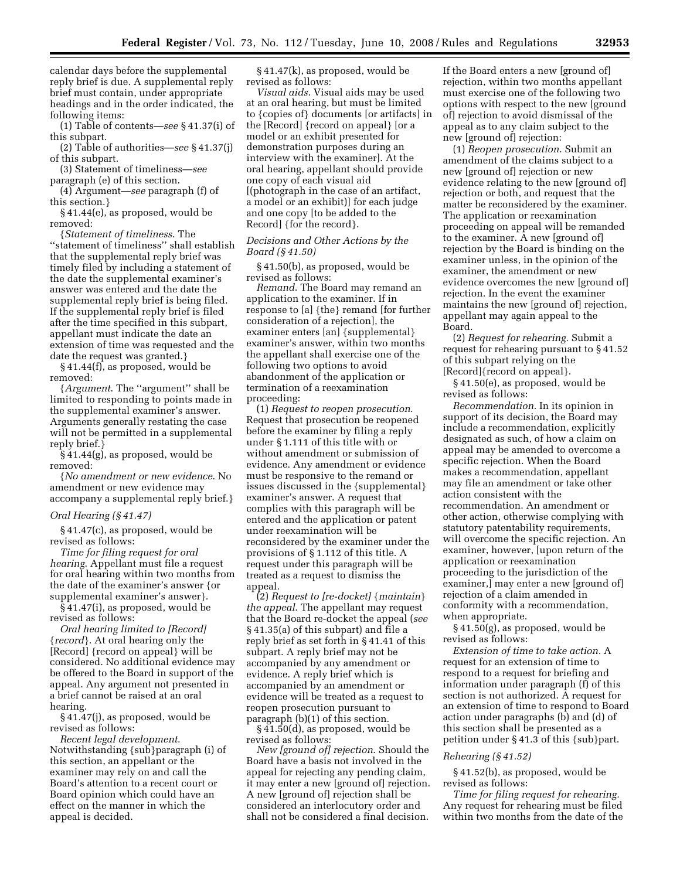calendar days before the supplemental reply brief is due. A supplemental reply brief must contain, under appropriate headings and in the order indicated, the following items:

(1) Table of contents—*see* § 41.37(i) of this subpart.

(2) Table of authorities—*see* § 41.37(j) of this subpart.

(3) Statement of timeliness—*see* paragraph (e) of this section.

(4) Argument—*see* paragraph (f) of this section.}

§ 41.44(e), as proposed, would be removed:

{*Statement of timeliness*. The ''statement of timeliness'' shall establish that the supplemental reply brief was timely filed by including a statement of the date the supplemental examiner's answer was entered and the date the supplemental reply brief is being filed. If the supplemental reply brief is filed after the time specified in this subpart, appellant must indicate the date an extension of time was requested and the date the request was granted.}

§ 41.44(f), as proposed, would be removed:

{*Argument*. The ''argument'' shall be limited to responding to points made in the supplemental examiner's answer. Arguments generally restating the case will not be permitted in a supplemental reply brief.}

§ 41.44(g), as proposed, would be removed:

{*No amendment or new evidence*. No amendment or new evidence may accompany a supplemental reply brief.}

*Oral Hearing (§ 41.47)*

§ 41.47(c), as proposed, would be revised as follows:

*Time for filing request for oral hearing*. Appellant must file a request for oral hearing within two months from the date of the examiner's answer {or supplemental examiner's answer}.

§ 41.47(i), as proposed, would be revised as follows:

*Oral hearing limited to [Record] {record}*. At oral hearing only the [Record] {record on appeal} will be considered. No additional evidence may be offered to the Board in support of the appeal. Any argument not presented in a brief cannot be raised at an oral hearing.

§ 41.47(j), as proposed, would be revised as follows:

*Recent legal development*. Notwithstanding {sub}paragraph (i) of this section, an appellant or the examiner may rely on and call the Board's attention to a recent court or Board opinion which could have an effect on the manner in which the appeal is decided.

§ 41.47(k), as proposed, would be revised as follows:

*Visual aids*. Visual aids may be used at an oral hearing, but must be limited to {copies of} documents [or artifacts] in the [Record] {record on appeal} [or a model or an exhibit presented for demonstration purposes during an interview with the examiner]. At the oral hearing, appellant should provide one copy of each visual aid [(photograph in the case of an artifact, a model or an exhibit)] for each judge and one copy [to be added to the Record] {for the record}.

*Decisions and Other Actions by the Board (§ 41.50)*

§ 41.50(b), as proposed, would be revised as follows:

*Remand*. The Board may remand an application to the examiner. If in response to [a] {the} remand [for further consideration of a rejection], the examiner enters [an] {supplemental} examiner's answer, within two months the appellant shall exercise one of the following two options to avoid abandonment of the application or termination of a reexamination proceeding:

(1) *Request to reopen prosecution*. Request that prosecution be reopened before the examiner by filing a reply under § 1.111 of this title with or without amendment or submission of evidence. Any amendment or evidence must be responsive to the remand or issues discussed in the {supplemental} examiner's answer. A request that complies with this paragraph will be entered and the application or patent under reexamination will be reconsidered by the examiner under the provisions of § 1.112 of this title. A request under this paragraph will be treated as a request to dismiss the appeal.

(2) *Request to [re-docket] {maintain} the appeal*. The appellant may request that the Board re-docket the appeal (*see* § 41.35(a) of this subpart) and file a reply brief as set forth in § 41.41 of this subpart. A reply brief may not be accompanied by any amendment or evidence. A reply brief which is accompanied by an amendment or evidence will be treated as a request to reopen prosecution pursuant to paragraph (b)(1) of this section.

§ 41.50(d), as proposed, would be revised as follows:

*New [ground of] rejection*. Should the Board have a basis not involved in the appeal for rejecting any pending claim, it may enter a new [ground of] rejection. A new [ground of] rejection shall be considered an interlocutory order and shall not be considered a final decision. If the Board enters a new [ground of] rejection, within two months appellant must exercise one of the following two options with respect to the new [ground of] rejection to avoid dismissal of the appeal as to any claim subject to the new [ground of] rejection:

(1) *Reopen prosecution*. Submit an amendment of the claims subject to a new [ground of] rejection or new evidence relating to the new [ground of] rejection or both, and request that the matter be reconsidered by the examiner. The application or reexamination proceeding on appeal will be remanded to the examiner. A new [ground of] rejection by the Board is binding on the examiner unless, in the opinion of the examiner, the amendment or new evidence overcomes the new [ground of] rejection. In the event the examiner maintains the new [ground of] rejection, appellant may again appeal to the Board.

(2) *Request for rehearing*. Submit a request for rehearing pursuant to § 41.52 of this subpart relying on the [Record]{record on appeal}.

§ 41.50(e), as proposed, would be revised as follows:

*Recommendation*. In its opinion in support of its decision, the Board may include a recommendation, explicitly designated as such, of how a claim on appeal may be amended to overcome a specific rejection. When the Board makes a recommendation, appellant may file an amendment or take other action consistent with the recommendation. An amendment or other action, otherwise complying with statutory patentability requirements, will overcome the specific rejection. An examiner, however, [upon return of the application or reexamination proceeding to the jurisdiction of the examiner,] may enter a new [ground of] rejection of a claim amended in conformity with a recommendation, when appropriate.

§ 41.50(g), as proposed, would be revised as follows:

*Extension of time to take action*. A request for an extension of time to respond to a request for briefing and information under paragraph (f) of this section is not authorized. A request for an extension of time to respond to Board action under paragraphs (b) and (d) of this section shall be presented as a petition under § 41.3 of this {sub}part.

*Rehearing (§ 41.52)*

§ 41.52(b), as proposed, would be revised as follows:

*Time for filing request for rehearing*. Any request for rehearing must be filed within two months from the date of the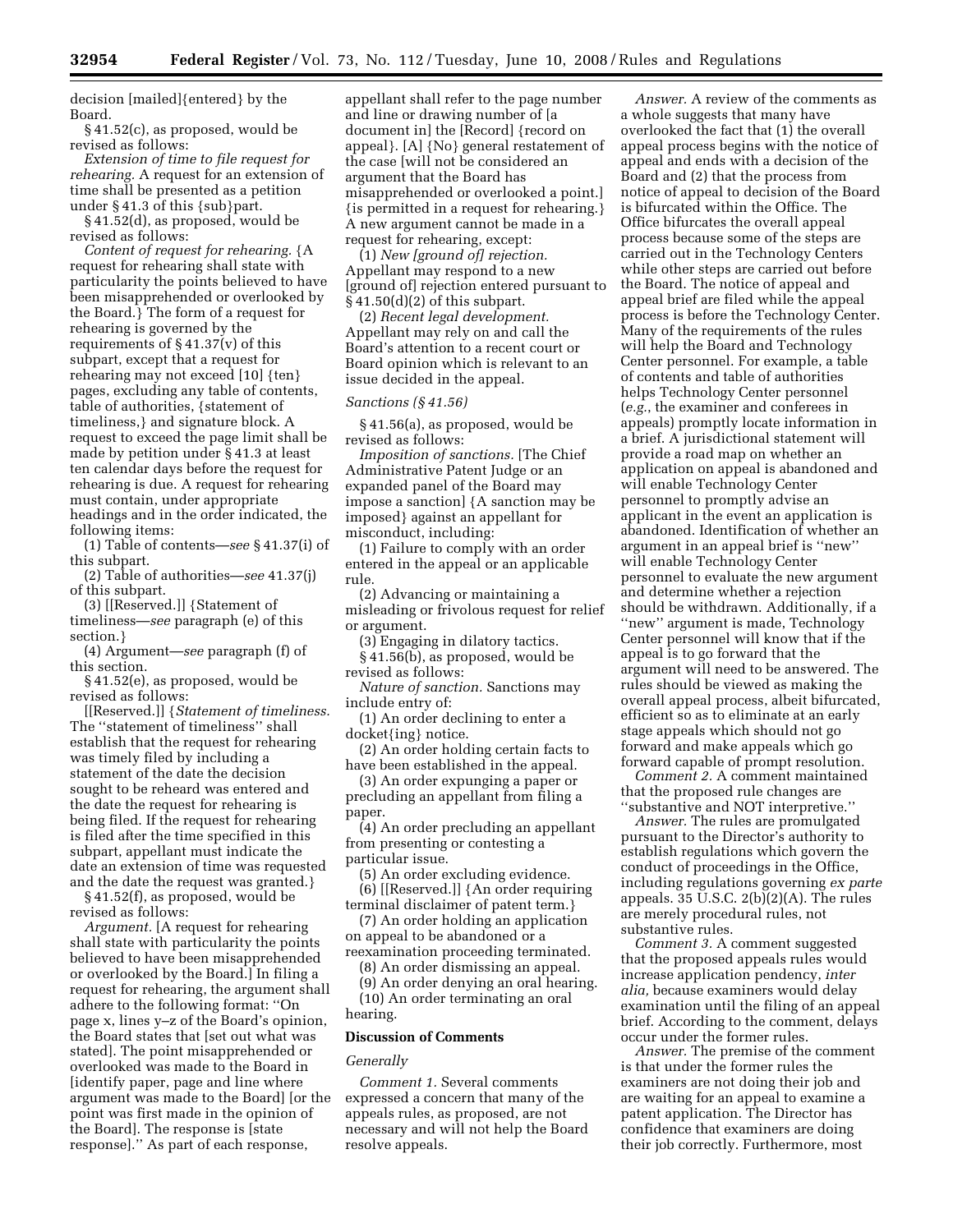decision [mailed]{entered} by the Board.

§ 41.52(c), as proposed, would be revised as follows:

*Extension of time to file request for rehearing.* A request for an extension of time shall be presented as a petition under § 41.3 of this {sub}part.

§ 41.52(d), as proposed, would be revised as follows:

*Content of request for rehearing.* {A request for rehearing shall state with particularity the points believed to have been misapprehended or overlooked by the Board.} The form of a request for rehearing is governed by the requirements of § 41.37(v) of this subpart, except that a request for rehearing may not exceed [10] {ten} pages, excluding any table of contents, table of authorities, {statement of timeliness,} and signature block. A request to exceed the page limit shall be made by petition under § 41.3 at least ten calendar days before the request for rehearing is due. A request for rehearing must contain, under appropriate headings and in the order indicated, the following items:

(1) Table of contents—*see* § 41.37(i) of this subpart.

(2) Table of authorities—*see* 41.37(j) of this subpart.

(3) [[Reserved.]] {Statement of timeliness—*see* paragraph (e) of this section.}

(4) Argument—*see* paragraph (f) of this section.

§ 41.52(e), as proposed, would be revised as follows:

[[Reserved.]] {*Statement of timeliness.* The ''statement of timeliness'' shall establish that the request for rehearing was timely filed by including a statement of the date the decision sought to be reheard was entered and the date the request for rehearing is being filed. If the request for rehearing is filed after the time specified in this subpart, appellant must indicate the date an extension of time was requested and the date the request was granted.}

§ 41.52(f), as proposed, would be revised as follows:

*Argument.* [A request for rehearing shall state with particularity the points believed to have been misapprehended or overlooked by the Board.] In filing a request for rehearing, the argument shall adhere to the following format: ''On page x, lines y–z of the Board's opinion, the Board states that [set out what was stated]. The point misapprehended or overlooked was made to the Board in [identify paper, page and line where argument was made to the Board] [or the point was first made in the opinion of the Board]. The response is [state response].'' As part of each response, appellant shall refer to the page number and line or drawing number of [a document in] the [Record] {record on appeal}. [A] {No} general restatement of the case [will not be considered an argument that the Board has misapprehended or overlooked a point.] {is permitted in a request for rehearing.} A new argument cannot be made in a request for rehearing, except:

(1) *New [ground of] rejection.* Appellant may respond to a new [ground of] rejection entered pursuant to § 41.50(d)(2) of this subpart.

(2) *Recent legal development.* Appellant may rely on and call the Board's attention to a recent court or Board opinion which is relevant to an issue decided in the appeal.

*Sanctions (§ 41.56)*

§ 41.56(a), as proposed, would be revised as follows:

*Imposition of sanctions.* [The Chief Administrative Patent Judge or an expanded panel of the Board may impose a sanction] {A sanction may be imposed} against an appellant for misconduct, including:

(1) Failure to comply with an order entered in the appeal or an applicable rule.

(2) Advancing or maintaining a misleading or frivolous request for relief or argument.

(3) Engaging in dilatory tactics.

§ 41.56(b), as proposed, would be revised as follows:

*Nature of sanction.* Sanctions may include entry of:

(1) An order declining to enter a docket{ing} notice.

(2) An order holding certain facts to have been established in the appeal.

(3) An order expunging a paper or precluding an appellant from filing a paper.

(4) An order precluding an appellant from presenting or contesting a particular issue.

(5) An order excluding evidence.

(6) [[Reserved.]] {An order requiring terminal disclaimer of patent term.}

(7) An order holding an application on appeal to be abandoned or a reexamination proceeding terminated.

(8) An order dismissing an appeal.

(9) An order denying an oral hearing.

(10) An order terminating an oral hearing.

## Discussion of Comments

*Generally*

*Comment 1.* Several comments expressed a concern that many of the appeals rules, as proposed, are not necessary and will not help the Board resolve appeals.

*Answer.* A review of the comments as a whole suggests that many have overlooked the fact that (1) the overall appeal process begins with the notice of appeal and ends with a decision of the Board and (2) that the process from notice of appeal to decision of the Board is bifurcated within the Office. The Office bifurcates the overall appeal process because some of the steps are carried out in the Technology Centers while other steps are carried out before the Board. The notice of appeal and appeal brief are filed while the appeal process is before the Technology Center. Many of the requirements of the rules will help the Board and Technology Center personnel. For example, a table of contents and table of authorities helps Technology Center personnel (*e.g.*, the examiner and conferees in appeals) promptly locate information in a brief. A jurisdictional statement will provide a road map on whether an application on appeal is abandoned and will enable Technology Center personnel to promptly advise an applicant in the event an application is abandoned. Identification of whether an argument in an appeal brief is ''new'' will enable Technology Center personnel to evaluate the new argument and determine whether a rejection should be withdrawn. Additionally, if a ''new'' argument is made, Technology Center personnel will know that if the appeal is to go forward that the argument will need to be answered. The rules should be viewed as making the overall appeal process, albeit bifurcated, efficient so as to eliminate at an early stage appeals which should not go forward and make appeals which go forward capable of prompt resolution.

*Comment 2.* A comment maintained that the proposed rule changes are ''substantive and NOT interpretive.''

*Answer.* The rules are promulgated pursuant to the Director's authority to establish regulations which govern the conduct of proceedings in the Office, including regulations governing *ex parte* appeals. 35 U.S.C. 2(b)(2)(A). The rules are merely procedural rules, not substantive rules.

*Comment 3.* A comment suggested that the proposed appeals rules would increase application pendency, *inter alia,* because examiners would delay examination until the filing of an appeal brief. According to the comment, delays occur under the former rules.

*Answer.* The premise of the comment is that under the former rules the examiners are not doing their job and are waiting for an appeal to examine a patent application. The Director has confidence that examiners are doing their job correctly. Furthermore, most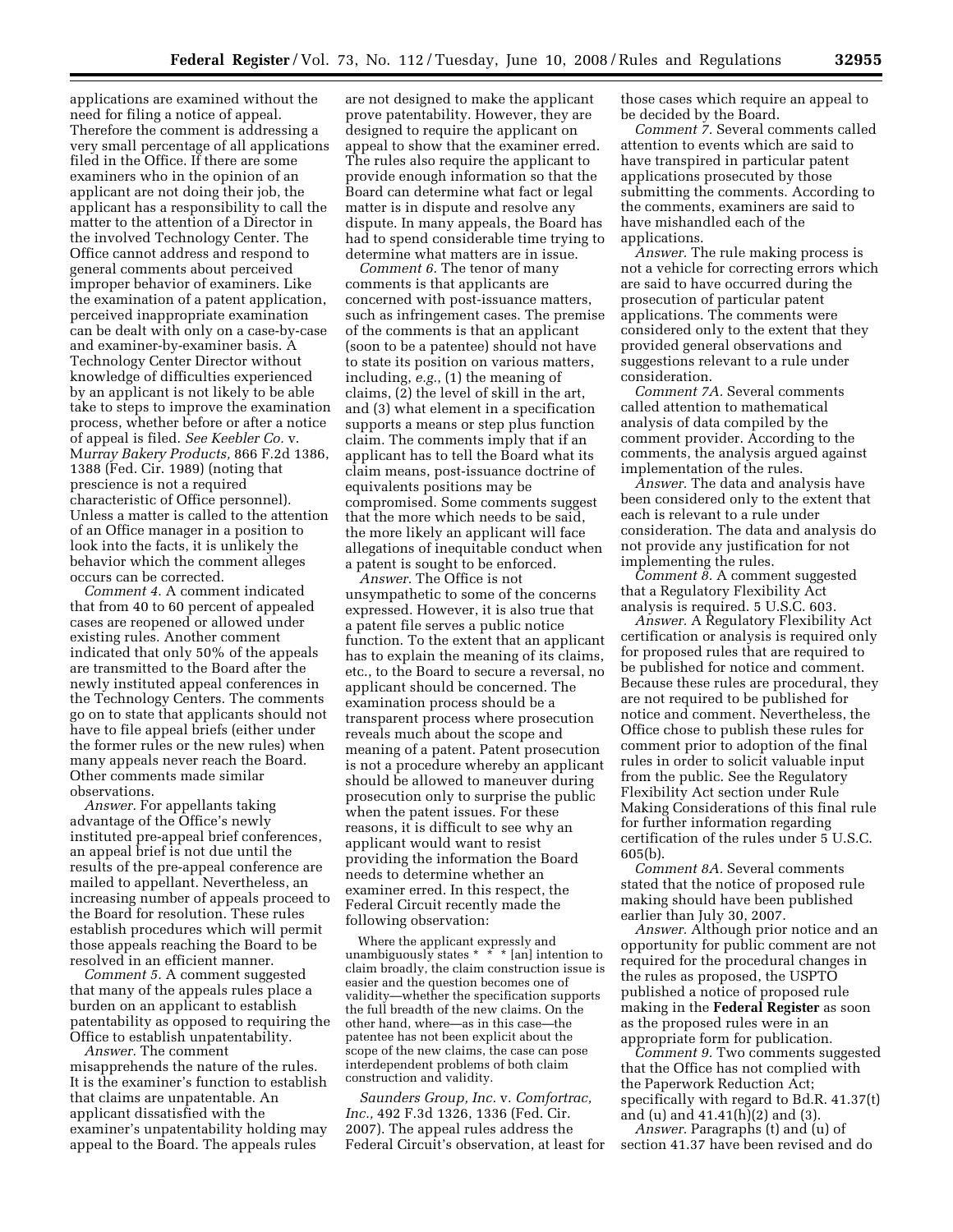applications are examined without the need for filing a notice of appeal. Therefore the comment is addressing a very small percentage of all applications filed in the Office. If there are some examiners who in the opinion of an applicant are not doing their job, the applicant has a responsibility to call the matter to the attention of a Director in the involved Technology Center. The Office cannot address and respond to general comments about perceived improper behavior of examiners. Like the examination of a patent application, perceived inappropriate examination can be dealt with only on a case-by-case and examiner-by-examiner basis. A Technology Center Director without knowledge of difficulties experienced by an applicant is not likely to be able take to steps to improve the examination process, whether before or after a notice of appeal is filed. *See Keebler Co.* v. *Murray Bakery Products,* 866 F.2d 1386, 1388 (Fed. Cir. 1989) (noting that prescience is not a required characteristic of Office personnel). Unless a matter is called to the attention of an Office manager in a position to look into the facts, it is unlikely the behavior which the comment alleges occurs can be corrected.

*Comment 4.* A comment indicated that from 40 to 60 percent of appealed cases are reopened or allowed under existing rules. Another comment indicated that only 50% of the appeals are transmitted to the Board after the newly instituted appeal conferences in the Technology Centers. The comments go on to state that applicants should not have to file appeal briefs (either under the former rules or the new rules) when many appeals never reach the Board. Other comments made similar observations.

*Answer.* For appellants taking advantage of the Office's newly instituted pre-appeal brief conferences, an appeal brief is not due until the results of the pre-appeal conference are mailed to appellant. Nevertheless, an increasing number of appeals proceed to the Board for resolution. These rules establish procedures which will permit those appeals reaching the Board to be resolved in an efficient manner.

*Comment 5.* A comment suggested that many of the appeals rules place a burden on an applicant to establish patentability as opposed to requiring the Office to establish unpatentability.

*Answer.* The comment misapprehends the nature of the rules. It is the examiner's function to establish that claims are unpatentable. An applicant dissatisfied with the examiner's unpatentability holding may appeal to the Board. The appeals rules are not designed to make the applicant prove patentability. However, they are designed to require the applicant on appeal to show that the examiner erred. The rules also require the applicant to provide enough information so that the Board can determine what fact or legal matter is in dispute and resolve any dispute. In many appeals, the Board has had to spend considerable time trying to determine what matters are in issue.

*Comment 6.* The tenor of many comments is that applicants are concerned with post-issuance matters, such as infringement cases. The premise of the comments is that an applicant (soon to be a patentee) should not have to state its position on various matters, including, *e.g.,* (1) the meaning of claims, (2) the level of skill in the art, and (3) what element in a specification supports a means or step plus function claim. The comments imply that if an applicant has to tell the Board what its claim means, post-issuance doctrine of equivalents positions may be compromised. Some comments suggest that the more which needs to be said, the more likely an applicant will face allegations of inequitable conduct when a patent is sought to be enforced.

*Answer.* The Office is not unsympathetic to some of the concerns expressed. However, it is also true that a patent file serves a public notice function. To the extent that an applicant has to explain the meaning of its claims, etc., to the Board to secure a reversal, no applicant should be concerned. The examination process should be a transparent process where prosecution reveals much about the scope and meaning of a patent. Patent prosecution is not a procedure whereby an applicant should be allowed to maneuver during prosecution only to surprise the public when the patent issues. For these reasons, it is difficult to see why an applicant would want to resist providing the information the Board needs to determine whether an examiner erred. In this respect, the Federal Circuit recently made the following observation:

> Where the applicant expressly and unambiguously states * * * [an] intention to claim broadly, the claim construction issue is easier and the question becomes one of validity—whether the specification supports the full breadth of the new claims. On the other hand, where—as in this case—the patentee has not been explicit about the scope of the new claims, the case can pose interdependent problems of both claim construction and validity.

*Saunders Group, Inc.* v. *Comfortrac, Inc.,* 492 F.3d 1326, 1336 (Fed. Cir. 2007). The appeal rules address the Federal Circuit's observation, at least for those cases which require an appeal to be decided by the Board.

*Comment 7.* Several comments called attention to events which are said to have transpired in particular patent applications prosecuted by those submitting the comments. According to the comments, examiners are said to have mishandled each of the applications.

*Answer.* The rule making process is not a vehicle for correcting errors which are said to have occurred during the prosecution of particular patent applications. The comments were considered only to the extent that they provided general observations and suggestions relevant to a rule under consideration.

*Comment 7A.* Several comments called attention to mathematical analysis of data compiled by the comment provider. According to the comments, the analysis argued against implementation of the rules.

*Answer.* The data and analysis have been considered only to the extent that each is relevant to a rule under consideration. The data and analysis do not provide any justification for not implementing the rules.

*Comment 8.* A comment suggested that a Regulatory Flexibility Act analysis is required. 5 U.S.C. 603.

*Answer.* A Regulatory Flexibility Act certification or analysis is required only for proposed rules that are required to be published for notice and comment. Because these rules are procedural, they are not required to be published for notice and comment. Nevertheless, the Office chose to publish these rules for comment prior to adoption of the final rules in order to solicit valuable input from the public. See the Regulatory Flexibility Act section under Rule Making Considerations of this final rule for further information regarding certification of the rules under 5 U.S.C. 605(b).

*Comment 8A.* Several comments stated that the notice of proposed rule making should have been published earlier than July 30, 2007.

*Answer.* Although prior notice and an opportunity for public comment are not required for the procedural changes in the rules as proposed, the USPTO published a notice of proposed rule making in the **Federal Register** as soon as the proposed rules were in an appropriate form for publication.

*Comment 9.* Two comments suggested that the Office has not complied with the Paperwork Reduction Act; specifically with regard to Bd.R. 41.37(t) and (u) and 41.41(h)(2) and (3).

*Answer.* Paragraphs (t) and (u) of section 41.37 have been revised and do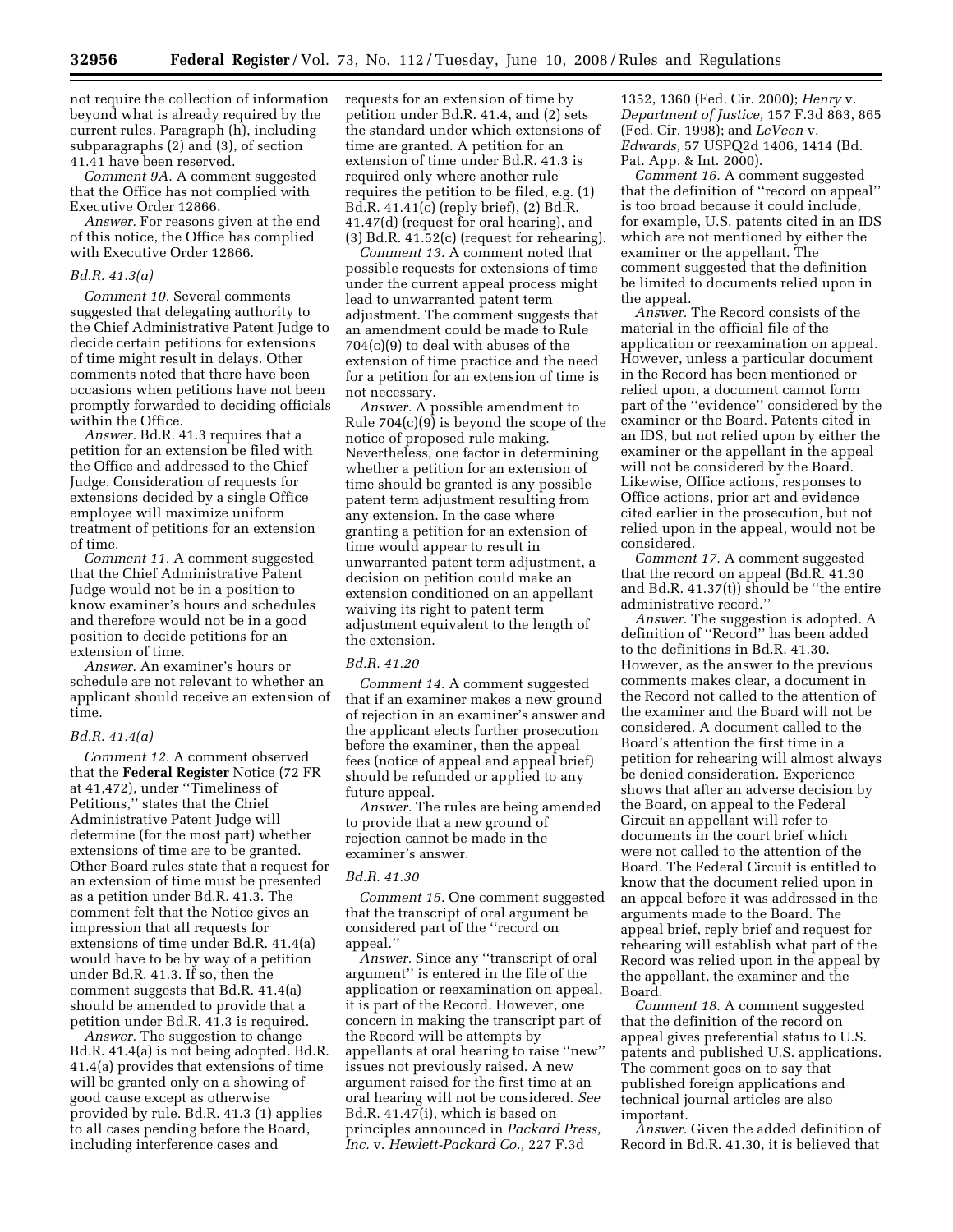not require the collection of information beyond what is already required by the current rules. Paragraph (h), including subparagraphs (2) and (3), of section 41.41 have been reserved.

*Comment 9A.* A comment suggested that the Office has not complied with Executive Order 12866.

*Answer.* For reasons given at the end of this notice, the Office has complied with Executive Order 12866.

### *Bd.R. 41.3(a)*

*Comment 10.* Several comments suggested that delegating authority to the Chief Administrative Patent Judge to decide certain petitions for extensions of time might result in delays. Other comments noted that there have been occasions when petitions have not been promptly forwarded to deciding officials within the Office.

*Answer.* Bd.R. 41.3 requires that a petition for an extension be filed with the Office and addressed to the Chief Judge. Consideration of requests for extensions decided by a single Office employee will maximize uniform treatment of petitions for an extension of time.

*Comment 11.* A comment suggested that the Chief Administrative Patent Judge would not be in a position to know examiner's hours and schedules and therefore would not be in a good position to decide petitions for an extension of time.

*Answer.* An examiner's hours or schedule are not relevant to whether an applicant should receive an extension of time.

### *Bd.R. 41.4(a)*

*Comment 12.* A comment observed that the **Federal Register** Notice (72 FR at 41,472), under ''Timeliness of Petitions,'' states that the Chief Administrative Patent Judge will determine (for the most part) whether extensions of time are to be granted. Other Board rules state that a request for an extension of time must be presented as a petition under Bd.R. 41.3. The comment felt that the Notice gives an impression that all requests for extensions of time under Bd.R. 41.4(a) would have to be by way of a petition under Bd.R. 41.3. If so, then the comment suggests that Bd.R. 41.4(a) should be amended to provide that a petition under Bd.R. 41.3 is required.

*Answer.* The suggestion to change Bd.R. 41.4(a) is not being adopted. Bd.R. 41.4(a) provides that extensions of time will be granted only on a showing of good cause except as otherwise provided by rule. Bd.R. 41.3 (1) applies to all cases pending before the Board, including interference cases and requests for an extension of time by petition under Bd.R. 41.4, and (2) sets the standard under which extensions of time are granted. A petition for an extension of time under Bd.R. 41.3 is required only where another rule requires the petition to be filed, e.g. (1) Bd.R. 41.41(c) (reply brief), (2) Bd.R. 41.47(d) (request for oral hearing), and (3) Bd.R. 41.52(c) (request for rehearing).

*Comment 13.* A comment noted that possible requests for extensions of time under the current appeal process might lead to unwarranted patent term adjustment. The comment suggests that an amendment could be made to Rule 704(c)(9) to deal with abuses of the extension of time practice and the need for a petition for an extension of time is not necessary.

*Answer.* A possible amendment to Rule 704(c)(9) is beyond the scope of the notice of proposed rule making. Nevertheless, one factor in determining whether a petition for an extension of time should be granted is any possible patent term adjustment resulting from any extension. In the case where granting a petition for an extension of time would appear to result in unwarranted patent term adjustment, a decision on petition could make an extension conditioned on an appellant waiving its right to patent term adjustment equivalent to the length of the extension.

### *Bd.R. 41.20*

*Comment 14.* A comment suggested that if an examiner makes a new ground of rejection in an examiner's answer and the applicant elects further prosecution before the examiner, then the appeal fees (notice of appeal and appeal brief) should be refunded or applied to any future appeal.

*Answer.* The rules are being amended to provide that a new ground of rejection cannot be made in the examiner's answer.

### *Bd.R. 41.30*

*Comment 15.* One comment suggested that the transcript of oral argument be considered part of the ''record on appeal.''

*Answer.* Since any ''transcript of oral argument'' is entered in the file of the application or reexamination on appeal, it is part of the Record. However, one concern in making the transcript part of the Record will be attempts by appellants at oral hearing to raise ''new'' issues not previously raised. A new argument raised for the first time at an oral hearing will not be considered. *See* Bd.R. 41.47(i), which is based on principles announced in *Packard Press, Inc.* v. *Hewlett-Packard Co.,* 227 F.3d 1352, 1360 (Fed. Cir. 2000); *Henry* v. *Department of Justice,* 157 F.3d 863, 865 (Fed. Cir. 1998); and *LeVeen* v. *Edwards,* 57 USPQ2d 1406, 1414 (Bd. Pat. App. & Int. 2000).

*Comment 16.* A comment suggested that the definition of ''record on appeal'' is too broad because it could include, for example, U.S. patents cited in an IDS which are not mentioned by either the examiner or the appellant. The comment suggested that the definition be limited to documents relied upon in the appeal.

*Answer.* The Record consists of the material in the official file of the application or reexamination on appeal. However, unless a particular document in the Record has been mentioned or relied upon, a document cannot form part of the ''evidence'' considered by the examiner or the Board. Patents cited in an IDS, but not relied upon by either the examiner or the appellant in the appeal will not be considered by the Board. Likewise, Office actions, responses to Office actions, prior art and evidence cited earlier in the prosecution, but not relied upon in the appeal, would not be considered.

*Comment 17.* A comment suggested that the record on appeal (Bd.R. 41.30 and Bd.R. 41.37(t)) should be ''the entire administrative record.''

*Answer.* The suggestion is adopted. A definition of ''Record'' has been added to the definitions in Bd.R. 41.30. However, as the answer to the previous comments makes clear, a document in the Record not called to the attention of the examiner and the Board will not be considered. A document called to the Board's attention the first time in a petition for rehearing will almost always be denied consideration. Experience shows that after an adverse decision by the Board, on appeal to the Federal Circuit an appellant will refer to documents in the court brief which were not called to the attention of the Board. The Federal Circuit is entitled to know that the document relied upon in an appeal before it was addressed in the arguments made to the Board. The appeal brief, reply brief and request for rehearing will establish what part of the Record was relied upon in the appeal by the appellant, the examiner and the Board.

*Comment 18.* A comment suggested that the definition of the record on appeal gives preferential status to U.S. patents and published U.S. applications. The comment goes on to say that published foreign applications and technical journal articles are also important.

*Answer.* Given the added definition of Record in Bd.R. 41.30, it is believed that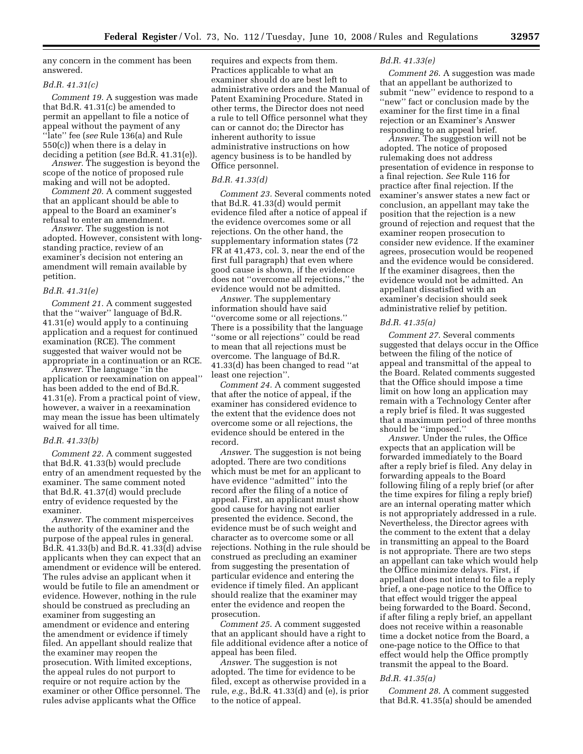any concern in the comment has been answered.

### *Bd.R. 41.31(c)*

*Comment 19.* A suggestion was made that Bd.R. 41.31(c) be amended to permit an appellant to file a notice of appeal without the payment of any ''late'' fee (*see* Rule 136(a) and Rule 550(c)) when there is a delay in deciding a petition (*see* Bd.R. 41.31(e)).

*Answer.* The suggestion is beyond the scope of the notice of proposed rule making and will not be adopted.

*Comment 20.* A comment suggested that an applicant should be able to appeal to the Board an examiner's refusal to enter an amendment.

*Answer.* The suggestion is not adopted. However, consistent with long-standing practice, review of an examiner's decision not entering an amendment will remain available by petition.

### *Bd.R. 41.31(e)*

*Comment 21.* A comment suggested that the ''waiver'' language of Bd.R. 41.31(e) would apply to a continuing application and a request for continued examination (RCE). The comment suggested that waiver would not be appropriate in a continuation or an RCE.

*Answer.* The language ''in the application or reexamination on appeal'' has been added to the end of Bd.R. 41.31(e). From a practical point of view, however, a waiver in a reexamination may mean the issue has been ultimately waived for all time.

### *Bd.R. 41.33(b)*

*Comment 22.* A comment suggested that Bd.R. 41.33(b) would preclude entry of an amendment requested by the examiner. The same comment noted that Bd.R. 41.37(d) would preclude entry of evidence requested by the examiner.

*Answer.* The comment misperceives the authority of the examiner and the purpose of the appeal rules in general. Bd.R. 41.33(b) and Bd.R. 41.33(d) advise applicants when they can expect that an amendment or evidence will be entered. The rules advise an applicant when it would be futile to file an amendment or evidence. However, nothing in the rule should be construed as precluding an examiner from suggesting an amendment or evidence and entering the amendment or evidence if timely filed. An appellant should realize that the examiner may reopen the prosecution. With limited exceptions, the appeal rules do not purport to require or not require action by the examiner or other Office personnel. The rules advise applicants what the Office requires and expects from them. Practices applicable to what an examiner should do are best left to administrative orders and the Manual of Patent Examining Procedure. Stated in other terms, the Director does not need a rule to tell Office personnel what they can or cannot do; the Director has inherent authority to issue administrative instructions on how agency business is to be handled by Office personnel.

### *Bd.R. 41.33(d)*

*Comment 23.* Several comments noted that Bd.R. 41.33(d) would permit evidence filed after a notice of appeal if the evidence overcomes some or all rejections. On the other hand, the supplementary information states (72 FR at 41,473, col. 3, near the end of the first full paragraph) that even where good cause is shown, if the evidence does not ''overcome all rejections,'' the evidence would not be admitted.

*Answer.* The supplementary information should have said ''overcome some or all rejections.'' There is a possibility that the language ''some or all rejections'' could be read to mean that all rejections must be overcome. The language of Bd.R. 41.33(d) has been changed to read ''at least one rejection''.

*Comment 24.* A comment suggested that after the notice of appeal, if the examiner has considered evidence to the extent that the evidence does not overcome some or all rejections, the evidence should be entered in the record.

*Answer.* The suggestion is not being adopted. There are two conditions which must be met for an applicant to have evidence ''admitted'' into the record after the filing of a notice of appeal. First, an applicant must show good cause for having not earlier presented the evidence. Second, the evidence must be of such weight and character as to overcome some or all rejections. Nothing in the rule should be construed as precluding an examiner from suggesting the presentation of particular evidence and entering the evidence if timely filed. An applicant should realize that the examiner may enter the evidence and reopen the prosecution.

*Comment 25.* A comment suggested that an applicant should have a right to file additional evidence after a notice of appeal has been filed.

*Answer.* The suggestion is not adopted. The time for evidence to be filed, except as otherwise provided in a rule, *e.g.*, Bd.R. 41.33(d) and (e), is prior to the notice of appeal.

### *Bd.R. 41.33(e)*

*Comment 26.* A suggestion was made that an appellant be authorized to submit ''new'' evidence to respond to a ''new'' fact or conclusion made by the examiner for the first time in a final rejection or an Examiner's Answer responding to an appeal brief.

*Answer.* The suggestion will not be adopted. The notice of proposed rulemaking does not address presentation of evidence in response to a final rejection. *See* Rule 116 for practice after final rejection. If the examiner's answer states a new fact or conclusion, an appellant may take the position that the rejection is a new ground of rejection and request that the examiner reopen prosecution to consider new evidence. If the examiner agrees, prosecution would be reopened and the evidence would be considered. If the examiner disagrees, then the evidence would not be admitted. An appellant dissatisfied with an examiner's decision should seek administrative relief by petition.

### *Bd.R. 41.35(a)*

*Comment 27.* Several comments suggested that delays occur in the Office between the filing of the notice of appeal and transmittal of the appeal to the Board. Related comments suggested that the Office should impose a time limit on how long an application may remain with a Technology Center after a reply brief is filed. It was suggested that a maximum period of three months should be ''imposed.''

*Answer.* Under the rules, the Office expects that an application will be forwarded immediately to the Board after a reply brief is filed. Any delay in forwarding appeals to the Board following filing of a reply brief (or after the time expires for filing a reply brief) are an internal operating matter which is not appropriately addressed in a rule. Nevertheless, the Director agrees with the comment to the extent that a delay in transmitting an appeal to the Board is not appropriate. There are two steps an appellant can take which would help the Office minimize delays. First, if appellant does not intend to file a reply brief, a one-page notice to the Office to that effect would trigger the appeal being forwarded to the Board. Second, if after filing a reply brief, an appellant does not receive within a reasonable time a docket notice from the Board, a one-page notice to the Office to that effect would help the Office promptly transmit the appeal to the Board.

### *Bd.R. 41.35(a)*

*Comment 28.* A comment suggested that Bd.R. 41.35(a) should be amended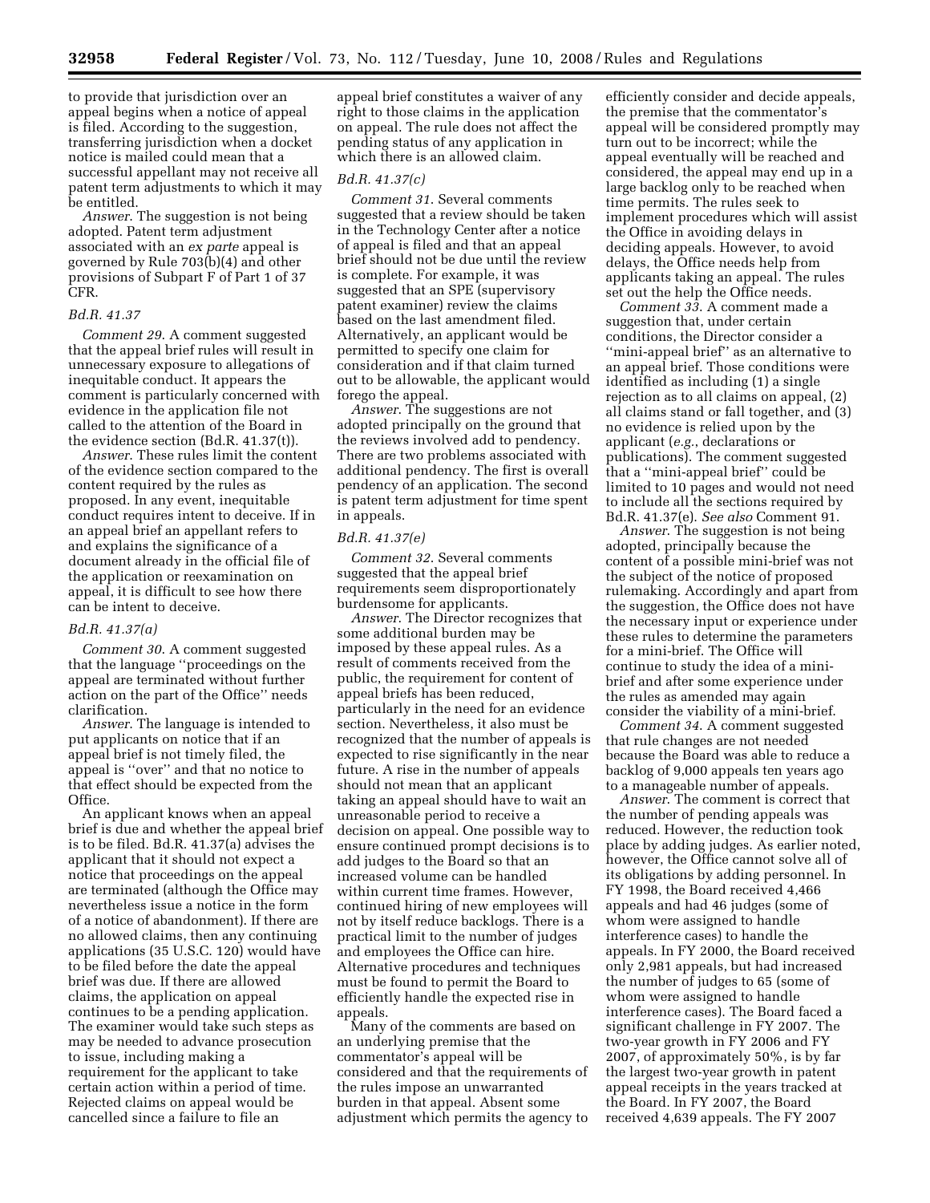to provide that jurisdiction over an appeal begins when a notice of appeal is filed. According to the suggestion, transferring jurisdiction when a docket notice is mailed could mean that a successful appellant may not receive all patent term adjustments to which it may be entitled.

*Answer*. The suggestion is not being adopted. Patent term adjustment associated with an *ex parte* appeal is governed by Rule 703(b)(4) and other provisions of Subpart F of Part 1 of 37 CFR.

### *Bd.R. 41.37*

*Comment 29*. A comment suggested that the appeal brief rules will result in unnecessary exposure to allegations of inequitable conduct. It appears the comment is particularly concerned with evidence in the application file not called to the attention of the Board in the evidence section (Bd.R. 41.37(t)).

*Answer*. These rules limit the content of the evidence section compared to the content required by the rules as proposed. In any event, inequitable conduct requires intent to deceive. If in an appeal brief an appellant refers to and explains the significance of a document already in the official file of the application or reexamination on appeal, it is difficult to see how there can be intent to deceive.

### *Bd.R. 41.37(a)*

*Comment 30*. A comment suggested that the language ''proceedings on the appeal are terminated without further action on the part of the Office'' needs clarification.

*Answer*. The language is intended to put applicants on notice that if an appeal brief is not timely filed, the appeal is ''over'' and that no notice to that effect should be expected from the Office.

An applicant knows when an appeal brief is due and whether the appeal brief is to be filed. Bd.R. 41.37(a) advises the applicant that it should not expect a notice that proceedings on the appeal are terminated (although the Office may nevertheless issue a notice in the form of a notice of abandonment). If there are no allowed claims, then any continuing applications (35 U.S.C. 120) would have to be filed before the date the appeal brief was due. If there are allowed claims, the application on appeal continues to be a pending application. The examiner would take such steps as may be needed to advance prosecution to issue, including making a requirement for the applicant to take certain action within a period of time. Rejected claims on appeal would be cancelled since a failure to file an appeal brief constitutes a waiver of any right to those claims in the application on appeal. The rule does not affect the pending status of any application in which there is an allowed claim.

### *Bd.R. 41.37(c)*

*Comment 31*. Several comments suggested that a review should be taken in the Technology Center after a notice of appeal is filed and that an appeal brief should not be due until the review is complete. For example, it was suggested that an SPE (supervisory patent examiner) review the claims based on the last amendment filed. Alternatively, an applicant would be permitted to specify one claim for consideration and if that claim turned out to be allowable, the applicant would forego the appeal.

*Answer*. The suggestions are not adopted principally on the ground that the reviews involved add to pendency. There are two problems associated with additional pendency. The first is overall pendency of an application. The second is patent term adjustment for time spent in appeals.

### *Bd.R. 41.37(e)*

*Comment 32*. Several comments suggested that the appeal brief requirements seem disproportionately burdensome for applicants.

*Answer*. The Director recognizes that some additional burden may be imposed by these appeal rules. As a result of comments received from the public, the requirement for content of appeal briefs has been reduced, particularly in the need for an evidence section. Nevertheless, it also must be recognized that the number of appeals is expected to rise significantly in the near future. A rise in the number of appeals should not mean that an applicant taking an appeal should have to wait an unreasonable period to receive a decision on appeal. One possible way to ensure continued prompt decisions is to add judges to the Board so that an increased volume can be handled within current time frames. However, continued hiring of new employees will not by itself reduce backlogs. There is a practical limit to the number of judges and employees the Office can hire. Alternative procedures and techniques must be found to permit the Board to efficiently handle the expected rise in appeals.

Many of the comments are based on an underlying premise that the commentator's appeal will be considered and that the requirements of the rules impose an unwarranted burden in that appeal. Absent some adjustment which permits the agency to efficiently consider and decide appeals, the premise that the commentator's appeal will be considered promptly may turn out to be incorrect; while the appeal eventually will be reached and considered, the appeal may end up in a large backlog only to be reached when time permits. The rules seek to implement procedures which will assist the Office in avoiding delays in deciding appeals. However, to avoid delays, the Office needs help from applicants taking an appeal. The rules set out the help the Office needs.

*Comment 33*. A comment made a suggestion that, under certain conditions, the Director consider a ''mini-appeal brief'' as an alternative to an appeal brief. Those conditions were identified as including (1) a single rejection as to all claims on appeal, (2) all claims stand or fall together, and (3) no evidence is relied upon by the applicant (*e.g.*, declarations or publications). The comment suggested that a ''mini-appeal brief'' could be limited to 10 pages and would not need to include all the sections required by Bd.R. 41.37(e). *See also* Comment 91.

*Answer*. The suggestion is not being adopted, principally because the content of a possible mini-brief was not the subject of the notice of proposed rulemaking. Accordingly and apart from the suggestion, the Office does not have the necessary input or experience under these rules to determine the parameters for a mini-brief. The Office will continue to study the idea of a mini-brief and after some experience under the rules as amended may again consider the viability of a mini-brief.

*Comment 34*. A comment suggested that rule changes are not needed because the Board was able to reduce a backlog of 9,000 appeals ten years ago to a manageable number of appeals.

*Answer*. The comment is correct that the number of pending appeals was reduced. However, the reduction took place by adding judges. As earlier noted, however, the Office cannot solve all of its obligations by adding personnel. In FY 1998, the Board received 4,466 appeals and had 46 judges (some of whom were assigned to handle interference cases) to handle the appeals. In FY 2000, the Board received only 2,981 appeals, but had increased the number of judges to 65 (some of whom were assigned to handle interference cases). The Board faced a significant challenge in FY 2007. The two-year growth in FY 2006 and FY 2007, of approximately 50%, is by far the largest two-year growth in patent appeal receipts in the years tracked at the Board. In FY 2007, the Board received 4,639 appeals. The FY 2007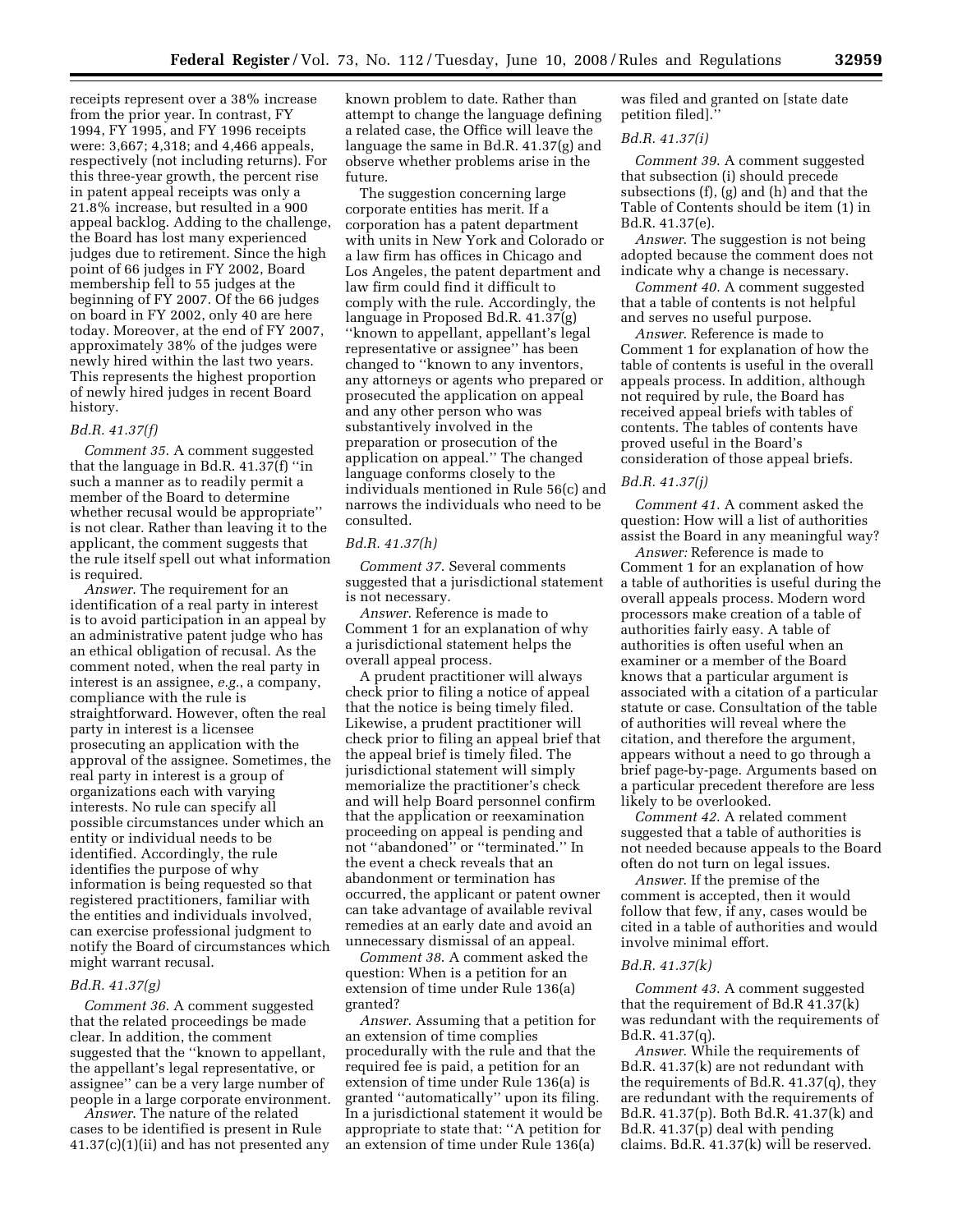receipts represent over a 38% increase from the prior year. In contrast, FY 1994, FY 1995, and FY 1996 receipts were: 3,667; 4,318; and 4,466 appeals, respectively (not including returns). For this three-year growth, the percent rise in patent appeal receipts was only a 21.8% increase, but resulted in a 900 appeal backlog. Adding to the challenge, the Board has lost many experienced judges due to retirement. Since the high point of 66 judges in FY 2002, Board membership fell to 55 judges at the beginning of FY 2007. Of the 66 judges on board in FY 2002, only 40 are here today. Moreover, at the end of FY 2007, approximately 38% of the judges were newly hired within the last two years. This represents the highest proportion of newly hired judges in recent Board history.

### *Bd.R. 41.37(f)*

*Comment 35*. A comment suggested that the language in Bd.R. 41.37(f) ''in such a manner as to readily permit a member of the Board to determine whether recusal would be appropriate'' is not clear. Rather than leaving it to the applicant, the comment suggests that the rule itself spell out what information is required.

*Answer*. The requirement for an identification of a real party in interest is to avoid participation in an appeal by an administrative patent judge who has an ethical obligation of recusal. As the comment noted, when the real party in interest is an assignee, *e.g.*, a company, compliance with the rule is straightforward. However, often the real party in interest is a licensee prosecuting an application with the approval of the assignee. Sometimes, the real party in interest is a group of organizations each with varying interests. No rule can specify all possible circumstances under which an entity or individual needs to be identified. Accordingly, the rule identifies the purpose of why information is being requested so that registered practitioners, familiar with the entities and individuals involved, can exercise professional judgment to notify the Board of circumstances which might warrant recusal.

### *Bd.R. 41.37(g)*

*Comment 36*. A comment suggested that the related proceedings be made clear. In addition, the comment suggested that the ''known to appellant, the appellant's legal representative, or assignee'' can be a very large number of people in a large corporate environment.

*Answer*. The nature of the related cases to be identified is present in Rule 41.37(c)(1)(ii) and has not presented any known problem to date. Rather than attempt to change the language defining a related case, the Office will leave the language the same in Bd.R. 41.37(g) and observe whether problems arise in the future.

The suggestion concerning large corporate entities has merit. If a corporation has a patent department with units in New York and Colorado or a law firm has offices in Chicago and Los Angeles, the patent department and law firm could find it difficult to comply with the rule. Accordingly, the language in Proposed Bd.R. 41.37(g) ''known to appellant, appellant's legal representative or assignee'' has been changed to ''known to any inventors, any attorneys or agents who prepared or prosecuted the application on appeal and any other person who was substantively involved in the preparation or prosecution of the application on appeal.'' The changed language conforms closely to the individuals mentioned in Rule 56(c) and narrows the individuals who need to be consulted.

### *Bd.R. 41.37(h)*

*Comment 37*. Several comments suggested that a jurisdictional statement is not necessary.

*Answer*. Reference is made to Comment 1 for an explanation of why a jurisdictional statement helps the overall appeal process.

A prudent practitioner will always check prior to filing a notice of appeal that the notice is being timely filed. Likewise, a prudent practitioner will check prior to filing an appeal brief that the appeal brief is timely filed. The jurisdictional statement will simply memorialize the practitioner's check and will help Board personnel confirm that the application or reexamination proceeding on appeal is pending and not ''abandoned'' or ''terminated.'' In the event a check reveals that an abandonment or termination has occurred, the applicant or patent owner can take advantage of available revival remedies at an early date and avoid an unnecessary dismissal of an appeal.

*Comment 38*. A comment asked the question: When is a petition for an extension of time under Rule 136(a) granted?

*Answer*. Assuming that a petition for an extension of time complies procedurally with the rule and that the required fee is paid, a petition for an extension of time under Rule 136(a) is granted ''automatically'' upon its filing. In a jurisdictional statement it would be appropriate to state that: ''A petition for an extension of time under Rule 136(a) was filed and granted on [state date petition filed].''

### *Bd.R. 41.37(i)*

*Comment 39*. A comment suggested that subsection (i) should precede subsections (f), (g) and (h) and that the Table of Contents should be item (1) in Bd.R. 41.37(e).

*Answer*. The suggestion is not being adopted because the comment does not indicate why a change is necessary.

*Comment 40*. A comment suggested that a table of contents is not helpful and serves no useful purpose.

*Answer*. Reference is made to Comment 1 for explanation of how the table of contents is useful in the overall appeals process. In addition, although not required by rule, the Board has received appeal briefs with tables of contents. The tables of contents have proved useful in the Board's consideration of those appeal briefs.

### *Bd.R. 41.37(j)*

*Comment 41*. A comment asked the question: How will a list of authorities assist the Board in any meaningful way?

*Answer:* Reference is made to Comment 1 for an explanation of how a table of authorities is useful during the overall appeals process. Modern word processors make creation of a table of authorities fairly easy. A table of authorities is often useful when an examiner or a member of the Board knows that a particular argument is associated with a citation of a particular statute or case. Consultation of the table of authorities will reveal where the citation, and therefore the argument, appears without a need to go through a brief page-by-page. Arguments based on a particular precedent therefore are less likely to be overlooked.

*Comment 42*. A related comment suggested that a table of authorities is not needed because appeals to the Board often do not turn on legal issues.

*Answer*. If the premise of the comment is accepted, then it would follow that few, if any, cases would be cited in a table of authorities and would involve minimal effort.

### *Bd.R. 41.37(k)*

*Comment 43*. A comment suggested that the requirement of Bd.R 41.37(k) was redundant with the requirements of Bd.R. 41.37(q).

*Answer*. While the requirements of Bd.R. 41.37(k) are not redundant with the requirements of Bd.R. 41.37(q), they are redundant with the requirements of Bd.R. 41.37(p). Both Bd.R. 41.37(k) and Bd.R. 41.37(p) deal with pending claims. Bd.R. 41.37(k) will be reserved.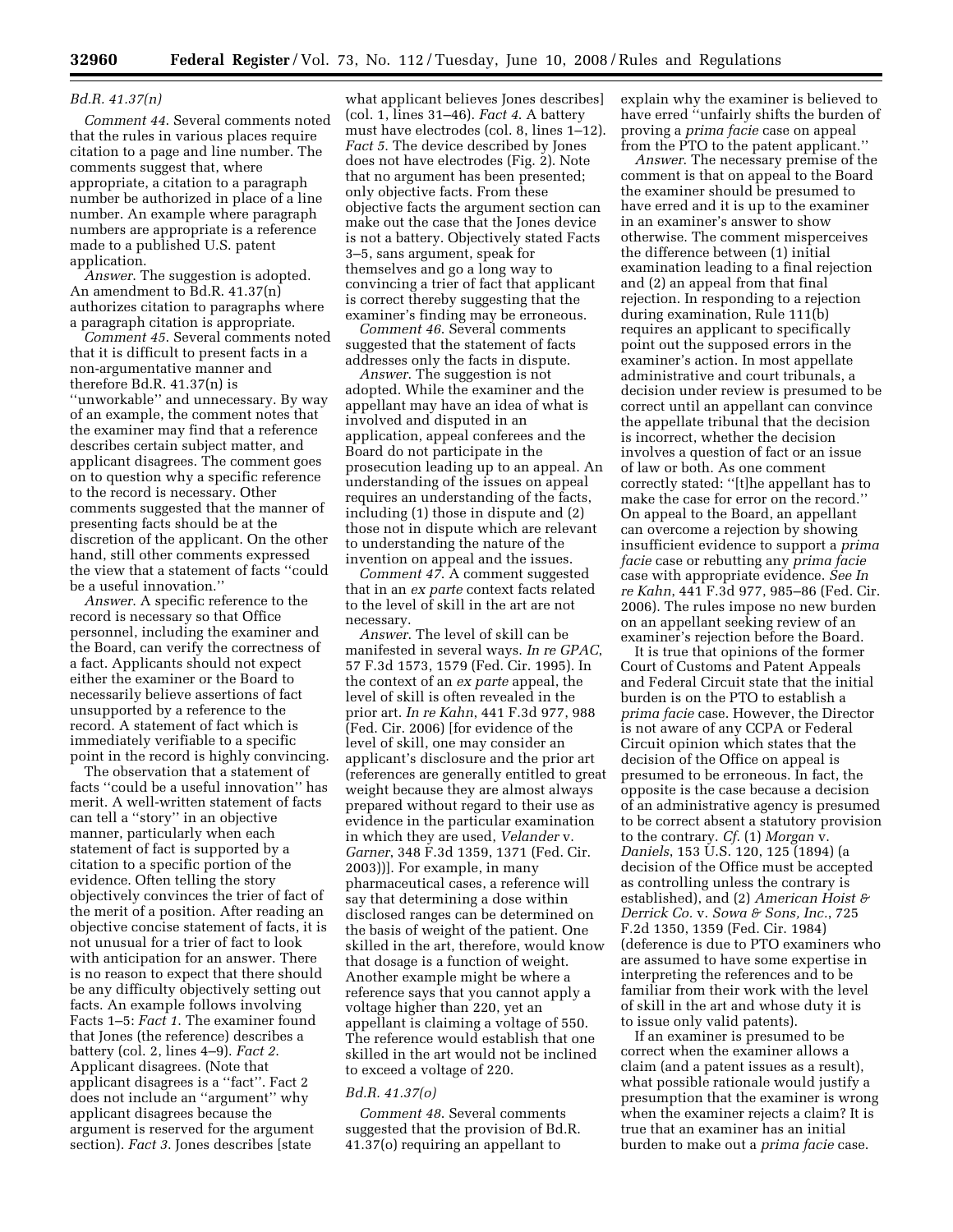*Bd.R. 41.37(n)*

*Comment 44.* Several comments noted that the rules in various places require citation to a page and line number. The comments suggest that, where appropriate, a citation to a paragraph number be authorized in place of a line number. An example where paragraph numbers are appropriate is a reference made to a published U.S. patent application.

*Answer.* The suggestion is adopted. An amendment to Bd.R. 41.37(n) authorizes citation to paragraphs where a paragraph citation is appropriate.

*Comment 45.* Several comments noted that it is difficult to present facts in a non-argumentative manner and therefore Bd.R. 41.37(n) is ''unworkable'' and unnecessary. By way of an example, the comment notes that the examiner may find that a reference describes certain subject matter, and applicant disagrees. The comment goes on to question why a specific reference to the record is necessary. Other comments suggested that the manner of presenting facts should be at the discretion of the applicant. On the other hand, still other comments expressed the view that a statement of facts ''could be a useful innovation.''

*Answer.* A specific reference to the record is necessary so that Office personnel, including the examiner and the Board, can verify the correctness of a fact. Applicants should not expect either the examiner or the Board to necessarily believe assertions of fact unsupported by a reference to the record. A statement of fact which is immediately verifiable to a specific point in the record is highly convincing.

The observation that a statement of facts ''could be a useful innovation'' has merit. A well-written statement of facts can tell a ''story'' in an objective manner, particularly when each statement of fact is supported by a citation to a specific portion of the evidence. Often telling the story objectively convinces the trier of fact of the merit of a position. After reading an objective concise statement of facts, it is not unusual for a trier of fact to look with anticipation for an answer. There is no reason to expect that there should be any difficulty objectively setting out facts. An example follows involving Facts 1–5: *Fact 1.* The examiner found that Jones (the reference) describes a battery (col. 2, lines 4–9). *Fact 2.* Applicant disagrees. (Note that applicant disagrees is a ''fact''. Fact 2 does not include an ''argument'' why applicant disagrees because the argument is reserved for the argument section). *Fact 3.* Jones describes [state what applicant believes Jones describes] (col. 1, lines 31–46). *Fact 4.* A battery must have electrodes (col. 8, lines 1–12). *Fact 5.* The device described by Jones does not have electrodes (Fig. 2). Note that no argument has been presented; only objective facts. From these objective facts the argument section can make out the case that the Jones device is not a battery. Objectively stated Facts 3–5, sans argument, speak for themselves and go a long way to convincing a trier of fact that applicant is correct thereby suggesting that the examiner's finding may be erroneous.

*Comment 46.* Several comments suggested that the statement of facts addresses only the facts in dispute.

*Answer.* The suggestion is not adopted. While the examiner and the appellant may have an idea of what is involved and disputed in an application, appeal conferees and the Board do not participate in the prosecution leading up to an appeal. An understanding of the issues on appeal requires an understanding of the facts, including (1) those in dispute and (2) those not in dispute which are relevant to understanding the nature of the invention on appeal and the issues.

*Comment 47.* A comment suggested that in an *ex parte* context facts related to the level of skill in the art are not necessary.

*Answer.* The level of skill can be manifested in several ways. *In re GPAC*, 57 F.3d 1573, 1579 (Fed. Cir. 1995). In the context of an *ex parte* appeal, the level of skill is often revealed in the prior art. *In re Kahn*, 441 F.3d 977, 988 (Fed. Cir. 2006) [for evidence of the level of skill, one may consider an applicant's disclosure and the prior art (references are generally entitled to great weight because they are almost always prepared without regard to their use as evidence in the particular examination in which they are used, *Velander* v. *Garner*, 348 F.3d 1359, 1371 (Fed. Cir. 2003))]. For example, in many pharmaceutical cases, a reference will say that determining a dose within disclosed ranges can be determined on the basis of weight of the patient. One skilled in the art, therefore, would know that dosage is a function of weight. Another example might be where a reference says that you cannot apply a voltage higher than 220, yet an appellant is claiming a voltage of 550. The reference would establish that one skilled in the art would not be inclined to exceed a voltage of 220.

*Bd.R. 41.37(o)*

*Comment 48.* Several comments suggested that the provision of Bd.R. 41.37(o) requiring an appellant to explain why the examiner is believed to have erred ''unfairly shifts the burden of proving a *prima facie* case on appeal from the PTO to the patent applicant.''

*Answer.* The necessary premise of the comment is that on appeal to the Board the examiner should be presumed to have erred and it is up to the examiner in an examiner's answer to show otherwise. The comment misperceives the difference between (1) initial examination leading to a final rejection and (2) an appeal from that final rejection. In responding to a rejection during examination, Rule 111(b) requires an applicant to specifically point out the supposed errors in the examiner's action. In most appellate administrative and court tribunals, a decision under review is presumed to be correct until an appellant can convince the appellate tribunal that the decision is incorrect, whether the decision involves a question of fact or an issue of law or both. As one comment correctly stated: ''[t]he appellant has to make the case for error on the record.'' On appeal to the Board, an appellant can overcome a rejection by showing insufficient evidence to support a *prima facie* case or rebutting any *prima facie* case with appropriate evidence. *See In re Kahn*, 441 F.3d 977, 985–86 (Fed. Cir. 2006). The rules impose no new burden on an appellant seeking review of an examiner's rejection before the Board.

It is true that opinions of the former Court of Customs and Patent Appeals and Federal Circuit state that the initial burden is on the PTO to establish a *prima facie* case. However, the Director is not aware of any CCPA or Federal Circuit opinion which states that the decision of the Office on appeal is presumed to be erroneous. In fact, the opposite is the case because a decision of an administrative agency is presumed to be correct absent a statutory provision to the contrary. *Cf.* (1) *Morgan* v. *Daniels*, 153 U.S. 120, 125 (1894) (a decision of the Office must be accepted as controlling unless the contrary is established), and (2) *American Hoist & Derrick Co.* v. *Sowa & Sons, Inc.*, 725 F.2d 1350, 1359 (Fed. Cir. 1984) (deference is due to PTO examiners who are assumed to have some expertise in interpreting the references and to be familiar from their work with the level of skill in the art and whose duty it is to issue only valid patents).

If an examiner is presumed to be correct when the examiner allows a claim (and a patent issues as a result), what possible rationale would justify a presumption that the examiner is wrong when the examiner rejects a claim? It is true that an examiner has an initial burden to make out a *prima facie* case.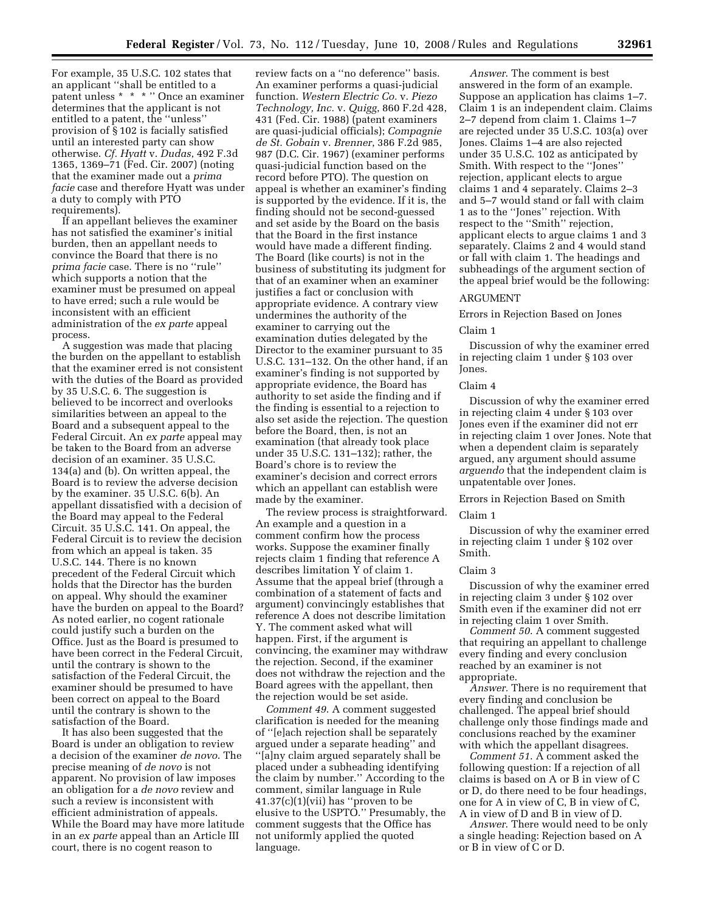For example, 35 U.S.C. 102 states that an applicant ''shall be entitled to a patent unless * * * '' Once an examiner determines that the applicant is not entitled to a patent, the ''unless'' provision of § 102 is facially satisfied until an interested party can show otherwise. *Cf. Hyatt* v. *Dudas*, 492 F.3d 1365, 1369–71 (Fed. Cir. 2007) (noting that the examiner made out a *prima facie* case and therefore Hyatt was under a duty to comply with PTO requirements).

If an appellant believes the examiner has not satisfied the examiner's initial burden, then an appellant needs to convince the Board that there is no *prima facie* case. There is no ''rule'' which supports a notion that the examiner must be presumed on appeal to have erred; such a rule would be inconsistent with an efficient administration of the *ex parte* appeal process.

A suggestion was made that placing the burden on the appellant to establish that the examiner erred is not consistent with the duties of the Board as provided by 35 U.S.C. 6. The suggestion is believed to be incorrect and overlooks similarities between an appeal to the Board and a subsequent appeal to the Federal Circuit. An *ex parte* appeal may be taken to the Board from an adverse decision of an examiner. 35 U.S.C. 134(a) and (b). On written appeal, the Board is to review the adverse decision by the examiner. 35 U.S.C. 6(b). An appellant dissatisfied with a decision of the Board may appeal to the Federal Circuit. 35 U.S.C. 141. On appeal, the Federal Circuit is to review the decision from which an appeal is taken. 35 U.S.C. 144. There is no known precedent of the Federal Circuit which holds that the Director has the burden on appeal. Why should the examiner have the burden on appeal to the Board? As noted earlier, no cogent rationale could justify such a burden on the Office. Just as the Board is presumed to have been correct in the Federal Circuit, until the contrary is shown to the satisfaction of the Federal Circuit, the examiner should be presumed to have been correct on appeal to the Board until the contrary is shown to the satisfaction of the Board.

It has also been suggested that the Board is under an obligation to review a decision of the examiner *de novo*. The precise meaning of *de novo* is not apparent. No provision of law imposes an obligation for a *de novo* review and such a review is inconsistent with efficient administration of appeals. While the Board may have more latitude in an *ex parte* appeal than an Article III court, there is no cogent reason to review facts on a ''no deference'' basis. An examiner performs a quasi-judicial function. *Western Electric Co.* v. *Piezo Technology, Inc.* v. *Quigg*, 860 F.2d 428, 431 (Fed. Cir. 1988) (patent examiners are quasi-judicial officials); *Compagnie de St. Gobain* v. *Brenner*, 386 F.2d 985, 987 (D.C. Cir. 1967) (examiner performs quasi-judicial function based on the record before PTO). The question on appeal is whether an examiner's finding is supported by the evidence. If it is, the finding should not be second-guessed and set aside by the Board on the basis that the Board in the first instance would have made a different finding. The Board (like courts) is not in the business of substituting its judgment for that of an examiner when an examiner justifies a fact or conclusion with appropriate evidence. A contrary view undermines the authority of the examiner to carrying out the examination duties delegated by the Director to the examiner pursuant to 35 U.S.C. 131–132. On the other hand, if an examiner's finding is not supported by appropriate evidence, the Board has authority to set aside the finding and if the finding is essential to a rejection to also set aside the rejection. The question before the Board, then, is not an examination (that already took place under 35 U.S.C. 131–132); rather, the Board's chore is to review the examiner's decision and correct errors which an appellant can establish were made by the examiner.

The review process is straightforward. An example and a question in a comment confirm how the process works. Suppose the examiner finally rejects claim 1 finding that reference A describes limitation Y of claim 1. Assume that the appeal brief (through a combination of a statement of facts and argument) convincingly establishes that reference A does not describe limitation Y. The comment asked what will happen. First, if the argument is convincing, the examiner may withdraw the rejection. Second, if the examiner does not withdraw the rejection and the Board agrees with the appellant, then the rejection would be set aside.

*Comment 49*. A comment suggested clarification is needed for the meaning of ''[e]ach rejection shall be separately argued under a separate heading'' and ''[a]ny claim argued separately shall be placed under a subheading identifying the claim by number.'' According to the comment, similar language in Rule 41.37(c)(1)(vii) has ''proven to be elusive to the USPTO.'' Presumably, the comment suggests that the Office has not uniformly applied the quoted language.

*Answer*. The comment is best answered in the form of an example. Suppose an application has claims 1–7. Claim 1 is an independent claim. Claims 2–7 depend from claim 1. Claims 1–7 are rejected under 35 U.S.C. 103(a) over Jones. Claims 1–4 are also rejected under 35 U.S.C. 102 as anticipated by Smith. With respect to the ''Jones'' rejection, applicant elects to argue claims 1 and 4 separately. Claims 2–3 and 5–7 would stand or fall with claim 1 as to the ''Jones'' rejection. With respect to the ''Smith'' rejection, applicant elects to argue claims 1 and 3 separately. Claims 2 and 4 would stand or fall with claim 1. The headings and subheadings of the argument section of the appeal brief would be the following:

ARGUMENT

Errors in Rejection Based on Jones

Claim 1

Discussion of why the examiner erred in rejecting claim 1 under § 103 over Jones.

Claim 4

Discussion of why the examiner erred in rejecting claim 4 under § 103 over Jones even if the examiner did not err in rejecting claim 1 over Jones. Note that when a dependent claim is separately argued, any argument should assume *arguendo* that the independent claim is unpatentable over Jones.

Errors in Rejection Based on Smith

Claim 1

Discussion of why the examiner erred in rejecting claim 1 under § 102 over Smith.

Claim 3

Discussion of why the examiner erred in rejecting claim 3 under § 102 over Smith even if the examiner did not err in rejecting claim 1 over Smith.

*Comment 50*. A comment suggested that requiring an appellant to challenge every finding and every conclusion reached by an examiner is not appropriate.

*Answer.* There is no requirement that every finding and conclusion be challenged. The appeal brief should challenge only those findings made and conclusions reached by the examiner with which the appellant disagrees.

*Comment 51*. A comment asked the following question: If a rejection of all claims is based on A or B in view of C or D, do there need to be four headings, one for A in view of C, B in view of C, A in view of D and B in view of D.

*Answer*. There would need to be only a single heading: Rejection based on A or B in view of C or D.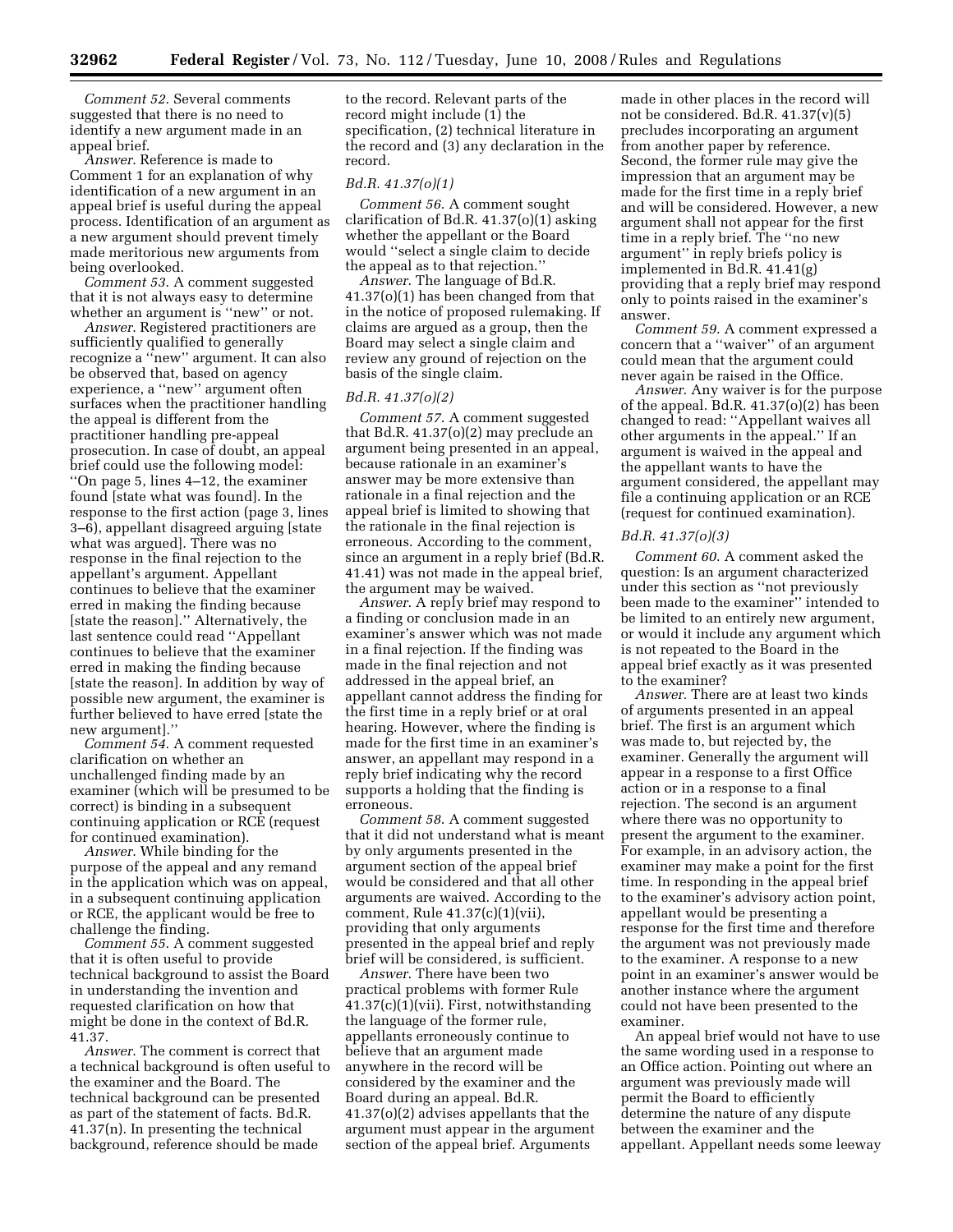*Comment 52.* Several comments suggested that there is no need to identify a new argument made in an appeal brief.

*Answer.* Reference is made to Comment 1 for an explanation of why identification of a new argument in an appeal brief is useful during the appeal process. Identification of an argument as a new argument should prevent timely made meritorious new arguments from being overlooked.

*Comment 53.* A comment suggested that it is not always easy to determine whether an argument is ''new'' or not.

*Answer.* Registered practitioners are sufficiently qualified to generally recognize a ''new'' argument. It can also be observed that, based on agency experience, a ''new'' argument often surfaces when the practitioner handling the appeal is different from the practitioner handling pre-appeal prosecution. In case of doubt, an appeal brief could use the following model: ''On page 5, lines 4–12, the examiner found [state what was found]. In the response to the first action (page 3, lines 3–6), appellant disagreed arguing [state what was argued]. There was no response in the final rejection to the appellant's argument. Appellant continues to believe that the examiner erred in making the finding because [state the reason].'' Alternatively, the last sentence could read ''Appellant continues to believe that the examiner erred in making the finding because [state the reason]. In addition by way of possible new argument, the examiner is further believed to have erred [state the new argument].''

*Comment 54.* A comment requested clarification on whether an unchallenged finding made by an examiner (which will be presumed to be correct) is binding in a subsequent continuing application or RCE (request for continued examination).

*Answer.* While binding for the purpose of the appeal and any remand in the application which was on appeal, in a subsequent continuing application or RCE, the applicant would be free to challenge the finding.

*Comment 55.* A comment suggested that it is often useful to provide technical background to assist the Board in understanding the invention and requested clarification on how that might be done in the context of Bd.R. 41.37.

*Answer.* The comment is correct that a technical background is often useful to the examiner and the Board. The technical background can be presented as part of the statement of facts. Bd.R. 41.37(n). In presenting the technical background, reference should be made to the record. Relevant parts of the record might include (1) the specification, (2) technical literature in the record and (3) any declaration in the record.

### *Bd.R. 41.37(o)(1)*

*Comment 56.* A comment sought clarification of Bd.R. 41.37(o)(1) asking whether the appellant or the Board would ''select a single claim to decide the appeal as to that rejection.''

*Answer.* The language of Bd.R. 41.37(o)(1) has been changed from that in the notice of proposed rulemaking. If claims are argued as a group, then the Board may select a single claim and review any ground of rejection on the basis of the single claim.

### *Bd.R. 41.37(o)(2)*

*Comment 57.* A comment suggested that Bd.R. 41.37(o)(2) may preclude an argument being presented in an appeal, because rationale in an examiner's answer may be more extensive than rationale in a final rejection and the appeal brief is limited to showing that the rationale in the final rejection is erroneous. According to the comment, since an argument in a reply brief (Bd.R. 41.41) was not made in the appeal brief, the argument may be waived.

*Answer.* A reply brief may respond to a finding or conclusion made in an examiner's answer which was not made in a final rejection. If the finding was made in the final rejection and not addressed in the appeal brief, an appellant cannot address the finding for the first time in a reply brief or at oral hearing. However, where the finding is made for the first time in an examiner's answer, an appellant may respond in a reply brief indicating why the record supports a holding that the finding is erroneous.

*Comment 58.* A comment suggested that it did not understand what is meant by only arguments presented in the argument section of the appeal brief would be considered and that all other arguments are waived. According to the comment, Rule 41.37(c)(1)(vii), providing that only arguments presented in the appeal brief and reply brief will be considered, is sufficient.

*Answer.* There have been two practical problems with former Rule 41.37(c)(1)(vii). First, notwithstanding the language of the former rule, appellants erroneously continue to believe that an argument made anywhere in the record will be considered by the examiner and the Board during an appeal. Bd.R. 41.37(o)(2) advises appellants that the argument must appear in the argument section of the appeal brief. Arguments made in other places in the record will not be considered. Bd.R. 41.37(v)(5) precludes incorporating an argument from another paper by reference. Second, the former rule may give the impression that an argument may be made for the first time in a reply brief and will be considered. However, a new argument shall not appear for the first time in a reply brief. The ''no new argument'' in reply briefs policy is implemented in Bd.R. 41.41(g) providing that a reply brief may respond only to points raised in the examiner's answer.

*Comment 59.* A comment expressed a concern that a ''waiver'' of an argument could mean that the argument could never again be raised in the Office.

*Answer.* Any waiver is for the purpose of the appeal. Bd.R. 41.37(o)(2) has been changed to read: ''Appellant waives all other arguments in the appeal.'' If an argument is waived in the appeal and the appellant wants to have the argument considered, the appellant may file a continuing application or an RCE (request for continued examination).

### *Bd.R. 41.37(o)(3)*

*Comment 60.* A comment asked the question: Is an argument characterized under this section as ''not previously been made to the examiner'' intended to be limited to an entirely new argument, or would it include any argument which is not repeated to the Board in the appeal brief exactly as it was presented to the examiner?

*Answer.* There are at least two kinds of arguments presented in an appeal brief. The first is an argument which was made to, but rejected by, the examiner. Generally the argument will appear in a response to a first Office action or in a response to a final rejection. The second is an argument where there was no opportunity to present the argument to the examiner. For example, in an advisory action, the examiner may make a point for the first time. In responding in the appeal brief to the examiner's advisory action point, appellant would be presenting a response for the first time and therefore the argument was not previously made to the examiner. A response to a new point in an examiner's answer would be another instance where the argument could not have been presented to the examiner.

An appeal brief would not have to use the same wording used in a response to an Office action. Pointing out where an argument was previously made will permit the Board to efficiently determine the nature of any dispute between the examiner and the appellant. Appellant needs some leeway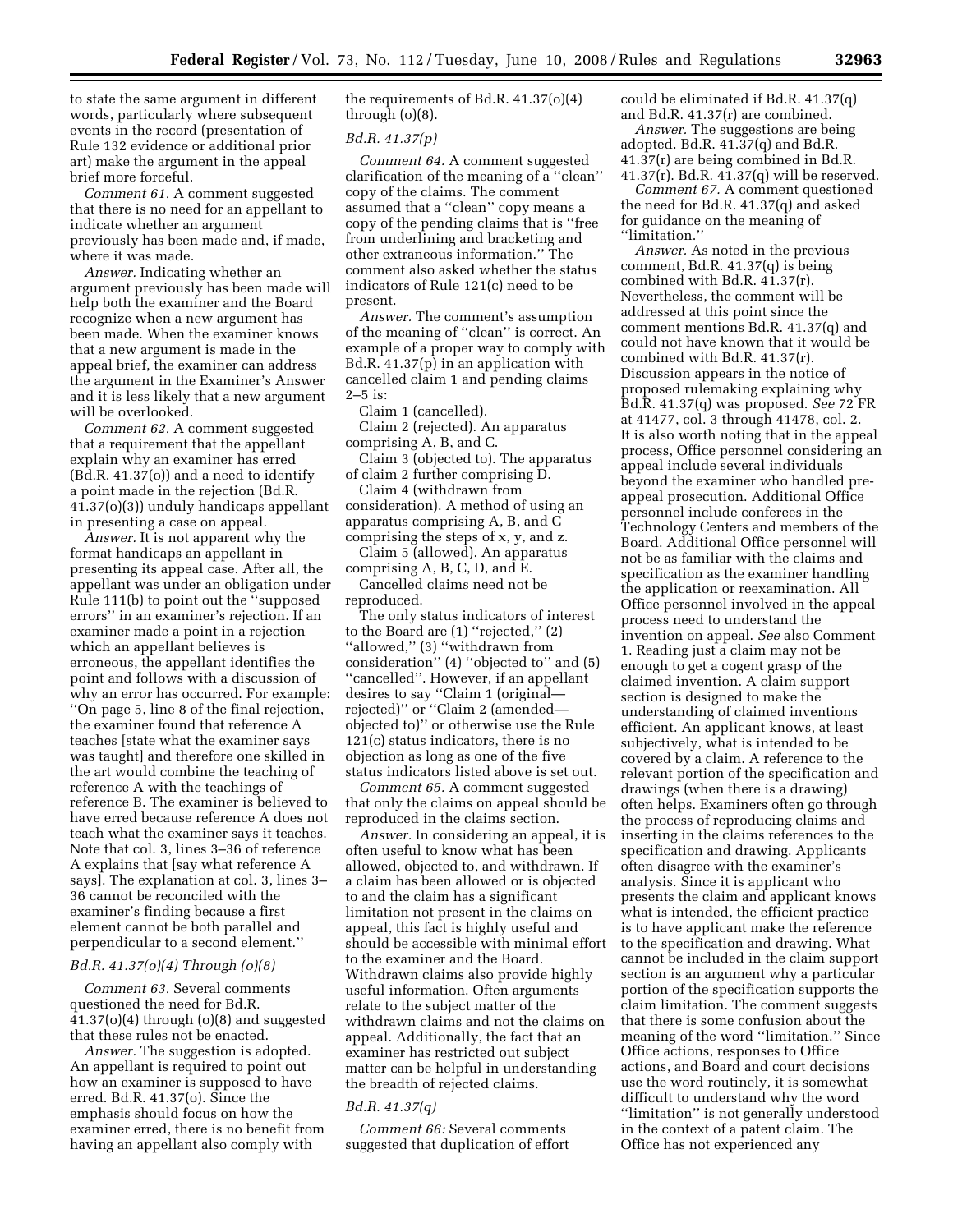to state the same argument in different words, particularly where subsequent events in the record (presentation of Rule 132 evidence or additional prior art) make the argument in the appeal brief more forceful.

*Comment 61.* A comment suggested that there is no need for an appellant to indicate whether an argument previously has been made and, if made, where it was made.

*Answer.* Indicating whether an argument previously has been made will help both the examiner and the Board recognize when a new argument has been made. When the examiner knows that a new argument is made in the appeal brief, the examiner can address the argument in the Examiner's Answer and it is less likely that a new argument will be overlooked.

*Comment 62.* A comment suggested that a requirement that the appellant explain why an examiner has erred (Bd.R. 41.37(o)) and a need to identify a point made in the rejection (Bd.R. 41.37(o)(3)) unduly handicaps appellant in presenting a case on appeal.

*Answer.* It is not apparent why the format handicaps an appellant in presenting its appeal case. After all, the appellant was under an obligation under Rule 111(b) to point out the ''supposed errors'' in an examiner's rejection. If an examiner made a point in a rejection which an appellant believes is erroneous, the appellant identifies the point and follows with a discussion of why an error has occurred. For example: ''On page 5, line 8 of the final rejection, the examiner found that reference A teaches [state what the examiner says was taught] and therefore one skilled in the art would combine the teaching of reference A with the teachings of reference B. The examiner is believed to have erred because reference A does not teach what the examiner says it teaches. Note that col. 3, lines 3–36 of reference A explains that [say what reference A says]. The explanation at col. 3, lines 3–36 cannot be reconciled with the examiner's finding because a first element cannot be both parallel and perpendicular to a second element.''

### *Bd.R. 41.37(o)(4) Through (o)(8)*

*Comment 63.* Several comments questioned the need for Bd.R. 41.37(o)(4) through (o)(8) and suggested that these rules not be enacted.

*Answer.* The suggestion is adopted. An appellant is required to point out how an examiner is supposed to have erred. Bd.R. 41.37(o). Since the emphasis should focus on how the examiner erred, there is no benefit from having an appellant also comply with the requirements of Bd.R. 41.37(o)(4) through (o)(8).

### *Bd.R. 41.37(p)*

*Comment 64.* A comment suggested clarification of the meaning of a ''clean'' copy of the claims. The comment assumed that a ''clean'' copy means a copy of the pending claims that is ''free from underlining and bracketing and other extraneous information.'' The comment also asked whether the status indicators of Rule 121(c) need to be present.

*Answer.* The comment's assumption of the meaning of ''clean'' is correct. An example of a proper way to comply with Bd.R. 41.37(p) in an application with cancelled claim 1 and pending claims 2–5 is:

Claim 1 (cancelled).

Claim 2 (rejected). An apparatus comprising A, B, and C.

Claim 3 (objected to). The apparatus of claim 2 further comprising D.

Claim 4 (withdrawn from consideration). A method of using an apparatus comprising A, B, and C comprising the steps of x, y, and z.

Claim 5 (allowed). An apparatus comprising A, B, C, D, and E.

Cancelled claims need not be reproduced.

The only status indicators of interest to the Board are (1) ''rejected,'' (2) ''allowed,'' (3) ''withdrawn from consideration'' (4) ''objected to'' and (5) ''cancelled''. However, if an appellant desires to say ''Claim 1 (original—rejected)'' or ''Claim 2 (amended—objected to)'' or otherwise use the Rule 121(c) status indicators, there is no objection as long as one of the five status indicators listed above is set out.

*Comment 65.* A comment suggested that only the claims on appeal should be reproduced in the claims section.

*Answer.* In considering an appeal, it is often useful to know what has been allowed, objected to, and withdrawn. If a claim has been allowed or is objected to and the claim has a significant limitation not present in the claims on appeal, this fact is highly useful and should be accessible with minimal effort to the examiner and the Board. Withdrawn claims also provide highly useful information. Often arguments relate to the subject matter of the withdrawn claims and not the claims on appeal. Additionally, the fact that an examiner has restricted out subject matter can be helpful in understanding the breadth of rejected claims.

### *Bd.R. 41.37(q)*

*Comment 66:* Several comments suggested that duplication of effort could be eliminated if Bd.R. 41.37(q) and Bd.R. 41.37(r) are combined.

*Answer.* The suggestions are being adopted. Bd.R. 41.37(q) and Bd.R. 41.37(r) are being combined in Bd.R. 41.37(r). Bd.R. 41.37(q) will be reserved.

*Comment 67.* A comment questioned the need for Bd.R. 41.37(q) and asked for guidance on the meaning of ''limitation.''

*Answer.* As noted in the previous comment, Bd.R. 41.37(q) is being combined with Bd.R. 41.37(r). Nevertheless, the comment will be addressed at this point since the comment mentions Bd.R. 41.37(q) and could not have known that it would be combined with Bd.R. 41.37(r). Discussion appears in the notice of proposed rulemaking explaining why Bd.R. 41.37(q) was proposed. *See* 72 FR at 41477, col. 3 through 41478, col. 2. It is also worth noting that in the appeal process, Office personnel considering an appeal include several individuals beyond the examiner who handled pre-appeal prosecution. Additional Office personnel include conferees in the Technology Centers and members of the Board. Additional Office personnel will not be as familiar with the claims and specification as the examiner handling the application or reexamination. All Office personnel involved in the appeal process need to understand the invention on appeal. *See* also Comment 1. Reading just a claim may not be enough to get a cogent grasp of the claimed invention. A claim support section is designed to make the understanding of claimed inventions efficient. An applicant knows, at least subjectively, what is intended to be covered by a claim. A reference to the relevant portion of the specification and drawings (when there is a drawing) often helps. Examiners often go through the process of reproducing claims and inserting in the claims references to the specification and drawing. Applicants often disagree with the examiner's analysis. Since it is applicant who presents the claim and applicant knows what is intended, the efficient practice is to have applicant make the reference to the specification and drawing. What cannot be included in the claim support section is an argument why a particular portion of the specification supports the claim limitation. The comment suggests that there is some confusion about the meaning of the word ''limitation.'' Since Office actions, responses to Office actions, and Board and court decisions use the word routinely, it is somewhat difficult to understand why the word ''limitation'' is not generally understood in the context of a patent claim. The Office has not experienced any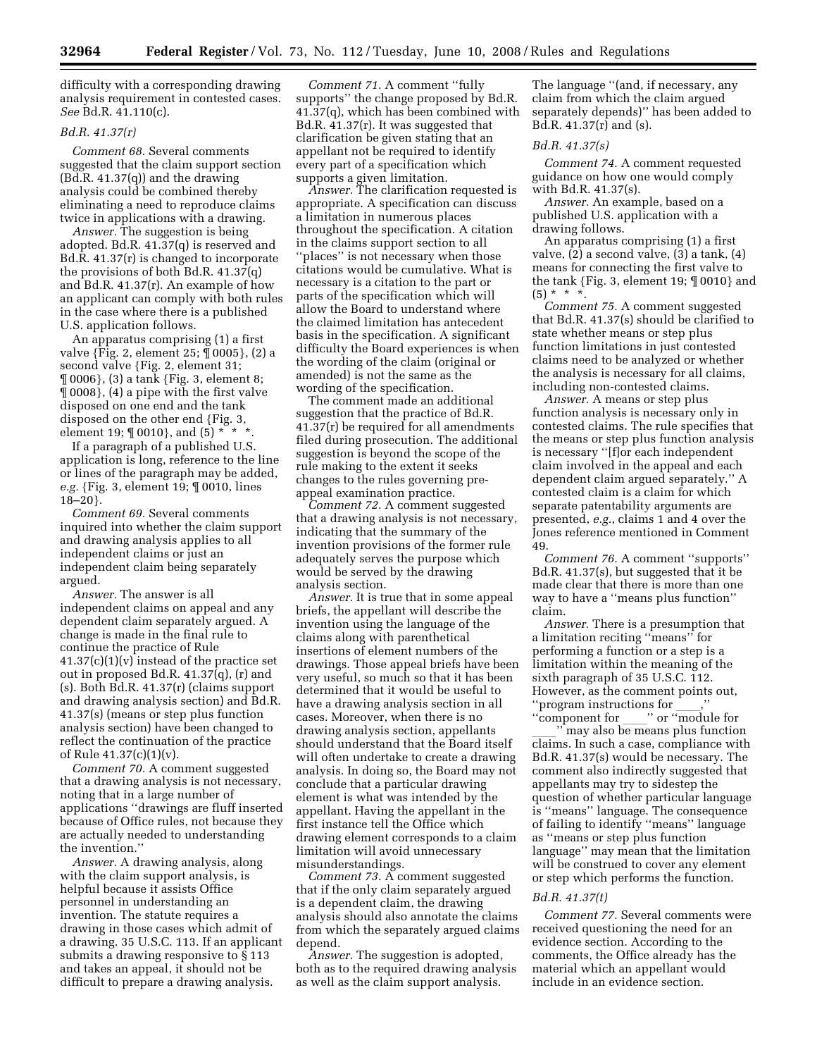difficulty with a corresponding drawing analysis requirement in contested cases. *See* Bd.R. 41.110(c).

### *Bd.R. 41.37(r)*

*Comment 68.* Several comments suggested that the claim support section (Bd.R. 41.37(q)) and the drawing analysis could be combined thereby eliminating a need to reproduce claims twice in applications with a drawing.

*Answer.* The suggestion is being adopted. Bd.R. 41.37(q) is reserved and Bd.R. 41.37(r) is changed to incorporate the provisions of both Bd.R. 41.37(q) and Bd.R. 41.37(r). An example of how an applicant can comply with both rules in the case where there is a published U.S. application follows.

An apparatus comprising (1) a first valve {Fig. 2, element 25; ¶ 0005}, (2) a second valve {Fig. 2, element 31; ¶ 0006}, (3) a tank {Fig. 3, element 8; ¶ 0008}, (4) a pipe with the first valve disposed on one end and the tank disposed on the other end {Fig. 3, element 19; ¶ 0010}, and (5) * * *.

If a paragraph of a published U.S. application is long, reference to the line or lines of the paragraph may be added, *e.g.* {Fig. 3, element 19; ¶ 0010, lines 18–20}.

*Comment 69.* Several comments inquired into whether the claim support and drawing analysis applies to all independent claims or just an independent claim being separately argued.

*Answer.* The answer is all independent claims on appeal and any dependent claim separately argued. A change is made in the final rule to continue the practice of Rule 41.37(c)(1)(v) instead of the practice set out in proposed Bd.R. 41.37(q), (r) and (s). Both Bd.R. 41.37(r) (claims support and drawing analysis section) and Bd.R. 41.37(s) (means or step plus function analysis section) have been changed to reflect the continuation of the practice of Rule 41.37(c)(1)(v).

*Comment 70.* A comment suggested that a drawing analysis is not necessary, noting that in a large number of applications ''drawings are fluff inserted because of Office rules, not because they are actually needed to understanding the invention.''

*Answer.* A drawing analysis, along with the claim support analysis, is helpful because it assists Office personnel in understanding an invention. The statute requires a drawing in those cases which admit of a drawing. 35 U.S.C. 113. If an applicant submits a drawing responsive to § 113 and takes an appeal, it should not be difficult to prepare a drawing analysis.

*Comment 71.* A comment ''fully supports'' the change proposed by Bd.R. 41.37(q), which has been combined with Bd.R. 41.37(r). It was suggested that clarification be given stating that an appellant not be required to identify every part of a specification which supports a given limitation.

*Answer.* The clarification requested is appropriate. A specification can discuss a limitation in numerous places throughout the specification. A citation in the claims support section to all ''places'' is not necessary when those citations would be cumulative. What is necessary is a citation to the part or parts of the specification which will allow the Board to understand where the claimed limitation has antecedent basis in the specification. A significant difficulty the Board experiences is when the wording of the claim (original or amended) is not the same as the wording of the specification.

The comment made an additional suggestion that the practice of Bd.R. 41.37(r) be required for all amendments filed during prosecution. The additional suggestion is beyond the scope of the rule making to the extent it seeks changes to the rules governing pre-appeal examination practice.

*Comment 72.* A comment suggested that a drawing analysis is not necessary, indicating that the summary of the invention provisions of the former rule adequately serves the purpose which would be served by the drawing analysis section.

*Answer.* It is true that in some appeal briefs, the appellant will describe the invention using the language of the claims along with parenthetical insertions of element numbers of the drawings. Those appeal briefs have been very useful, so much so that it has been determined that it would be useful to have a drawing analysis section in all cases. Moreover, when there is no drawing analysis section, appellants should understand that the Board itself will often undertake to create a drawing analysis. In doing so, the Board may not conclude that a particular drawing element is what was intended by the appellant. Having the appellant in the first instance tell the Office which drawing element corresponds to a claim limitation will avoid unnecessary misunderstandings.

*Comment 73.* A comment suggested that if the only claim separately argued is a dependent claim, the drawing analysis should also annotate the claims from which the separately argued claims depend.

*Answer.* The suggestion is adopted, both as to the required drawing analysis as well as the claim support analysis. The language ''(and, if necessary, any claim from which the claim argued separately depends)'' has been added to Bd.R. 41.37(r) and (s).

### *Bd.R. 41.37(s)*

*Comment 74.* A comment requested guidance on how one would comply with Bd.R. 41.37(s).

*Answer.* An example, based on a published U.S. application with a drawing follows.

An apparatus comprising (1) a first valve, (2) a second valve, (3) a tank, (4) means for connecting the first valve to the tank {Fig. 3, element 19; ¶ 0010} and (5) * * *.

*Comment 75.* A comment suggested that Bd.R. 41.37(s) should be clarified to state whether means or step plus function limitations in just contested claims need to be analyzed or whether the analysis is necessary for all claims, including non-contested claims.

*Answer.* A means or step plus function analysis is necessary only in contested claims. The rule specifies that the means or step plus function analysis is necessary ''[f]or each independent claim involved in the appeal and each dependent claim argued separately.'' A contested claim is a claim for which separate patentability arguments are presented, *e.g.*, claims 1 and 4 over the Jones reference mentioned in Comment 49.

*Comment 76.* A comment ''supports'' Bd.R. 41.37(s), but suggested that it be made clear that there is more than one way to have a ''means plus function'' claim.

*Answer.* There is a presumption that a limitation reciting ''means'' for performing a function or a step is a limitation within the meaning of the sixth paragraph of 35 U.S.C. 112. However, as the comment points out, ''program instructions for \_\_\_\_,'' ''component for \_\_\_\_'' or ''module for \_\_\_\_'' may also be means plus function claims. In such a case, compliance with Bd.R. 41.37(s) would be necessary. The comment also indirectly suggested that appellants may try to sidestep the question of whether particular language is ''means'' language. The consequence of failing to identify ''means'' language as ''means or step plus function language'' may mean that the limitation will be construed to cover any element or step which performs the function.

### *Bd.R. 41.37(t)*

*Comment 77.* Several comments were received questioning the need for an evidence section. According to the comments, the Office already has the material which an appellant would include in an evidence section.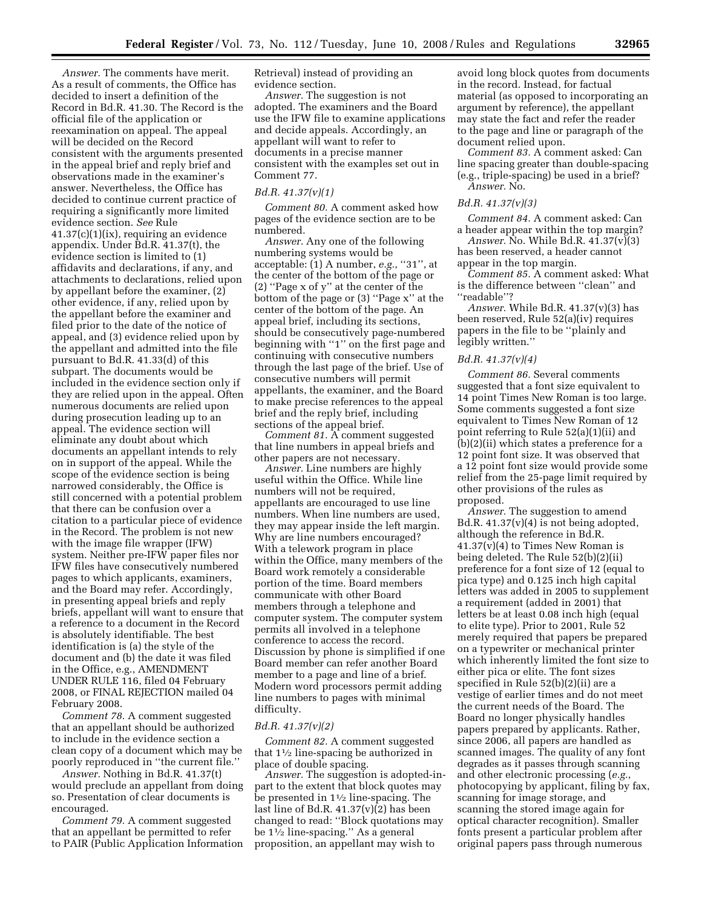*Answer.* The comments have merit. As a result of comments, the Office has decided to insert a definition of the Record in Bd.R. 41.30. The Record is the official file of the application or reexamination on appeal. The appeal will be decided on the Record consistent with the arguments presented in the appeal brief and reply brief and observations made in the examiner's answer. Nevertheless, the Office has decided to continue current practice of requiring a significantly more limited evidence section. *See* Rule 41.37(c)(1)(ix), requiring an evidence appendix. Under Bd.R. 41.37(t), the evidence section is limited to (1) affidavits and declarations, if any, and attachments to declarations, relied upon by appellant before the examiner, (2) other evidence, if any, relied upon by the appellant before the examiner and filed prior to the date of the notice of appeal, and (3) evidence relied upon by the appellant and admitted into the file pursuant to Bd.R. 41.33(d) of this subpart. The documents would be included in the evidence section only if they are relied upon in the appeal. Often numerous documents are relied upon during prosecution leading up to an appeal. The evidence section will eliminate any doubt about which documents an appellant intends to rely on in support of the appeal. While the scope of the evidence section is being narrowed considerably, the Office is still concerned with a potential problem that there can be confusion over a citation to a particular piece of evidence in the Record. The problem is not new with the image file wrapper (IFW) system. Neither pre-IFW paper files nor IFW files have consecutively numbered pages to which applicants, examiners, and the Board may refer. Accordingly, in presenting appeal briefs and reply briefs, appellant will want to ensure that a reference to a document in the Record is absolutely identifiable. The best identification is (a) the style of the document and (b) the date it was filed in the Office, e.g., AMENDMENT UNDER RULE 116, filed 04 February 2008, or FINAL REJECTION mailed 04 February 2008.

*Comment 78.* A comment suggested that an appellant should be authorized to include in the evidence section a clean copy of a document which may be poorly reproduced in "the current file."

*Answer.* Nothing in Bd.R. 41.37(t) would preclude an appellant from doing so. Presentation of clear documents is encouraged.

*Comment 79.* A comment suggested that an appellant be permitted to refer to PAIR (Public Application Information Retrieval) instead of providing an evidence section.

*Answer.* The suggestion is not adopted. The examiners and the Board use the IFW file to examine applications and decide appeals. Accordingly, an appellant will want to refer to documents in a precise manner consistent with the examples set out in Comment 77.

### *Bd.R. 41.37(v)(1)*

*Comment 80.* A comment asked how pages of the evidence section are to be numbered.

*Answer.* Any one of the following numbering systems would be acceptable: (1) A number, *e.g.*, "31", at the center of the bottom of the page or (2) "Page x of y" at the center of the bottom of the page or (3) "Page x" at the center of the bottom of the page. An appeal brief, including its sections, should be consecutively page-numbered beginning with "1" on the first page and continuing with consecutive numbers through the last page of the brief. Use of consecutive numbers will permit appellants, the examiner, and the Board to make precise references to the appeal brief and the reply brief, including sections of the appeal brief.

*Comment 81.* A comment suggested that line numbers in appeal briefs and other papers are not necessary.

*Answer.* Line numbers are highly useful within the Office. While line numbers will not be required, appellants are encouraged to use line numbers. When line numbers are used, they may appear inside the left margin. Why are line numbers encouraged? With a telework program in place within the Office, many members of the Board work remotely a considerable portion of the time. Board members communicate with other Board members through a telephone and computer system. The computer system permits all involved in a telephone conference to access the record. Discussion by phone is simplified if one Board member can refer another Board member to a page and line of a brief. Modern word processors permit adding line numbers to pages with minimal difficulty.

### *Bd.R. 41.37(v)(2)*

*Comment 82.* A comment suggested that 1½ line-spacing be authorized in place of double spacing.

*Answer.* The suggestion is adopted-in-part to the extent that block quotes may be presented in 1½ line-spacing. The last line of Bd.R. 41.37(v)(2) has been changed to read: "Block quotations may be 1½ line-spacing." As a general proposition, an appellant may wish to avoid long block quotes from documents in the record. Instead, for factual material (as opposed to incorporating an argument by reference), the appellant may state the fact and refer the reader to the page and line or paragraph of the document relied upon.

*Comment 83.* A comment asked: Can line spacing greater than double-spacing (e.g., triple-spacing) be used in a brief?

*Answer.* No.

### *Bd.R. 41.37(v)(3)*

*Comment 84.* A comment asked: Can a header appear within the top margin?

*Answer.* No. While Bd.R. 41.37(v)(3) has been reserved, a header cannot appear in the top margin.

*Comment 85.* A comment asked: What is the difference between "clean" and "readable"?

*Answer.* While Bd.R. 41.37(v)(3) has been reserved, Rule 52(a)(iv) requires papers in the file to be "plainly and legibly written."

### *Bd.R. 41.37(v)(4)*

*Comment 86.* Several comments suggested that a font size equivalent to 14 point Times New Roman is too large. Some comments suggested a font size equivalent to Times New Roman of 12 point referring to Rule 52(a)(1)(ii) and (b)(2)(ii) which states a preference for a 12 point font size. It was observed that a 12 point font size would provide some relief from the 25-page limit required by other provisions of the rules as proposed.

*Answer.* The suggestion to amend Bd.R. 41.37(v)(4) is not being adopted, although the reference in Bd.R. 41.37(v)(4) to Times New Roman is being deleted. The Rule 52(b)(2)(ii) preference for a font size of 12 (equal to pica type) and 0.125 inch high capital letters was added in 2005 to supplement a requirement (added in 2001) that letters be at least 0.08 inch high (equal to elite type). Prior to 2001, Rule 52 merely required that papers be prepared on a typewriter or mechanical printer which inherently limited the font size to either pica or elite. The font sizes specified in Rule 52(b)(2)(ii) are a vestige of earlier times and do not meet the current needs of the Board. The Board no longer physically handles papers prepared by applicants. Rather, since 2006, all papers are handled as scanned images. The quality of any font degrades as it passes through scanning and other electronic processing (*e.g.*, photocopying by applicant, filing by fax, scanning for image storage, and scanning the stored image again for optical character recognition). Smaller fonts present a particular problem after original papers pass through numerous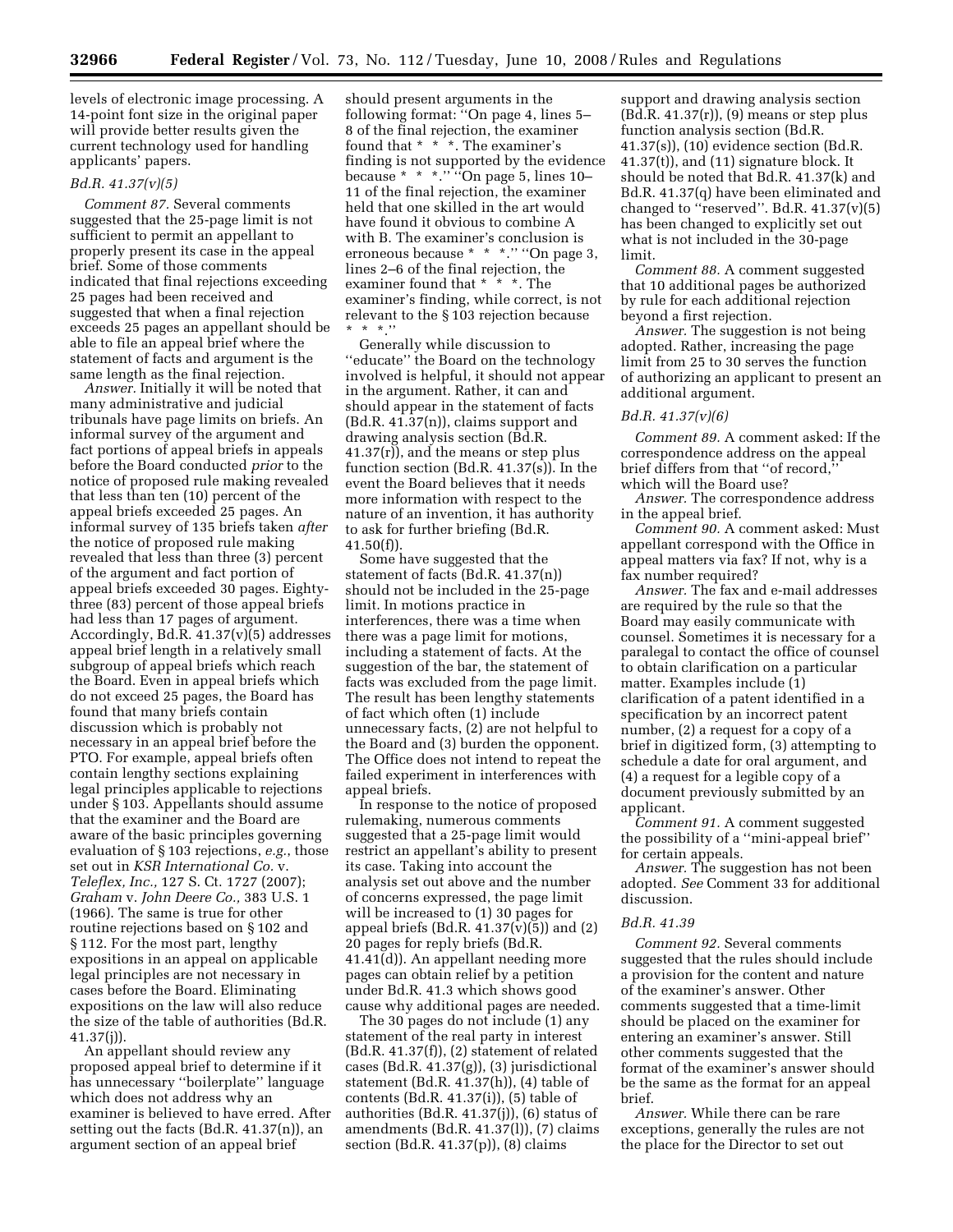levels of electronic image processing. A 14-point font size in the original paper will provide better results given the current technology used for handling applicants' papers.

*Bd.R. 41.37(v)(5)*

*Comment 87.* Several comments suggested that the 25-page limit is not sufficient to permit an appellant to properly present its case in the appeal brief. Some of those comments indicated that final rejections exceeding 25 pages had been received and suggested that when a final rejection exceeds 25 pages an appellant should be able to file an appeal brief where the statement of facts and argument is the same length as the final rejection.

*Answer.* Initially it will be noted that many administrative and judicial tribunals have page limits on briefs. An informal survey of the argument and fact portions of appeal briefs in appeals before the Board conducted *prior* to the notice of proposed rule making revealed that less than ten (10) percent of the appeal briefs exceeded 25 pages. An informal survey of 135 briefs taken *after* the notice of proposed rule making revealed that less than three (3) percent of the argument and fact portion of appeal briefs exceeded 30 pages. Eighty-three (83) percent of those appeal briefs had less than 17 pages of argument. Accordingly, Bd.R. 41.37(v)(5) addresses appeal brief length in a relatively small subgroup of appeal briefs which reach the Board. Even in appeal briefs which do not exceed 25 pages, the Board has found that many briefs contain discussion which is probably not necessary in an appeal brief before the PTO. For example, appeal briefs often contain lengthy sections explaining legal principles applicable to rejections under § 103. Appellants should assume that the examiner and the Board are aware of the basic principles governing evaluation of § 103 rejections, *e.g.*, those set out in *KSR International Co.* v. *Teleflex, Inc.*, 127 S. Ct. 1727 (2007); *Graham* v. *John Deere Co.*, 383 U.S. 1 (1966). The same is true for other routine rejections based on § 102 and § 112. For the most part, lengthy expositions in an appeal on applicable legal principles are not necessary in cases before the Board. Eliminating expositions on the law will also reduce the size of the table of authorities (Bd.R. 41.37(j)).

An appellant should review any proposed appeal brief to determine if it has unnecessary ''boilerplate'' language which does not address why an examiner is believed to have erred. After setting out the facts (Bd.R. 41.37(n)), an argument section of an appeal brief should present arguments in the following format: ''On page 4, lines 5–8 of the final rejection, the examiner found that * * *. The examiner's finding is not supported by the evidence because * * *.'' ''On page 5, lines 10–11 of the final rejection, the examiner held that one skilled in the art would have found it obvious to combine A with B. The examiner's conclusion is erroneous because * * *.'' ''On page 3, lines 2–6 of the final rejection, the examiner found that * * *. The examiner's finding, while correct, is not relevant to the § 103 rejection because * * *.''

Generally while discussion to ''educate'' the Board on the technology involved is helpful, it should not appear in the argument. Rather, it can and should appear in the statement of facts (Bd.R. 41.37(n)), claims support and drawing analysis section (Bd.R. 41.37(r)), and the means or step plus function section (Bd.R. 41.37(s)). In the event the Board believes that it needs more information with respect to the nature of an invention, it has authority to ask for further briefing (Bd.R. 41.50(f)).

Some have suggested that the statement of facts (Bd.R. 41.37(n)) should not be included in the 25-page limit. In motions practice in interferences, there was a time when there was a page limit for motions, including a statement of facts. At the suggestion of the bar, the statement of facts was excluded from the page limit. The result has been lengthy statements of fact which often (1) include unnecessary facts, (2) are not helpful to the Board and (3) burden the opponent. The Office does not intend to repeat the failed experiment in interferences with appeal briefs.

In response to the notice of proposed rulemaking, numerous comments suggested that a 25-page limit would restrict an appellant's ability to present its case. Taking into account the analysis set out above and the number of concerns expressed, the page limit will be increased to (1) 30 pages for appeal briefs (Bd.R. 41.37(v)(5)) and (2) 20 pages for reply briefs (Bd.R. 41.41(d)). An appellant needing more pages can obtain relief by a petition under Bd.R. 41.3 which shows good cause why additional pages are needed.

The 30 pages do not include (1) any statement of the real party in interest (Bd.R. 41.37(f)), (2) statement of related cases (Bd.R. 41.37(g)), (3) jurisdictional statement (Bd.R. 41.37(h)), (4) table of contents (Bd.R. 41.37(i)), (5) table of authorities (Bd.R. 41.37(j)), (6) status of amendments (Bd.R. 41.37(l)), (7) claims section (Bd.R. 41.37(p)), (8) claims support and drawing analysis section (Bd.R. 41.37(r)), (9) means or step plus function analysis section (Bd.R. 41.37(s)), (10) evidence section (Bd.R. 41.37(t)), and (11) signature block. It should be noted that Bd.R. 41.37(k) and Bd.R. 41.37(q) have been eliminated and changed to ''reserved''. Bd.R. 41.37(v)(5) has been changed to explicitly set out what is not included in the 30-page limit.

*Comment 88.* A comment suggested that 10 additional pages be authorized by rule for each additional rejection beyond a first rejection.

*Answer.* The suggestion is not being adopted. Rather, increasing the page limit from 25 to 30 serves the function of authorizing an applicant to present an additional argument.

*Bd.R. 41.37(v)(6)*

*Comment 89.* A comment asked: If the correspondence address on the appeal brief differs from that ''of record,'' which will the Board use?

*Answer.* The correspondence address in the appeal brief.

*Comment 90.* A comment asked: Must appellant correspond with the Office in appeal matters via fax? If not, why is a fax number required?

*Answer.* The fax and e-mail addresses are required by the rule so that the Board may easily communicate with counsel. Sometimes it is necessary for a paralegal to contact the office of counsel to obtain clarification on a particular matter. Examples include (1) clarification of a patent identified in a specification by an incorrect patent number, (2) a request for a copy of a brief in digitized form, (3) attempting to schedule a date for oral argument, and (4) a request for a legible copy of a document previously submitted by an applicant.

*Comment 91.* A comment suggested the possibility of a ''mini-appeal brief'' for certain appeals.

*Answer.* The suggestion has not been adopted. *See* Comment 33 for additional discussion.

*Bd.R. 41.39*

*Comment 92.* Several comments suggested that the rules should include a provision for the content and nature of the examiner's answer. Other comments suggested that a time-limit should be placed on the examiner for entering an examiner's answer. Still other comments suggested that the format of the examiner's answer should be the same as the format for an appeal brief.

*Answer.* While there can be rare exceptions, generally the rules are not the place for the Director to set out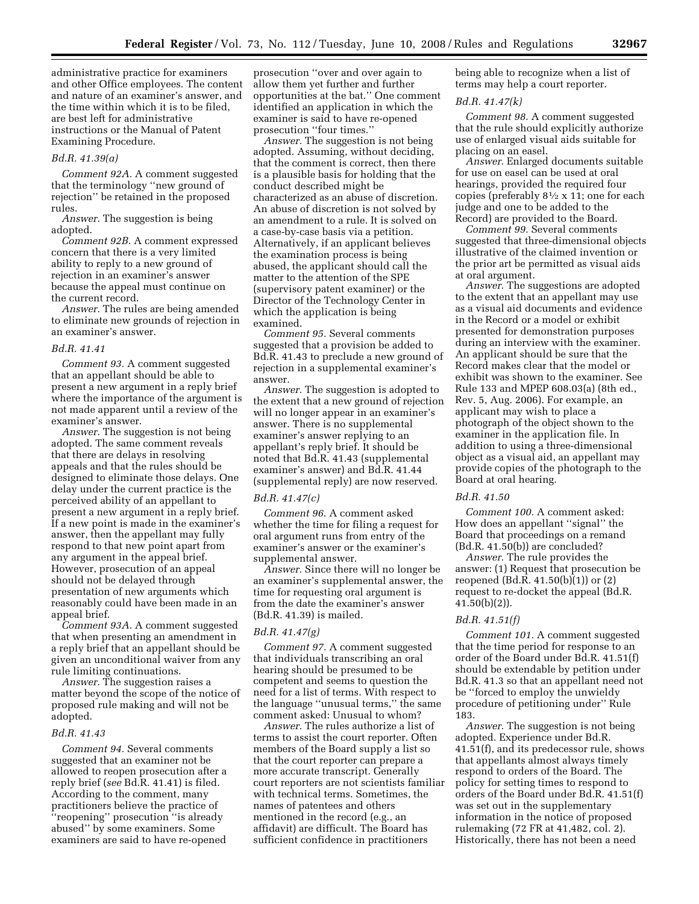administrative practice for examiners and other Office employees. The content and nature of an examiner's answer, and the time within which it is to be filed, are best left for administrative instructions or the Manual of Patent Examining Procedure.

*Bd.R. 41.39(a)*

*Comment 92A.* A comment suggested that the terminology ''new ground of rejection'' be retained in the proposed rules.

*Answer.* The suggestion is being adopted.

*Comment 92B.* A comment expressed concern that there is a very limited ability to reply to a new ground of rejection in an examiner's answer because the appeal must continue on the current record.

*Answer.* The rules are being amended to eliminate new grounds of rejection in an examiner's answer.

*Bd.R. 41.41*

*Comment 93.* A comment suggested that an appellant should be able to present a new argument in a reply brief where the importance of the argument is not made apparent until a review of the examiner's answer.

*Answer.* The suggestion is not being adopted. The same comment reveals that there are delays in resolving appeals and that the rules should be designed to eliminate those delays. One delay under the current practice is the perceived ability of an appellant to present a new argument in a reply brief. If a new point is made in the examiner's answer, then the appellant may fully respond to that new point apart from any argument in the appeal brief. However, prosecution of an appeal should not be delayed through presentation of new arguments which reasonably could have been made in an appeal brief.

*Comment 93A.* A comment suggested that when presenting an amendment in a reply brief that an appellant should be given an unconditional waiver from any rule limiting continuations.

*Answer.* The suggestion raises a matter beyond the scope of the notice of proposed rule making and will not be adopted.

*Bd.R. 41.43*

*Comment 94.* Several comments suggested that an examiner not be allowed to reopen prosecution after a reply brief (*see* Bd.R. 41.41) is filed. According to the comment, many practitioners believe the practice of ''reopening'' prosecution ''is already abused'' by some examiners. Some examiners are said to have re-opened prosecution ''over and over again to allow them yet further and further opportunities at the bat.'' One comment identified an application in which the examiner is said to have re-opened prosecution ''four times.''

*Answer.* The suggestion is not being adopted. Assuming, without deciding, that the comment is correct, then there is a plausible basis for holding that the conduct described might be characterized as an abuse of discretion. An abuse of discretion is not solved by an amendment to a rule. It is solved on a case-by-case basis via a petition. Alternatively, if an applicant believes the examination process is being abused, the applicant should call the matter to the attention of the SPE (supervisory patent examiner) or the Director of the Technology Center in which the application is being examined.

*Comment 95.* Several comments suggested that a provision be added to Bd.R. 41.43 to preclude a new ground of rejection in a supplemental examiner's answer.

*Answer.* The suggestion is adopted to the extent that a new ground of rejection will no longer appear in an examiner's answer. There is no supplemental examiner's answer replying to an appellant's reply brief. It should be noted that Bd.R. 41.43 (supplemental examiner's answer) and Bd.R. 41.44 (supplemental reply) are now reserved.

*Bd.R. 41.47(c)*

*Comment 96.* A comment asked whether the time for filing a request for oral argument runs from entry of the examiner's answer or the examiner's supplemental answer.

*Answer.* Since there will no longer be an examiner's supplemental answer, the time for requesting oral argument is from the date the examiner's answer (Bd.R. 41.39) is mailed.

*Bd.R. 41.47(g)*

*Comment 97.* A comment suggested that individuals transcribing an oral hearing should be presumed to be competent and seems to question the need for a list of terms. With respect to the language ''unusual terms,'' the same comment asked: Unusual to whom?

*Answer.* The rules authorize a list of terms to assist the court reporter. Often members of the Board supply a list so that the court reporter can prepare a more accurate transcript. Generally court reporters are not scientists familiar with technical terms. Sometimes, the names of patentees and others mentioned in the record (e.g., an affidavit) are difficult. The Board has sufficient confidence in practitioners being able to recognize when a list of terms may help a court reporter.

*Bd.R. 41.47(k)*

*Comment 98.* A comment suggested that the rule should explicitly authorize use of enlarged visual aids suitable for placing on an easel.

*Answer.* Enlarged documents suitable for use on easel can be used at oral hearings, provided the required four copies (preferably 8½ x 11; one for each judge and one to be added to the Record) are provided to the Board.

*Comment 99.* Several comments suggested that three-dimensional objects illustrative of the claimed invention or the prior art be permitted as visual aids at oral argument.

*Answer.* The suggestions are adopted to the extent that an appellant may use as a visual aid documents and evidence in the Record or a model or exhibit presented for demonstration purposes during an interview with the examiner. An applicant should be sure that the Record makes clear that the model or exhibit was shown to the examiner. See Rule 133 and MPEP 608.03(a) (8th ed., Rev. 5, Aug. 2006). For example, an applicant may wish to place a photograph of the object shown to the examiner in the application file. In addition to using a three-dimensional object as a visual aid, an appellant may provide copies of the photograph to the Board at oral hearing.

*Bd.R. 41.50*

*Comment 100.* A comment asked: How does an appellant ''signal'' the Board that proceedings on a remand (Bd.R. 41.50(b)) are concluded?

*Answer.* The rule provides the answer: (1) Request that prosecution be reopened (Bd.R. 41.50(b)(1)) or (2) request to re-docket the appeal (Bd.R. 41.50(b)(2)).

*Bd.R. 41.51(f)*

*Comment 101.* A comment suggested that the time period for response to an order of the Board under Bd.R. 41.51(f) should be extendable by petition under Bd.R. 41.3 so that an appellant need not be ''forced to employ the unwieldy procedure of petitioning under'' Rule 183.

*Answer.* The suggestion is not being adopted. Experience under Bd.R. 41.51(f), and its predecessor rule, shows that appellants almost always timely respond to orders of the Board. The policy for setting times to respond to orders of the Board under Bd.R. 41.51(f) was set out in the supplementary information in the notice of proposed rulemaking (72 FR at 41,482, col. 2). Historically, there has not been a need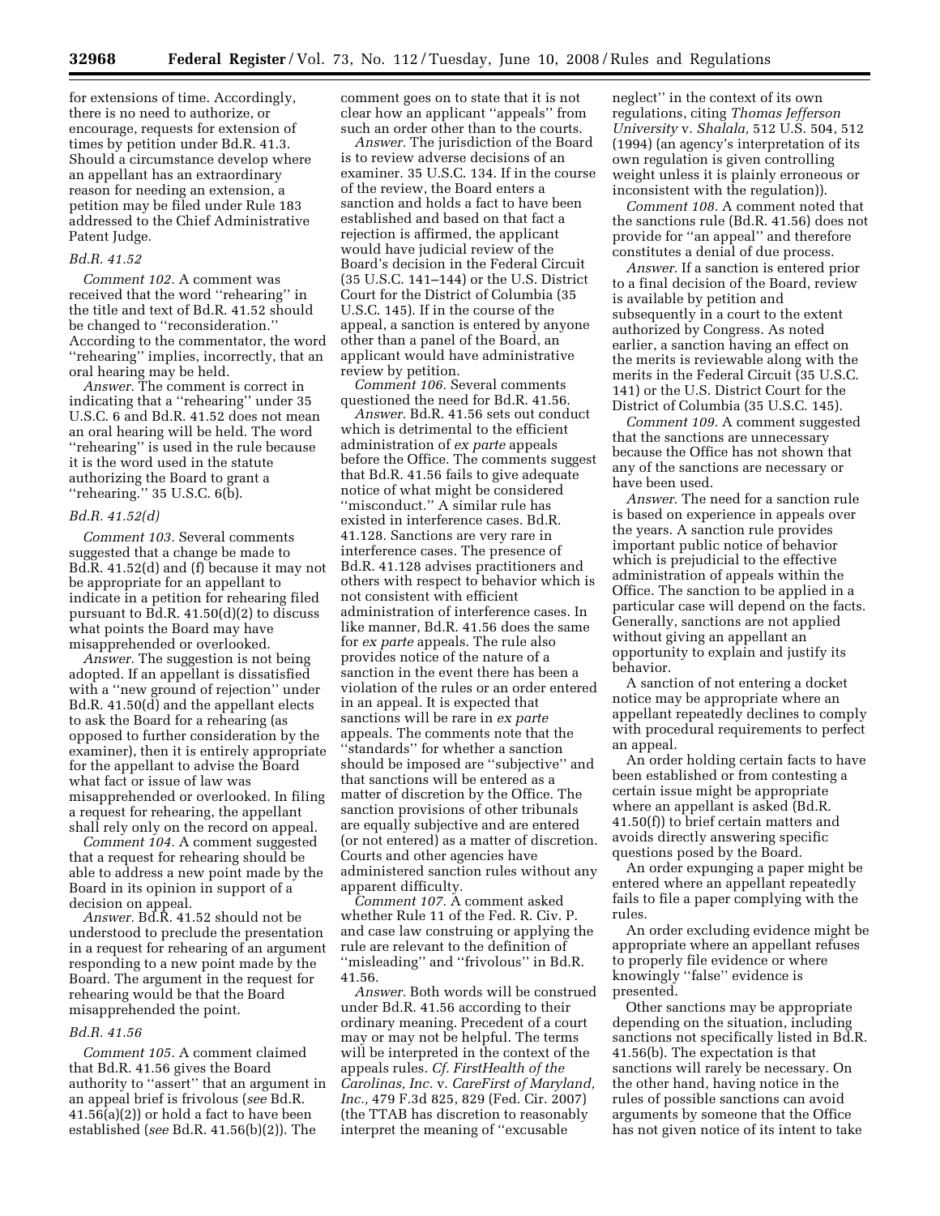for extensions of time. Accordingly, there is no need to authorize, or encourage, requests for extension of times by petition under Bd.R. 41.3. Should a circumstance develop where an appellant has an extraordinary reason for needing an extension, a petition may be filed under Rule 183 addressed to the Chief Administrative Patent Judge.

### *Bd.R. 41.52*

*Comment 102.* A comment was received that the word ''rehearing'' in the title and text of Bd.R. 41.52 should be changed to ''reconsideration.'' According to the commentator, the word ''rehearing'' implies, incorrectly, that an oral hearing may be held.

*Answer.* The comment is correct in indicating that a ''rehearing'' under 35 U.S.C. 6 and Bd.R. 41.52 does not mean an oral hearing will be held. The word ''rehearing'' is used in the rule because it is the word used in the statute authorizing the Board to grant a ''rehearing.'' 35 U.S.C. 6(b).

### *Bd.R. 41.52(d)*

*Comment 103.* Several comments suggested that a change be made to Bd.R. 41.52(d) and (f) because it may not be appropriate for an appellant to indicate in a petition for rehearing filed pursuant to Bd.R. 41.50(d)(2) to discuss what points the Board may have misapprehended or overlooked.

*Answer.* The suggestion is not being adopted. If an appellant is dissatisfied with a ''new ground of rejection'' under Bd.R. 41.50(d) and the appellant elects to ask the Board for a rehearing (as opposed to further consideration by the examiner), then it is entirely appropriate for the appellant to advise the Board what fact or issue of law was misapprehended or overlooked. In filing a request for rehearing, the appellant shall rely only on the record on appeal.

*Comment 104.* A comment suggested that a request for rehearing should be able to address a new point made by the Board in its opinion in support of a decision on appeal.

*Answer.* Bd.R. 41.52 should not be understood to preclude the presentation in a request for rehearing of an argument responding to a new point made by the Board. The argument in the request for rehearing would be that the Board misapprehended the point.

### *Bd.R. 41.56*

*Comment 105.* A comment claimed that Bd.R. 41.56 gives the Board authority to ''assert'' that an argument in an appeal brief is frivolous (*see* Bd.R. 41.56(a)(2)) or hold a fact to have been established (*see* Bd.R. 41.56(b)(2)). The comment goes on to state that it is not clear how an applicant ''appeals'' from such an order other than to the courts.

*Answer.* The jurisdiction of the Board is to review adverse decisions of an examiner. 35 U.S.C. 134. If in the course of the review, the Board enters a sanction and holds a fact to have been established and based on that fact a rejection is affirmed, the applicant would have judicial review of the Board's decision in the Federal Circuit (35 U.S.C. 141–144) or the U.S. District Court for the District of Columbia (35 U.S.C. 145). If in the course of the appeal, a sanction is entered by anyone other than a panel of the Board, an applicant would have administrative review by petition.

*Comment 106.* Several comments questioned the need for Bd.R. 41.56.

*Answer.* Bd.R. 41.56 sets out conduct which is detrimental to the efficient administration of *ex parte* appeals before the Office. The comments suggest that Bd.R. 41.56 fails to give adequate notice of what might be considered ''misconduct.'' A similar rule has existed in interference cases. Bd.R. 41.128. Sanctions are very rare in interference cases. The presence of Bd.R. 41.128 advises practitioners and others with respect to behavior which is not consistent with efficient administration of interference cases. In like manner, Bd.R. 41.56 does the same for *ex parte* appeals. The rule also provides notice of the nature of a sanction in the event there has been a violation of the rules or an order entered in an appeal. It is expected that sanctions will be rare in *ex parte* appeals. The comments note that the ''standards'' for whether a sanction should be imposed are ''subjective'' and that sanctions will be entered as a matter of discretion by the Office. The sanction provisions of other tribunals are equally subjective and are entered (or not entered) as a matter of discretion. Courts and other agencies have administered sanction rules without any apparent difficulty.

*Comment 107.* A comment asked whether Rule 11 of the Fed. R. Civ. P. and case law construing or applying the rule are relevant to the definition of ''misleading'' and ''frivolous'' in Bd.R. 41.56.

*Answer.* Both words will be construed under Bd.R. 41.56 according to their ordinary meaning. Precedent of a court may or may not be helpful. The terms will be interpreted in the context of the appeals rules. *Cf. FirstHealth of the Carolinas, Inc.* v. *CareFirst of Maryland, Inc.,* 479 F.3d 825, 829 (Fed. Cir. 2007) (the TTAB has discretion to reasonably interpret the meaning of ''excusable neglect'' in the context of its own regulations, citing *Thomas Jefferson University* v. *Shalala,* 512 U.S. 504, 512 (1994) (an agency's interpretation of its own regulation is given controlling weight unless it is plainly erroneous or inconsistent with the regulation)).

*Comment 108.* A comment noted that the sanctions rule (Bd.R. 41.56) does not provide for ''an appeal'' and therefore constitutes a denial of due process.

*Answer.* If a sanction is entered prior to a final decision of the Board, review is available by petition and subsequently in a court to the extent authorized by Congress. As noted earlier, a sanction having an effect on the merits is reviewable along with the merits in the Federal Circuit (35 U.S.C. 141) or the U.S. District Court for the District of Columbia (35 U.S.C. 145).

*Comment 109.* A comment suggested that the sanctions are unnecessary because the Office has not shown that any of the sanctions are necessary or have been used.

*Answer.* The need for a sanction rule is based on experience in appeals over the years. A sanction rule provides important public notice of behavior which is prejudicial to the effective administration of appeals within the Office. The sanction to be applied in a particular case will depend on the facts. Generally, sanctions are not applied without giving an appellant an opportunity to explain and justify its behavior.

A sanction of not entering a docket notice may be appropriate where an appellant repeatedly declines to comply with procedural requirements to perfect an appeal.

An order holding certain facts to have been established or from contesting a certain issue might be appropriate where an appellant is asked (Bd.R. 41.50(f)) to brief certain matters and avoids directly answering specific questions posed by the Board.

An order expunging a paper might be entered where an appellant repeatedly fails to file a paper complying with the rules.

An order excluding evidence might be appropriate where an appellant refuses to properly file evidence or where knowingly ''false'' evidence is presented.

Other sanctions may be appropriate depending on the situation, including sanctions not specifically listed in Bd.R. 41.56(b). The expectation is that sanctions will rarely be necessary. On the other hand, having notice in the rules of possible sanctions can avoid arguments by someone that the Office has not given notice of its intent to take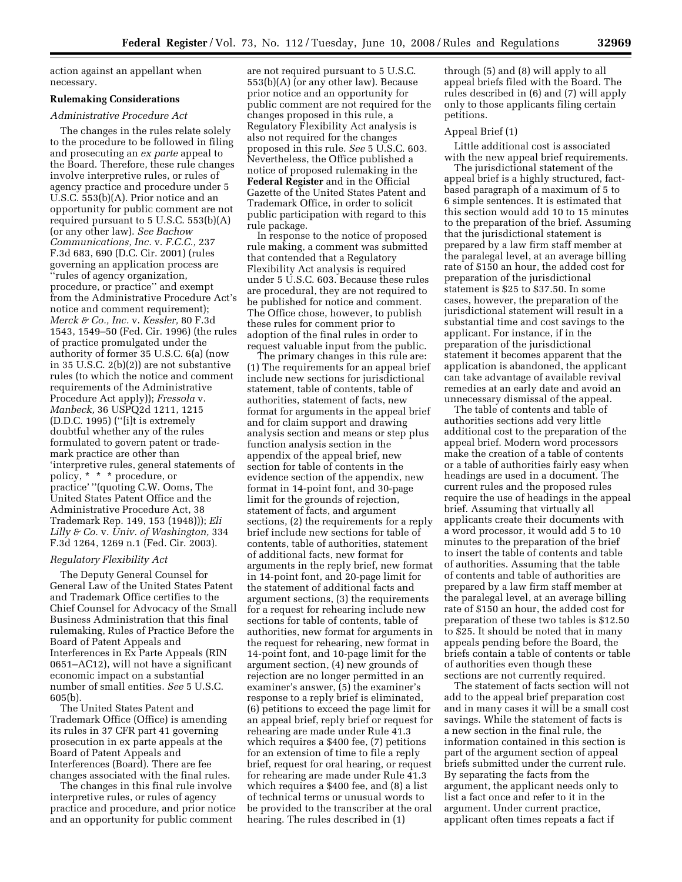action against an appellant when necessary.

**Rulemaking Considerations**

*Administrative Procedure Act*

The changes in the rules relate solely to the procedure to be followed in filing and prosecuting an *ex parte* appeal to the Board. Therefore, these rule changes involve interpretive rules, or rules of agency practice and procedure under 5 U.S.C. 553(b)(A). Prior notice and an opportunity for public comment are not required pursuant to 5 U.S.C. 553(b)(A) (or any other law). *See Bachow Communications, Inc.* v. *F.C.C.,* 237 F.3d 683, 690 (D.C. Cir. 2001) (rules governing an application process are ''rules of agency organization, procedure, or practice'' and exempt from the Administrative Procedure Act's notice and comment requirement); *Merck & Co., Inc.* v. *Kessler,* 80 F.3d 1543, 1549–50 (Fed. Cir. 1996) (the rules of practice promulgated under the authority of former 35 U.S.C. 6(a) (now in 35 U.S.C. 2(b)(2)) are not substantive rules (to which the notice and comment requirements of the Administrative Procedure Act apply)); *Fressola* v. *Manbeck,* 36 USPQ2d 1211, 1215 (D.D.C. 1995) (''[i]t is extremely doubtful whether any of the rules formulated to govern patent or trademark practice are other than 'interpretive rules, general statements of policy, * * * procedure, or practice' ''(quoting C.W. Ooms, The United States Patent Office and the Administrative Procedure Act, 38 Trademark Rep. 149, 153 (1948))); *Eli Lilly & Co.* v. *Univ. of Washington,* 334 F.3d 1264, 1269 n.1 (Fed. Cir. 2003).

*Regulatory Flexibility Act*

The Deputy General Counsel for General Law of the United States Patent and Trademark Office certifies to the Chief Counsel for Advocacy of the Small Business Administration that this final rulemaking, Rules of Practice Before the Board of Patent Appeals and Interferences in Ex Parte Appeals (RIN 0651–AC12), will not have a significant economic impact on a substantial number of small entities. *See* 5 U.S.C. 605(b).

The United States Patent and Trademark Office (Office) is amending its rules in 37 CFR part 41 governing prosecution in ex parte appeals at the Board of Patent Appeals and Interferences (Board). There are fee changes associated with the final rules.

The changes in this final rule involve interpretive rules, or rules of agency practice and procedure, and prior notice and an opportunity for public comment are not required pursuant to 5 U.S.C. 553(b)(A) (or any other law). Because prior notice and an opportunity for public comment are not required for the changes proposed in this rule, a Regulatory Flexibility Act analysis is also not required for the changes proposed in this rule. *See* 5 U.S.C. 603. Nevertheless, the Office published a notice of proposed rulemaking in the **Federal Register** and in the Official Gazette of the United States Patent and Trademark Office, in order to solicit public participation with regard to this rule package.

In response to the notice of proposed rule making, a comment was submitted that contended that a Regulatory Flexibility Act analysis is required under 5 U.S.C. 603. Because these rules are procedural, they are not required to be published for notice and comment. The Office chose, however, to publish these rules for comment prior to adoption of the final rules in order to request valuable input from the public.

The primary changes in this rule are: (1) The requirements for an appeal brief include new sections for jurisdictional statement, table of contents, table of authorities, statement of facts, new format for arguments in the appeal brief and for claim support and drawing analysis section and means or step plus function analysis section in the appendix of the appeal brief, new section for table of contents in the evidence section of the appendix, new format in 14-point font, and 30-page limit for the grounds of rejection, statement of facts, and argument sections, (2) the requirements for a reply brief include new sections for table of contents, table of authorities, statement of additional facts, new format for arguments in the reply brief, new format in 14-point font, and 20-page limit for the statement of additional facts and argument sections, (3) the requirements for a request for rehearing include new sections for table of contents, table of authorities, new format for arguments in the request for rehearing, new format in 14-point font, and 10-page limit for the argument section, (4) new grounds of rejection are no longer permitted in an examiner's answer, (5) the examiner's response to a reply brief is eliminated, (6) petitions to exceed the page limit for an appeal brief, reply brief or request for rehearing are made under Rule 41.3 which requires a $400 fee, (7) petitions for an extension of time to file a reply brief, request for oral hearing, or request for rehearing are made under Rule 41.3 which requires a $400 fee, and (8) a list of technical terms or unusual words to be provided to the transcriber at the oral hearing. The rules described in (1) through (5) and (8) will apply to all appeal briefs filed with the Board. The rules described in (6) and (7) will apply only to those applicants filing certain petitions.

Appeal Brief (1)

Little additional cost is associated with the new appeal brief requirements.

The jurisdictional statement of the appeal brief is a highly structured, fact-based paragraph of a maximum of 5 to 6 simple sentences. It is estimated that this section would add 10 to 15 minutes to the preparation of the brief. Assuming that the jurisdictional statement is prepared by a law firm staff member at the paralegal level, at an average billing rate of $150 an hour, the added cost for preparation of the jurisdictional statement is $25 to $37.50. In some cases, however, the preparation of the jurisdictional statement will result in a substantial time and cost savings to the applicant. For instance, if in the preparation of the jurisdictional statement it becomes apparent that the application is abandoned, the applicant can take advantage of available revival remedies at an early date and avoid an unnecessary dismissal of the appeal.

The table of contents and table of authorities sections add very little additional cost to the preparation of the appeal brief. Modern word processors make the creation of a table of contents or a table of authorities fairly easy when headings are used in a document. The current rules and the proposed rules require the use of headings in the appeal brief. Assuming that virtually all applicants create their documents with a word processor, it would add 5 to 10 minutes to the preparation of the brief to insert the table of contents and table of authorities. Assuming that the table of contents and table of authorities are prepared by a law firm staff member at the paralegal level, at an average billing rate of $150 an hour, the added cost for preparation of these two tables is $12.50 to $25. It should be noted that in many appeals pending before the Board, the briefs contain a table of contents or table of authorities even though these sections are not currently required.

The statement of facts section will not add to the appeal brief preparation cost and in many cases it will be a small cost savings. While the statement of facts is a new section in the final rule, the information contained in this section is part of the argument section of appeal briefs submitted under the current rule. By separating the facts from the argument, the applicant needs only to list a fact once and refer to it in the argument. Under current practice, applicant often times repeats a fact if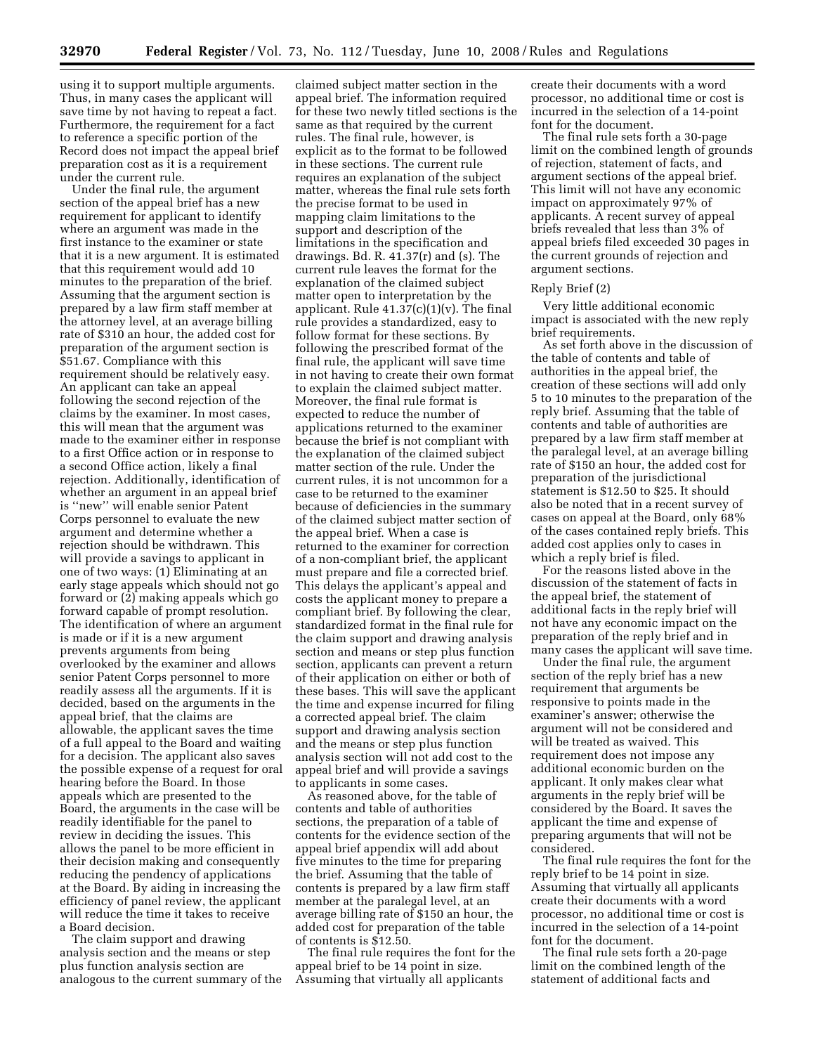using it to support multiple arguments. Thus, in many cases the applicant will save time by not having to repeat a fact. Furthermore, the requirement for a fact to reference a specific portion of the Record does not impact the appeal brief preparation cost as it is a requirement under the current rule.

Under the final rule, the argument section of the appeal brief has a new requirement for applicant to identify where an argument was made in the first instance to the examiner or state that it is a new argument. It is estimated that this requirement would add 10 minutes to the preparation of the brief. Assuming that the argument section is prepared by a law firm staff member at the attorney level, at an average billing rate of $310 an hour, the added cost for preparation of the argument section is $51.67. Compliance with this requirement should be relatively easy. An applicant can take an appeal following the second rejection of the claims by the examiner. In most cases, this will mean that the argument was made to the examiner either in response to a first Office action or in response to a second Office action, likely a final rejection. Additionally, identification of whether an argument in an appeal brief is ''new'' will enable senior Patent Corps personnel to evaluate the new argument and determine whether a rejection should be withdrawn. This will provide a savings to applicant in one of two ways: (1) Eliminating at an early stage appeals which should not go forward or (2) making appeals which go forward capable of prompt resolution. The identification of where an argument is made or if it is a new argument prevents arguments from being overlooked by the examiner and allows senior Patent Corps personnel to more readily assess all the arguments. If it is decided, based on the arguments in the appeal brief, that the claims are allowable, the applicant saves the time of a full appeal to the Board and waiting for a decision. The applicant also saves the possible expense of a request for oral hearing before the Board. In those appeals which are presented to the Board, the arguments in the case will be readily identifiable for the panel to review in deciding the issues. This allows the panel to be more efficient in their decision making and consequently reducing the pendency of applications at the Board. By aiding in increasing the efficiency of panel review, the applicant will reduce the time it takes to receive a Board decision.

The claim support and drawing analysis section and the means or step plus function analysis section are analogous to the current summary of the claimed subject matter section in the appeal brief. The information required for these two newly titled sections is the same as that required by the current rules. The final rule, however, is explicit as to the format to be followed in these sections. The current rule requires an explanation of the subject matter, whereas the final rule sets forth the precise format to be used in mapping claim limitations to the support and description of the limitations in the specification and drawings. Bd. R. 41.37(r) and (s). The current rule leaves the format for the explanation of the claimed subject matter open to interpretation by the applicant. Rule 41.37(c)(1)(v). The final rule provides a standardized, easy to follow format for these sections. By following the prescribed format of the final rule, the applicant will save time in not having to create their own format to explain the claimed subject matter. Moreover, the final rule format is expected to reduce the number of applications returned to the examiner because the brief is not compliant with the explanation of the claimed subject matter section of the rule. Under the current rules, it is not uncommon for a case to be returned to the examiner because of deficiencies in the summary of the claimed subject matter section of the appeal brief. When a case is returned to the examiner for correction of a non-compliant brief, the applicant must prepare and file a corrected brief. This delays the applicant's appeal and costs the applicant money to prepare a compliant brief. By following the clear, standardized format in the final rule for the claim support and drawing analysis section and means or step plus function section, applicants can prevent a return of their application on either or both of these bases. This will save the applicant the time and expense incurred for filing a corrected appeal brief. The claim support and drawing analysis section and the means or step plus function analysis section will not add cost to the appeal brief and will provide a savings to applicants in some cases.

As reasoned above, for the table of contents and table of authorities sections, the preparation of a table of contents for the evidence section of the appeal brief appendix will add about five minutes to the time for preparing the brief. Assuming that the table of contents is prepared by a law firm staff member at the paralegal level, at an average billing rate of $150 an hour, the added cost for preparation of the table of contents is $12.50.

The final rule requires the font for the appeal brief to be 14 point in size. Assuming that virtually all applicants create their documents with a word processor, no additional time or cost is incurred in the selection of a 14-point font for the document.

The final rule sets forth a 30-page limit on the combined length of grounds of rejection, statement of facts, and argument sections of the appeal brief. This limit will not have any economic impact on approximately 97% of applicants. A recent survey of appeal briefs revealed that less than 3% of appeal briefs filed exceeded 30 pages in the current grounds of rejection and argument sections.

Reply Brief (2)

Very little additional economic impact is associated with the new reply brief requirements.

As set forth above in the discussion of the table of contents and table of authorities in the appeal brief, the creation of these sections will add only 5 to 10 minutes to the preparation of the reply brief. Assuming that the table of contents and table of authorities are prepared by a law firm staff member at the paralegal level, at an average billing rate of $150 an hour, the added cost for preparation of the jurisdictional statement is $12.50 to $25. It should also be noted that in a recent survey of cases on appeal at the Board, only 68% of the cases contained reply briefs. This added cost applies only to cases in which a reply brief is filed.

For the reasons listed above in the discussion of the statement of facts in the appeal brief, the statement of additional facts in the reply brief will not have any economic impact on the preparation of the reply brief and in many cases the applicant will save time.

Under the final rule, the argument section of the reply brief has a new requirement that arguments be responsive to points made in the examiner's answer; otherwise the argument will not be considered and will be treated as waived. This requirement does not impose any additional economic burden on the applicant. It only makes clear what arguments in the reply brief will be considered by the Board. It saves the applicant the time and expense of preparing arguments that will not be considered.

The final rule requires the font for the reply brief to be 14 point in size. Assuming that virtually all applicants create their documents with a word processor, no additional time or cost is incurred in the selection of a 14-point font for the document.

The final rule sets forth a 20-page limit on the combined length of the statement of additional facts and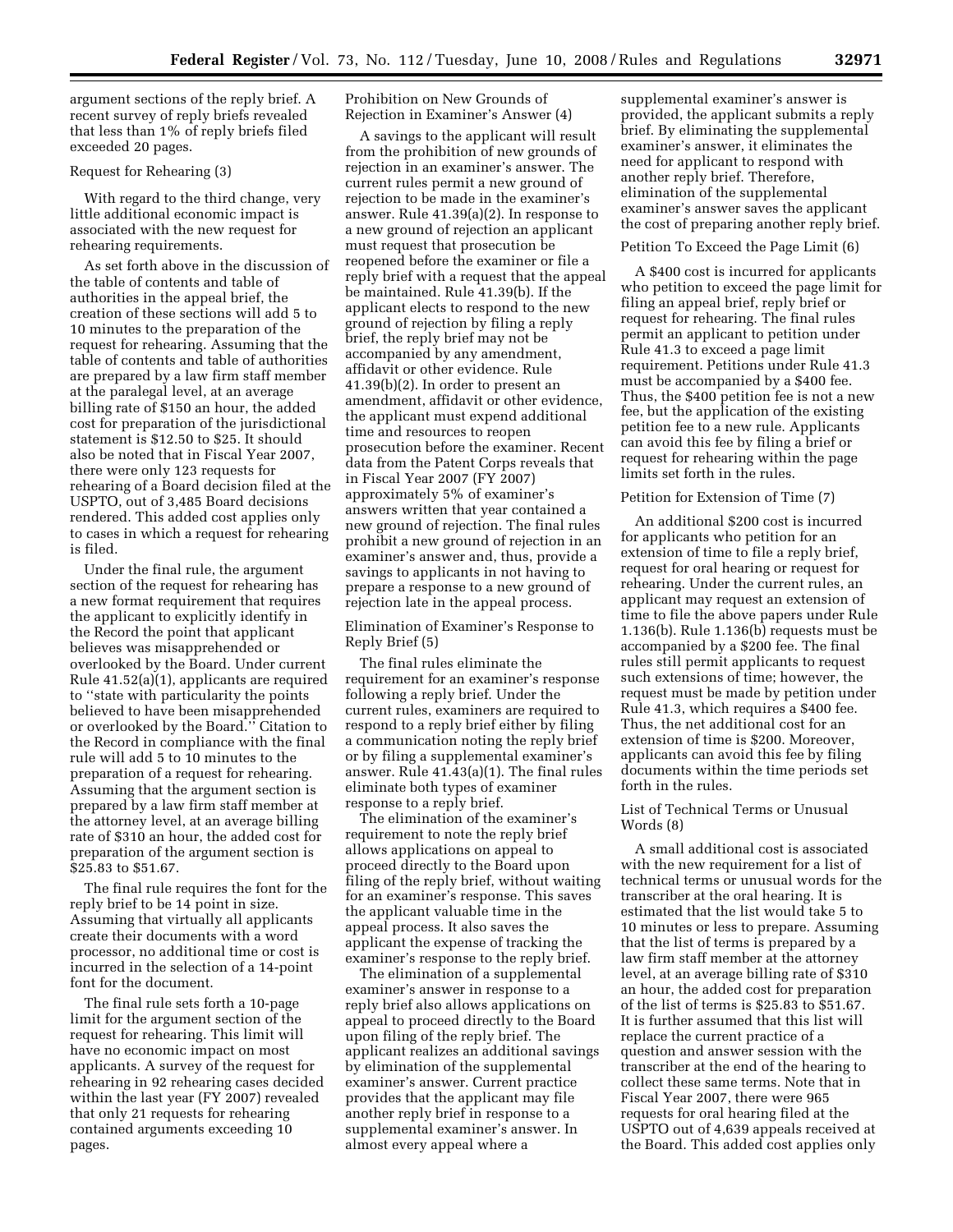argument sections of the reply brief. A recent survey of reply briefs revealed that less than 1% of reply briefs filed exceeded 20 pages.

Request for Rehearing (3)

With regard to the third change, very little additional economic impact is associated with the new request for rehearing requirements.

As set forth above in the discussion of the table of contents and table of authorities in the appeal brief, the creation of these sections will add 5 to 10 minutes to the preparation of the request for rehearing. Assuming that the table of contents and table of authorities are prepared by a law firm staff member at the paralegal level, at an average billing rate of $150 an hour, the added cost for preparation of the jurisdictional statement is $12.50 to $25. It should also be noted that in Fiscal Year 2007, there were only 123 requests for rehearing of a Board decision filed at the USPTO, out of 3,485 Board decisions rendered. This added cost applies only to cases in which a request for rehearing is filed.

Under the final rule, the argument section of the request for rehearing has a new format requirement that requires the applicant to explicitly identify in the Record the point that applicant believes was misapprehended or overlooked by the Board. Under current Rule 41.52(a)(1), applicants are required to "state with particularity the points believed to have been misapprehended or overlooked by the Board." Citation to the Record in compliance with the final rule will add 5 to 10 minutes to the preparation of a request for rehearing. Assuming that the argument section is prepared by a law firm staff member at the attorney level, at an average billing rate of $310 an hour, the added cost for preparation of the argument section is $25.83 to $51.67.

The final rule requires the font for the reply brief to be 14 point in size. Assuming that virtually all applicants create their documents with a word processor, no additional time or cost is incurred in the selection of a 14-point font for the document.

The final rule sets forth a 10-page limit for the argument section of the request for rehearing. This limit will have no economic impact on most applicants. A survey of the request for rehearing in 92 rehearing cases decided within the last year (FY 2007) revealed that only 21 requests for rehearing contained arguments exceeding 10 pages.

Prohibition on New Grounds of Rejection in Examiner's Answer (4)

A savings to the applicant will result from the prohibition of new grounds of rejection in an examiner's answer. The current rules permit a new ground of rejection to be made in the examiner's answer. Rule 41.39(a)(2). In response to a new ground of rejection an applicant must request that prosecution be reopened before the examiner or file a reply brief with a request that the appeal be maintained. Rule 41.39(b). If the applicant elects to respond to the new ground of rejection by filing a reply brief, the reply brief may not be accompanied by any amendment, affidavit or other evidence. Rule 41.39(b)(2). In order to present an amendment, affidavit or other evidence, the applicant must expend additional time and resources to reopen prosecution before the examiner. Recent data from the Patent Corps reveals that in Fiscal Year 2007 (FY 2007) approximately 5% of examiner's answers written that year contained a new ground of rejection. The final rules prohibit a new ground of rejection in an examiner's answer and, thus, provide a savings to applicants in not having to prepare a response to a new ground of rejection late in the appeal process.

Elimination of Examiner's Response to Reply Brief (5)

The final rules eliminate the requirement for an examiner's response following a reply brief. Under the current rules, examiners are required to respond to a reply brief either by filing a communication noting the reply brief or by filing a supplemental examiner's answer. Rule 41.43(a)(1). The final rules eliminate both types of examiner response to a reply brief.

The elimination of the examiner's requirement to note the reply brief allows applications on appeal to proceed directly to the Board upon filing of the reply brief, without waiting for an examiner's response. This saves the applicant valuable time in the appeal process. It also saves the applicant the expense of tracking the examiner's response to the reply brief.

The elimination of a supplemental examiner's answer in response to a reply brief also allows applications on appeal to proceed directly to the Board upon filing of the reply brief. The applicant realizes an additional savings by elimination of the supplemental examiner's answer. Current practice provides that the applicant may file another reply brief in response to a supplemental examiner's answer. In almost every appeal where a supplemental examiner's answer is provided, the applicant submits a reply brief. By eliminating the supplemental examiner's answer, it eliminates the need for applicant to respond with another reply brief. Therefore, elimination of the supplemental examiner's answer saves the applicant the cost of preparing another reply brief.

Petition To Exceed the Page Limit (6)

A $400 cost is incurred for applicants who petition to exceed the page limit for filing an appeal brief, reply brief or request for rehearing. The final rules permit an applicant to petition under Rule 41.3 to exceed a page limit requirement. Petitions under Rule 41.3 must be accompanied by a $400 fee. Thus, the $400 petition fee is not a new fee, but the application of the existing petition fee to a new rule. Applicants can avoid this fee by filing a brief or request for rehearing within the page limits set forth in the rules.

Petition for Extension of Time (7)

An additional $200 cost is incurred for applicants who petition for an extension of time to file a reply brief, request for oral hearing or request for rehearing. Under the current rules, an applicant may request an extension of time to file the above papers under Rule 1.136(b). Rule 1.136(b) requests must be accompanied by a $200 fee. The final rules still permit applicants to request such extensions of time; however, the request must be made by petition under Rule 41.3, which requires a $400 fee. Thus, the net additional cost for an extension of time is $200. Moreover, applicants can avoid this fee by filing documents within the time periods set forth in the rules.

List of Technical Terms or Unusual Words (8)

A small additional cost is associated with the new requirement for a list of technical terms or unusual words for the transcriber at the oral hearing. It is estimated that the list would take 5 to 10 minutes or less to prepare. Assuming that the list of terms is prepared by a law firm staff member at the attorney level, at an average billing rate of $310 an hour, the added cost for preparation of the list of terms is $25.83 to $51.67. It is further assumed that this list will replace the current practice of a question and answer session with the transcriber at the end of the hearing to collect these same terms. Note that in Fiscal Year 2007, there were 965 requests for oral hearing filed at the USPTO out of 4,639 appeals received at the Board. This added cost applies only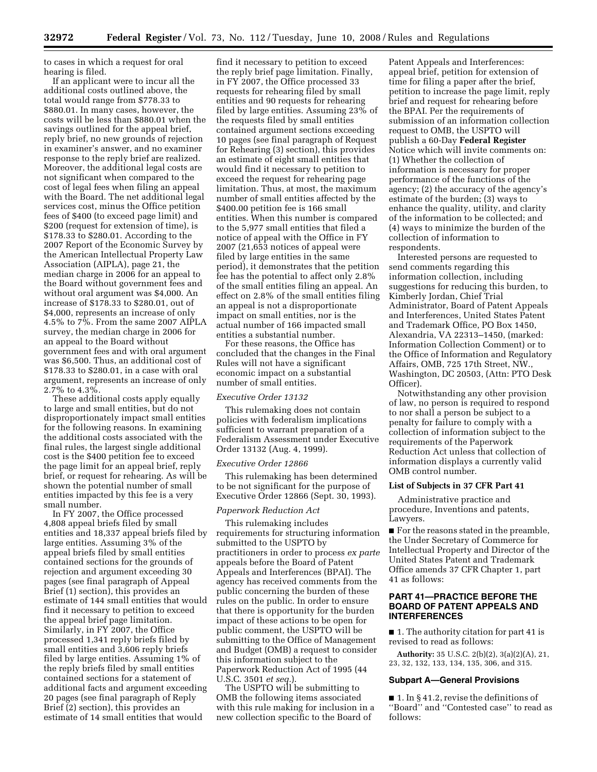to cases in which a request for oral hearing is filed.

If an applicant were to incur all the additional costs outlined above, the total would range from $778.33 to $880.01. In many cases, however, the costs will be less than $880.01 when the savings outlined for the appeal brief, reply brief, no new grounds of rejection in examiner's answer, and no examiner response to the reply brief are realized. Moreover, the additional legal costs are not significant when compared to the cost of legal fees when filing an appeal with the Board. The net additional legal services cost, minus the Office petition fees of $400 (to exceed page limit) and $200 (request for extension of time), is $178.33 to $280.01. According to the 2007 Report of the Economic Survey by the American Intellectual Property Law Association (AIPLA), page 21, the median charge in 2006 for an appeal to the Board without government fees and without oral argument was $4,000. An increase of $178.33 to $280.01, out of $4,000, represents an increase of only 4.5% to 7%. From the same 2007 AIPLA survey, the median charge in 2006 for an appeal to the Board without government fees and with oral argument was $6,500. Thus, an additional cost of $178.33 to $280.01, in a case with oral argument, represents an increase of only 2.7% to 4.3%.

These additional costs apply equally to large and small entities, but do not disproportionately impact small entities for the following reasons. In examining the additional costs associated with the final rules, the largest single additional cost is the $400 petition fee to exceed the page limit for an appeal brief, reply brief, or request for rehearing. As will be shown the potential number of small entities impacted by this fee is a very small number.

In FY 2007, the Office processed 4,808 appeal briefs filed by small entities and 18,337 appeal briefs filed by large entities. Assuming 3% of the appeal briefs filed by small entities contained sections for the grounds of rejection and argument exceeding 30 pages (see final paragraph of Appeal Brief (1) section), this provides an estimate of 144 small entities that would find it necessary to petition to exceed the appeal brief page limitation. Similarly, in FY 2007, the Office processed 1,341 reply briefs filed by small entities and 3,606 reply briefs filed by large entities. Assuming 1% of the reply briefs filed by small entities contained sections for a statement of additional facts and argument exceeding 20 pages (see final paragraph of Reply Brief (2) section), this provides an estimate of 14 small entities that would find it necessary to petition to exceed the reply brief page limitation. Finally, in FY 2007, the Office processed 33 requests for rehearing filed by small entities and 90 requests for rehearing filed by large entities. Assuming 23% of the requests filed by small entities contained argument sections exceeding 10 pages (see final paragraph of Request for Rehearing (3) section), this provides an estimate of eight small entities that would find it necessary to petition to exceed the request for rehearing page limitation. Thus, at most, the maximum number of small entities affected by the $400.00 petition fee is 166 small entities. When this number is compared to the 5,977 small entities that filed a notice of appeal with the Office in FY 2007 (21,653 notices of appeal were filed by large entities in the same period), it demonstrates that the petition fee has the potential to affect only 2.8% of the small entities filing an appeal. An effect on 2.8% of the small entities filing an appeal is not a disproportionate impact on small entities, nor is the actual number of 166 impacted small entities a substantial number.

For these reasons, the Office has concluded that the changes in the Final Rules will not have a significant economic impact on a substantial number of small entities.

*Executive Order 13132*

This rulemaking does not contain policies with federalism implications sufficient to warrant preparation of a Federalism Assessment under Executive Order 13132 (Aug. 4, 1999).

*Executive Order 12866*

This rulemaking has been determined to be not significant for the purpose of Executive Order 12866 (Sept. 30, 1993).

*Paperwork Reduction Act*

This rulemaking includes requirements for structuring information submitted to the USPTO by practitioners in order to process *ex parte* appeals before the Board of Patent Appeals and Interferences (BPAI). The agency has received comments from the public concerning the burden of these rules on the public. In order to ensure that there is opportunity for the burden impact of these actions to be open for public comment, the USPTO will be submitting to the Office of Management and Budget (OMB) a request to consider this information subject to the Paperwork Reduction Act of 1995 (44 U.S.C. 3501 *et seq.*).

The USPTO will be submitting to OMB the following items associated with this rule making for inclusion in a new collection specific to the Board of Patent Appeals and Interferences: appeal brief, petition for extension of time for filing a paper after the brief, petition to increase the page limit, reply brief and request for rehearing before the BPAI. Per the requirements of submission of an information collection request to OMB, the USPTO will publish a 60-Day **Federal Register** Notice which will invite comments on: (1) Whether the collection of information is necessary for proper performance of the functions of the agency; (2) the accuracy of the agency's estimate of the burden; (3) ways to enhance the quality, utility, and clarity of the information to be collected; and (4) ways to minimize the burden of the collection of information to respondents.

Interested persons are requested to send comments regarding this information collection, including suggestions for reducing this burden, to Kimberly Jordan, Chief Trial Administrator, Board of Patent Appeals and Interferences, United States Patent and Trademark Office, PO Box 1450, Alexandria, VA 22313–1450, (marked: Information Collection Comment) or to the Office of Information and Regulatory Affairs, OMB, 725 17th Street, NW., Washington, DC 20503, (Attn: PTO Desk Officer).

Notwithstanding any other provision of law, no person is required to respond to nor shall a person be subject to a penalty for failure to comply with a collection of information subject to the requirements of the Paperwork Reduction Act unless that collection of information displays a currently valid OMB control number.

**List of Subjects in 37 CFR Part 41**

Administrative practice and procedure, Inventions and patents, Lawyers.

■ For the reasons stated in the preamble, the Under Secretary of Commerce for Intellectual Property and Director of the United States Patent and Trademark Office amends 37 CFR Chapter 1, part 41 as follows:

## PART 41—PRACTICE BEFORE THE BOARD OF PATENT APPEALS AND INTERFERENCES

■ 1. The authority citation for part 41 is revised to read as follows:

**Authority:** 35 U.S.C. 2(b)(2), 3(a)(2)(A), 21, 23, 32, 132, 133, 134, 135, 306, and 315.

### Subpart A—General Provisions

■ 1. In § 41.2, revise the definitions of ''Board'' and ''Contested case'' to read as follows: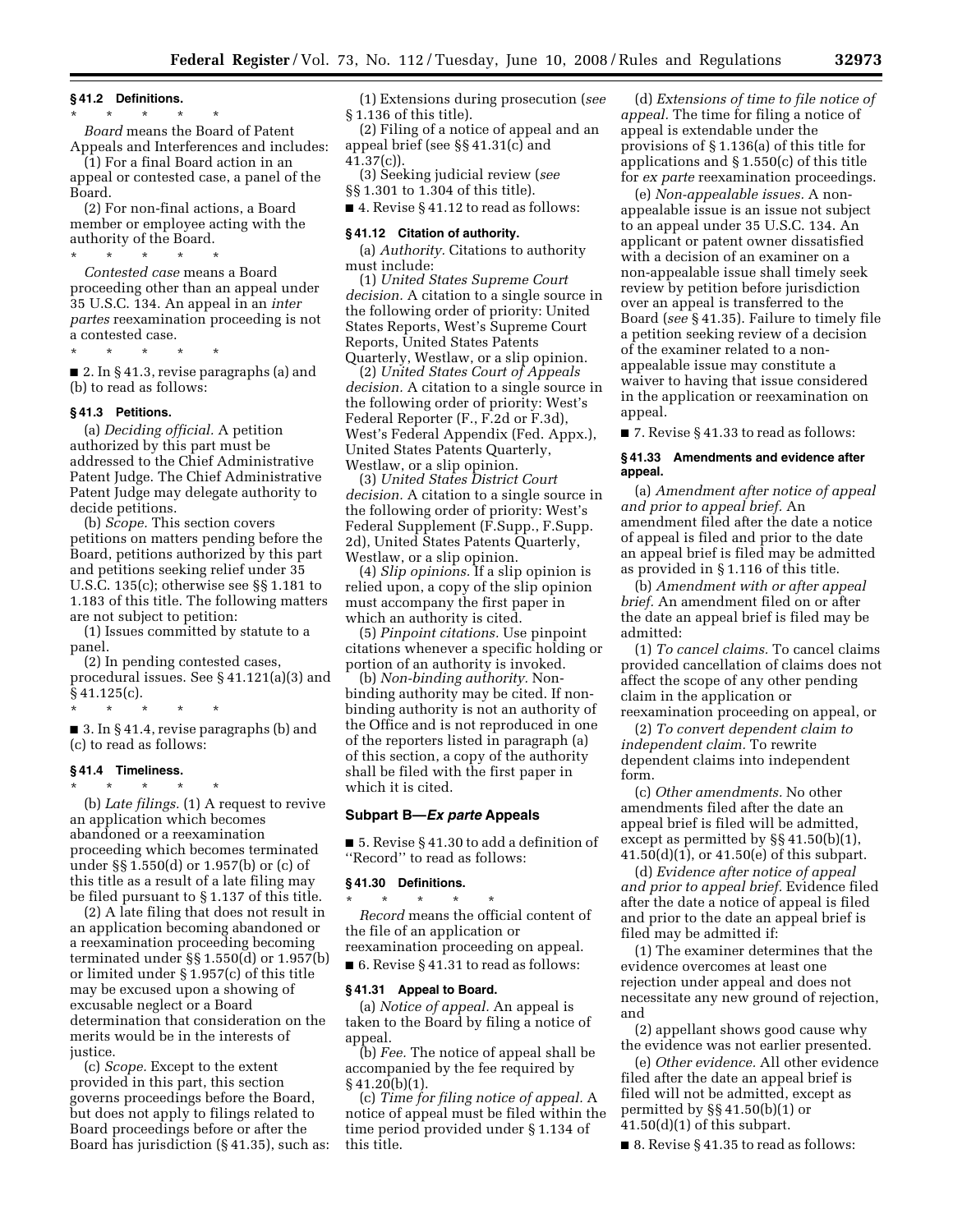### § 41.2 Definitions.

\* \* \* \* \*

*Board* means the Board of Patent Appeals and Interferences and includes:

(1) For a final Board action in an appeal or contested case, a panel of the Board.

(2) For non-final actions, a Board member or employee acting with the authority of the Board.

\* \* \* \* \*

*Contested case* means a Board proceeding other than an appeal under 35 U.S.C. 134. An appeal in an *inter partes* reexamination proceeding is not a contested case.

\* \* \* \* \*

■ 2. In § 41.3, revise paragraphs (a) and (b) to read as follows:

### § 41.3 Petitions.

(a) *Deciding official.* A petition authorized by this part must be addressed to the Chief Administrative Patent Judge. The Chief Administrative Patent Judge may delegate authority to decide petitions.

(b) *Scope.* This section covers petitions on matters pending before the Board, petitions authorized by this part and petitions seeking relief under 35 U.S.C. 135(c); otherwise see §§ 1.181 to 1.183 of this title. The following matters are not subject to petition:

(1) Issues committed by statute to a panel.

(2) In pending contested cases, procedural issues. See § 41.121(a)(3) and § 41.125(c).

\* \* \* \* \*

■ 3. In § 41.4, revise paragraphs (b) and (c) to read as follows:

### § 41.4 Timeliness.

\* \* \* \* \*

(b) *Late filings.* (1) A request to revive an application which becomes abandoned or a reexamination proceeding which becomes terminated under §§ 1.550(d) or 1.957(b) or (c) of this title as a result of a late filing may be filed pursuant to § 1.137 of this title.

(2) A late filing that does not result in an application becoming abandoned or a reexamination proceeding becoming terminated under §§ 1.550(d) or 1.957(b) or limited under § 1.957(c) of this title may be excused upon a showing of excusable neglect or a Board determination that consideration on the merits would be in the interests of justice.

(c) *Scope.* Except to the extent provided in this part, this section governs proceedings before the Board, but does not apply to filings related to Board proceedings before or after the Board has jurisdiction (§ 41.35), such as:

(1) Extensions during prosecution (*see* § 1.136 of this title).

(2) Filing of a notice of appeal and an appeal brief (see §§ 41.31(c) and 41.37(c)).

(3) Seeking judicial review (*see* §§ 1.301 to 1.304 of this title).

■ 4. Revise § 41.12 to read as follows:

### § 41.12 Citation of authority.

(a) *Authority.* Citations to authority must include:

(1) *United States Supreme Court decision.* A citation to a single source in the following order of priority: United States Reports, West's Supreme Court Reports, United States Patents Quarterly, Westlaw, or a slip opinion.

(2) *United States Court of Appeals decision.* A citation to a single source in the following order of priority: West's Federal Reporter (F., F.2d or F.3d), West's Federal Appendix (Fed. Appx.), United States Patents Quarterly, Westlaw, or a slip opinion.

(3) *United States District Court decision.* A citation to a single source in the following order of priority: West's Federal Supplement (F.Supp., F.Supp. 2d), United States Patents Quarterly, Westlaw, or a slip opinion.

(4) *Slip opinions.* If a slip opinion is relied upon, a copy of the slip opinion must accompany the first paper in which an authority is cited.

(5) *Pinpoint citations.* Use pinpoint citations whenever a specific holding or portion of an authority is invoked.

(b) *Non-binding authority.* Non-binding authority may be cited. If non-binding authority is not an authority of the Office and is not reproduced in one of the reporters listed in paragraph (a) of this section, a copy of the authority shall be filed with the first paper in which it is cited.

## Subpart B—*Ex parte* Appeals

■ 5. Revise § 41.30 to add a definition of ''Record'' to read as follows:

### § 41.30 Definitions.

\* \* \* \* \*

*Record* means the official content of the file of an application or reexamination proceeding on appeal.

■ 6. Revise § 41.31 to read as follows:

### § 41.31 Appeal to Board.

(a) *Notice of appeal.* An appeal is taken to the Board by filing a notice of appeal.

(b) *Fee.* The notice of appeal shall be accompanied by the fee required by § 41.20(b)(1).

(c) *Time for filing notice of appeal.* A notice of appeal must be filed within the time period provided under § 1.134 of this title.

(d) *Extensions of time to file notice of appeal.* The time for filing a notice of appeal is extendable under the provisions of § 1.136(a) of this title for applications and § 1.550(c) of this title for *ex parte* reexamination proceedings.

(e) *Non-appealable issues.* A non-appealable issue is an issue not subject to an appeal under 35 U.S.C. 134. An applicant or patent owner dissatisfied with a decision of an examiner on a non-appealable issue shall timely seek review by petition before jurisdiction over an appeal is transferred to the Board (*see* § 41.35). Failure to timely file a petition seeking review of a decision of the examiner related to a non-appealable issue may constitute a waiver to having that issue considered in the application or reexamination on appeal.

■ 7. Revise § 41.33 to read as follows:

### § 41.33 Amendments and evidence after appeal.

(a) *Amendment after notice of appeal and prior to appeal brief.* An amendment filed after the date a notice of appeal is filed and prior to the date an appeal brief is filed may be admitted as provided in § 1.116 of this title.

(b) *Amendment with or after appeal brief.* An amendment filed on or after the date an appeal brief is filed may be admitted:

(1) *To cancel claims.* To cancel claims provided cancellation of claims does not affect the scope of any other pending claim in the application or reexamination proceeding on appeal, or

(2) *To convert dependent claim to independent claim.* To rewrite dependent claims into independent form.

(c) *Other amendments.* No other amendments filed after the date an appeal brief is filed will be admitted, except as permitted by §§ 41.50(b)(1), 41.50(d)(1), or 41.50(e) of this subpart.

(d) *Evidence after notice of appeal and prior to appeal brief.* Evidence filed after the date a notice of appeal is filed and prior to the date an appeal brief is filed may be admitted if:

(1) The examiner determines that the evidence overcomes at least one rejection under appeal and does not necessitate any new ground of rejection, and

(2) appellant shows good cause why the evidence was not earlier presented.

(e) *Other evidence.* All other evidence filed after the date an appeal brief is filed will not be admitted, except as permitted by §§ 41.50(b)(1) or 41.50(d)(1) of this subpart.

■ 8. Revise § 41.35 to read as follows: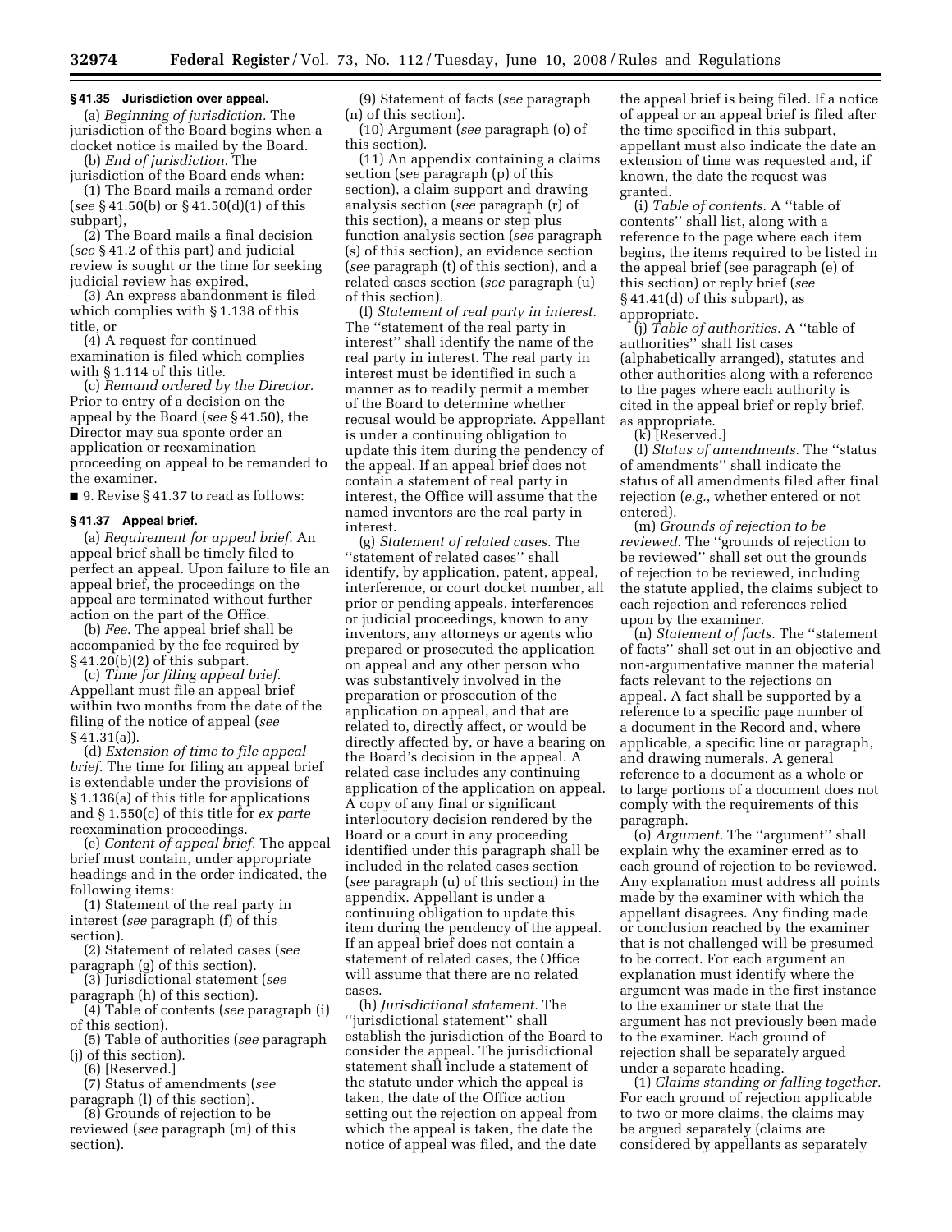### § 41.35 Jurisdiction over appeal.

(a) *Beginning of jurisdiction.* The jurisdiction of the Board begins when a docket notice is mailed by the Board.

(b) *End of jurisdiction.* The jurisdiction of the Board ends when:

(1) The Board mails a remand order (*see* § 41.50(b) or § 41.50(d)(1) of this subpart),

(2) The Board mails a final decision (*see* § 41.2 of this part) and judicial review is sought or the time for seeking judicial review has expired,

(3) An express abandonment is filed which complies with § 1.138 of this title, or

(4) A request for continued examination is filed which complies with § 1.114 of this title.

(c) *Remand ordered by the Director.* Prior to entry of a decision on the appeal by the Board (*see* § 41.50), the Director may sua sponte order an application or reexamination proceeding on appeal to be remanded to the examiner.

■ 9. Revise § 41.37 to read as follows:

### § 41.37 Appeal brief.

(a) *Requirement for appeal brief.* An appeal brief shall be timely filed to perfect an appeal. Upon failure to file an appeal brief, the proceedings on the appeal are terminated without further action on the part of the Office.

(b) *Fee.* The appeal brief shall be accompanied by the fee required by § 41.20(b)(2) of this subpart.

(c) *Time for filing appeal brief.* Appellant must file an appeal brief within two months from the date of the filing of the notice of appeal (*see* § 41.31(a)).

(d) *Extension of time to file appeal brief.* The time for filing an appeal brief is extendable under the provisions of § 1.136(a) of this title for applications and § 1.550(c) of this title for *ex parte* reexamination proceedings.

(e) *Content of appeal brief.* The appeal brief must contain, under appropriate headings and in the order indicated, the following items:

(1) Statement of the real party in interest (*see* paragraph (f) of this section).

(2) Statement of related cases (*see* paragraph (g) of this section).

(3) Jurisdictional statement (*see* paragraph (h) of this section).

(4) Table of contents (*see* paragraph (i) of this section).

(5) Table of authorities (*see* paragraph (j) of this section).

(6) [Reserved.]

(7) Status of amendments (*see* paragraph (l) of this section).

(8) Grounds of rejection to be reviewed (*see* paragraph (m) of this section).

(9) Statement of facts (*see* paragraph (n) of this section).

(10) Argument (*see* paragraph (o) of this section).

(11) An appendix containing a claims section (*see* paragraph (p) of this section), a claim support and drawing analysis section (*see* paragraph (r) of this section), a means or step plus function analysis section (*see* paragraph (s) of this section), an evidence section (*see* paragraph (t) of this section), and a related cases section (*see* paragraph (u) of this section).

(f) *Statement of real party in interest.* The ''statement of the real party in interest'' shall identify the name of the real party in interest. The real party in interest must be identified in such a manner as to readily permit a member of the Board to determine whether recusal would be appropriate. Appellant is under a continuing obligation to update this item during the pendency of the appeal. If an appeal brief does not contain a statement of real party in interest, the Office will assume that the named inventors are the real party in interest.

(g) *Statement of related cases.* The ''statement of related cases'' shall identify, by application, patent, appeal, interference, or court docket number, all prior or pending appeals, interferences or judicial proceedings, known to any inventors, any attorneys or agents who prepared or prosecuted the application on appeal and any other person who was substantively involved in the preparation or prosecution of the application on appeal, and that are related to, directly affect, or would be directly affected by, or have a bearing on the Board's decision in the appeal. A related case includes any continuing application of the application on appeal. A copy of any final or significant interlocutory decision rendered by the Board or a court in any proceeding identified under this paragraph shall be included in the related cases section (*see* paragraph (u) of this section) in the appendix. Appellant is under a continuing obligation to update this item during the pendency of the appeal. If an appeal brief does not contain a statement of related cases, the Office will assume that there are no related cases.

(h) *Jurisdictional statement.* The ''jurisdictional statement'' shall establish the jurisdiction of the Board to consider the appeal. The jurisdictional statement shall include a statement of the statute under which the appeal is taken, the date of the Office action setting out the rejection on appeal from which the appeal is taken, the date the notice of appeal was filed, and the date the appeal brief is being filed. If a notice of appeal or an appeal brief is filed after the time specified in this subpart, appellant must also indicate the date an extension of time was requested and, if known, the date the request was granted.

(i) *Table of contents.* A ''table of contents'' shall list, along with a reference to the page where each item begins, the items required to be listed in the appeal brief (see paragraph (e) of this section) or reply brief (*see* § 41.41(d) of this subpart), as appropriate.

(j) *Table of authorities.* A ''table of authorities'' shall list cases (alphabetically arranged), statutes and other authorities along with a reference to the pages where each authority is cited in the appeal brief or reply brief, as appropriate.

(k) [Reserved.]

(l) *Status of amendments.* The ''status of amendments'' shall indicate the status of all amendments filed after final rejection (*e.g.*, whether entered or not entered).

(m) *Grounds of rejection to be reviewed.* The ''grounds of rejection to be reviewed'' shall set out the grounds of rejection to be reviewed, including the statute applied, the claims subject to each rejection and references relied upon by the examiner.

(n) *Statement of facts.* The ''statement of facts'' shall set out in an objective and non-argumentative manner the material facts relevant to the rejections on appeal. A fact shall be supported by a reference to a specific page number of a document in the Record and, where applicable, a specific line or paragraph, and drawing numerals. A general reference to a document as a whole or to large portions of a document does not comply with the requirements of this paragraph.

(o) *Argument.* The ''argument'' shall explain why the examiner erred as to each ground of rejection to be reviewed. Any explanation must address all points made by the examiner with which the appellant disagrees. Any finding made or conclusion reached by the examiner that is not challenged will be presumed to be correct. For each argument an explanation must identify where the argument was made in the first instance to the examiner or state that the argument has not previously been made to the examiner. Each ground of rejection shall be separately argued under a separate heading.

(1) *Claims standing or falling together.* For each ground of rejection applicable to two or more claims, the claims may be argued separately (claims are considered by appellants as separately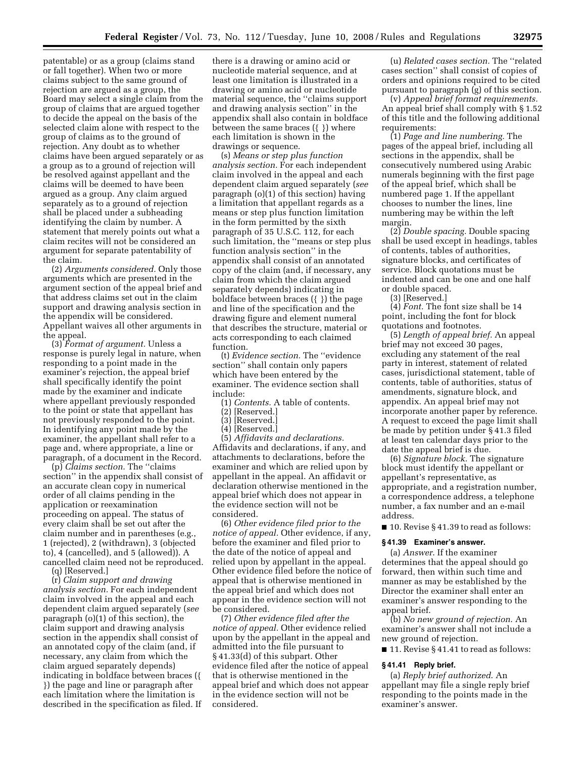patentable) or as a group (claims stand or fall together). When two or more claims subject to the same ground of rejection are argued as a group, the Board may select a single claim from the group of claims that are argued together to decide the appeal on the basis of the selected claim alone with respect to the group of claims as to the ground of rejection. Any doubt as to whether claims have been argued separately or as a group as to a ground of rejection will be resolved against appellant and the claims will be deemed to have been argued as a group. Any claim argued separately as to a ground of rejection shall be placed under a subheading identifying the claim by number. A statement that merely points out what a claim recites will not be considered an argument for separate patentability of the claim.

(2) *Arguments considered.* Only those arguments which are presented in the argument section of the appeal brief and that address claims set out in the claim support and drawing analysis section in the appendix will be considered. Appellant waives all other arguments in the appeal.

(3) *Format of argument.* Unless a response is purely legal in nature, when responding to a point made in the examiner's rejection, the appeal brief shall specifically identify the point made by the examiner and indicate where appellant previously responded to the point or state that appellant has not previously responded to the point. In identifying any point made by the examiner, the appellant shall refer to a page and, where appropriate, a line or paragraph, of a document in the Record.

(p) *Claims section.* The ''claims section'' in the appendix shall consist of an accurate clean copy in numerical order of all claims pending in the application or reexamination proceeding on appeal. The status of every claim shall be set out after the claim number and in parentheses (e.g., 1 (rejected), 2 (withdrawn), 3 (objected to), 4 (cancelled), and 5 (allowed)). A cancelled claim need not be reproduced.

(q) [Reserved.]

(r) *Claim support and drawing analysis section.* For each independent claim involved in the appeal and each dependent claim argued separately (*see* paragraph (o)(1) of this section), the claim support and drawing analysis section in the appendix shall consist of an annotated copy of the claim (and, if necessary, any claim from which the claim argued separately depends) indicating in boldface between braces ({ }) the page and line or paragraph after each limitation where the limitation is described in the specification as filed. If there is a drawing or amino acid or nucleotide material sequence, and at least one limitation is illustrated in a drawing or amino acid or nucleotide material sequence, the ''claims support and drawing analysis section'' in the appendix shall also contain in boldface between the same braces ({ }) where each limitation is shown in the drawings or sequence.

(s) *Means or step plus function analysis section.* For each independent claim involved in the appeal and each dependent claim argued separately (*see* paragraph (o)(1) of this section) having a limitation that appellant regards as a means or step plus function limitation in the form permitted by the sixth paragraph of 35 U.S.C. 112, for each such limitation, the ''means or step plus function analysis section'' in the appendix shall consist of an annotated copy of the claim (and, if necessary, any claim from which the claim argued separately depends) indicating in boldface between braces ({ }) the page and line of the specification and the drawing figure and element numeral that describes the structure, material or acts corresponding to each claimed function.

(t) *Evidence section.* The ''evidence section'' shall contain only papers which have been entered by the examiner. The evidence section shall include:

(1) *Contents.* A table of contents.

(2) [Reserved.]

(3) [Reserved.]

(4) [Reserved.]

(5) *Affidavits and declarations.* Affidavits and declarations, if any, and attachments to declarations, before the examiner and which are relied upon by appellant in the appeal. An affidavit or declaration otherwise mentioned in the appeal brief which does not appear in the evidence section will not be considered.

(6) *Other evidence filed prior to the notice of appeal.* Other evidence, if any, before the examiner and filed prior to the date of the notice of appeal and relied upon by appellant in the appeal. Other evidence filed before the notice of appeal that is otherwise mentioned in the appeal brief and which does not appear in the evidence section will not be considered.

(7) *Other evidence filed after the notice of appeal.* Other evidence relied upon by the appellant in the appeal and admitted into the file pursuant to § 41.33(d) of this subpart. Other evidence filed after the notice of appeal that is otherwise mentioned in the appeal brief and which does not appear in the evidence section will not be considered.

(u) *Related cases section.* The ''related cases section'' shall consist of copies of orders and opinions required to be cited pursuant to paragraph (g) of this section.

(v) *Appeal brief format requirements.* An appeal brief shall comply with § 1.52 of this title and the following additional requirements:

(1) *Page and line numbering.* The pages of the appeal brief, including all sections in the appendix, shall be consecutively numbered using Arabic numerals beginning with the first page of the appeal brief, which shall be numbered page 1. If the appellant chooses to number the lines, line numbering may be within the left margin.

(2) *Double spacing.* Double spacing shall be used except in headings, tables of contents, tables of authorities, signature blocks, and certificates of service. Block quotations must be indented and can be one and one half or double spaced.

(3) [Reserved.]

(4) *Font.* The font size shall be 14 point, including the font for block quotations and footnotes.

(5) *Length of appeal brief.* An appeal brief may not exceed 30 pages, excluding any statement of the real party in interest, statement of related cases, jurisdictional statement, table of contents, table of authorities, status of amendments, signature block, and appendix. An appeal brief may not incorporate another paper by reference. A request to exceed the page limit shall be made by petition under § 41.3 filed at least ten calendar days prior to the date the appeal brief is due.

(6) *Signature block.* The signature block must identify the appellant or appellant's representative, as appropriate, and a registration number, a correspondence address, a telephone number, a fax number and an e-mail address.

■ 10. Revise § 41.39 to read as follows:

**§ 41.39 Examiner's answer.**

(a) *Answer.* If the examiner determines that the appeal should go forward, then within such time and manner as may be established by the Director the examiner shall enter an examiner's answer responding to the appeal brief.

(b) *No new ground of rejection.* An examiner's answer shall not include a new ground of rejection.

■ 11. Revise § 41.41 to read as follows:

**§ 41.41 Reply brief.**

(a) *Reply brief authorized.* An appellant may file a single reply brief responding to the points made in the examiner's answer.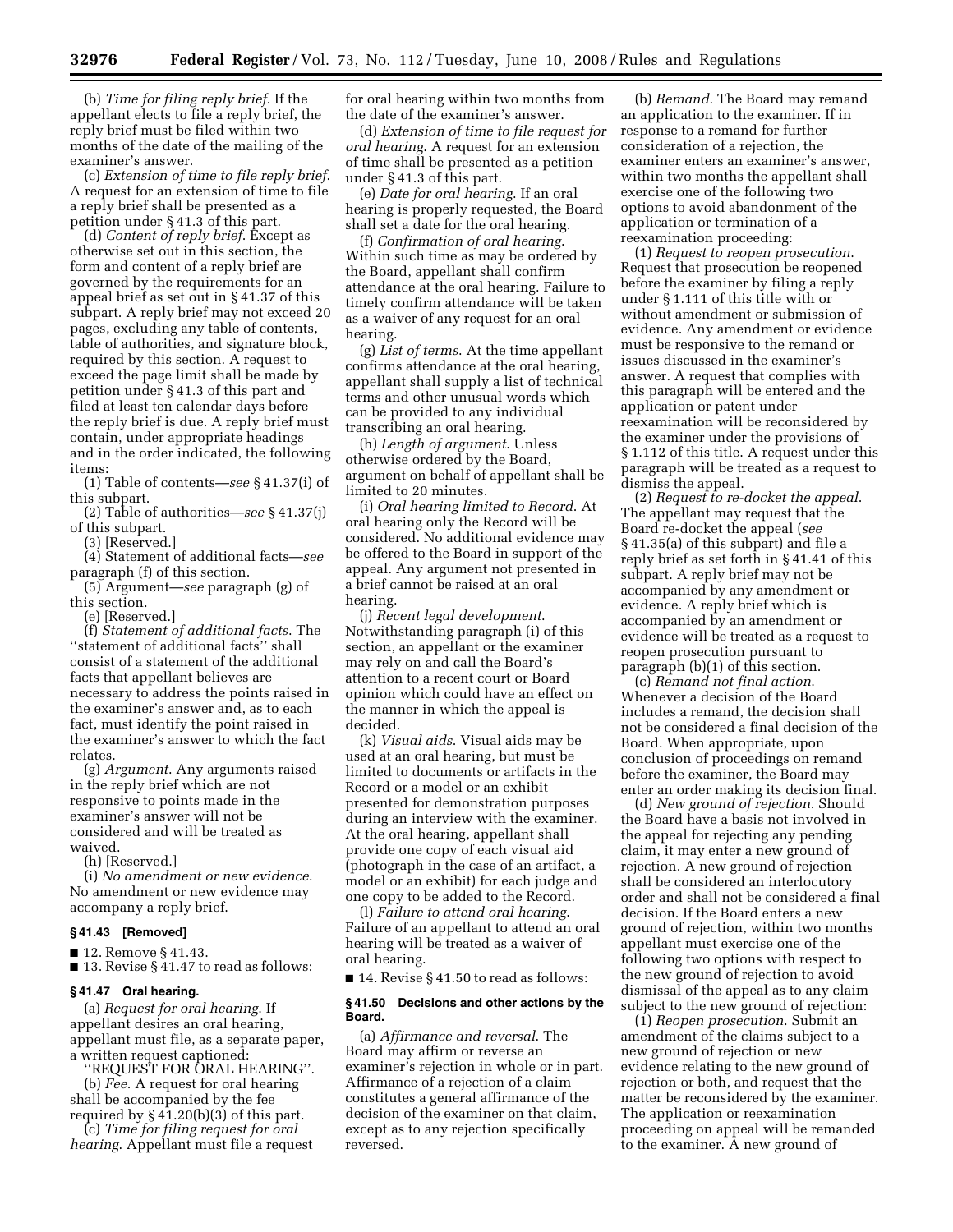(b) *Time for filing reply brief.* If the appellant elects to file a reply brief, the reply brief must be filed within two months of the date of the mailing of the examiner's answer.

(c) *Extension of time to file reply brief.* A request for an extension of time to file a reply brief shall be presented as a petition under § 41.3 of this part.

(d) *Content of reply brief.* Except as otherwise set out in this section, the form and content of a reply brief are governed by the requirements for an appeal brief as set out in § 41.37 of this subpart. A reply brief may not exceed 20 pages, excluding any table of contents, table of authorities, and signature block, required by this section. A request to exceed the page limit shall be made by petition under § 41.3 of this part and filed at least ten calendar days before the reply brief is due. A reply brief must contain, under appropriate headings and in the order indicated, the following items:

(1) Table of contents—*see* § 41.37(i) of this subpart.

(2) Table of authorities—*see* § 41.37(j) of this subpart.

(3) [Reserved.]

(4) Statement of additional facts—*see* paragraph (f) of this section.

(5) Argument—*see* paragraph (g) of this section.

(e) [Reserved.]

(f) *Statement of additional facts.* The ''statement of additional facts'' shall consist of a statement of the additional facts that appellant believes are necessary to address the points raised in the examiner's answer and, as to each fact, must identify the point raised in the examiner's answer to which the fact relates.

(g) *Argument.* Any arguments raised in the reply brief which are not responsive to points made in the examiner's answer will not be considered and will be treated as waived.

(h) [Reserved.]

(i) *No amendment or new evidence.* No amendment or new evidence may accompany a reply brief.

**§ 41.43 [Removed]**

■ 12. Remove § 41.43.

■ 13. Revise § 41.47 to read as follows:

**§ 41.47 Oral hearing.**

(a) *Request for oral hearing.* If appellant desires an oral hearing, appellant must file, as a separate paper, a written request captioned:

''REQUEST FOR ORAL HEARING''.

(b) *Fee.* A request for oral hearing shall be accompanied by the fee required by § 41.20(b)(3) of this part.

(c) *Time for filing request for oral hearing.* Appellant must file a request for oral hearing within two months from the date of the examiner's answer.

(d) *Extension of time to file request for oral hearing.* A request for an extension of time shall be presented as a petition under § 41.3 of this part.

(e) *Date for oral hearing.* If an oral hearing is properly requested, the Board shall set a date for the oral hearing.

(f) *Confirmation of oral hearing.* Within such time as may be ordered by the Board, appellant shall confirm attendance at the oral hearing. Failure to timely confirm attendance will be taken as a waiver of any request for an oral hearing.

(g) *List of terms.* At the time appellant confirms attendance at the oral hearing, appellant shall supply a list of technical terms and other unusual words which can be provided to any individual transcribing an oral hearing.

(h) *Length of argument.* Unless otherwise ordered by the Board, argument on behalf of appellant shall be limited to 20 minutes.

(i) *Oral hearing limited to Record.* At oral hearing only the Record will be considered. No additional evidence may be offered to the Board in support of the appeal. Any argument not presented in a brief cannot be raised at an oral hearing.

(j) *Recent legal development.* Notwithstanding paragraph (i) of this section, an appellant or the examiner may rely on and call the Board's attention to a recent court or Board opinion which could have an effect on the manner in which the appeal is decided.

(k) *Visual aids.* Visual aids may be used at an oral hearing, but must be limited to documents or artifacts in the Record or a model or an exhibit presented for demonstration purposes during an interview with the examiner. At the oral hearing, appellant shall provide one copy of each visual aid (photograph in the case of an artifact, a model or an exhibit) for each judge and one copy to be added to the Record.

(l) *Failure to attend oral hearing.* Failure of an appellant to attend an oral hearing will be treated as a waiver of oral hearing.

■ 14. Revise § 41.50 to read as follows:

**§ 41.50 Decisions and other actions by the Board.**

(a) *Affirmance and reversal.* The Board may affirm or reverse an examiner's rejection in whole or in part. Affirmance of a rejection of a claim constitutes a general affirmance of the decision of the examiner on that claim, except as to any rejection specifically reversed.

(b) *Remand.* The Board may remand an application to the examiner. If in response to a remand for further consideration of a rejection, the examiner enters an examiner's answer, within two months the appellant shall exercise one of the following two options to avoid abandonment of the application or termination of a reexamination proceeding:

(1) *Request to reopen prosecution.* Request that prosecution be reopened before the examiner by filing a reply under § 1.111 of this title with or without amendment or submission of evidence. Any amendment or evidence must be responsive to the remand or issues discussed in the examiner's answer. A request that complies with this paragraph will be entered and the application or patent under reexamination will be reconsidered by the examiner under the provisions of § 1.112 of this title. A request under this paragraph will be treated as a request to dismiss the appeal.

(2) *Request to re-docket the appeal.* The appellant may request that the Board re-docket the appeal (*see* § 41.35(a) of this subpart) and file a reply brief as set forth in § 41.41 of this subpart. A reply brief may not be accompanied by any amendment or evidence. A reply brief which is accompanied by an amendment or evidence will be treated as a request to reopen prosecution pursuant to paragraph (b)(1) of this section.

(c) *Remand not final action.* Whenever a decision of the Board includes a remand, the decision shall not be considered a final decision of the Board. When appropriate, upon conclusion of proceedings on remand before the examiner, the Board may enter an order making its decision final.

(d) *New ground of rejection.* Should the Board have a basis not involved in the appeal for rejecting any pending claim, it may enter a new ground of rejection. A new ground of rejection shall be considered an interlocutory order and shall not be considered a final decision. If the Board enters a new ground of rejection, within two months appellant must exercise one of the following two options with respect to the new ground of rejection to avoid dismissal of the appeal as to any claim subject to the new ground of rejection:

(1) *Reopen prosecution.* Submit an amendment of the claims subject to a new ground of rejection or new evidence relating to the new ground of rejection or both, and request that the matter be reconsidered by the examiner. The application or reexamination proceeding on appeal will be remanded to the examiner. A new ground of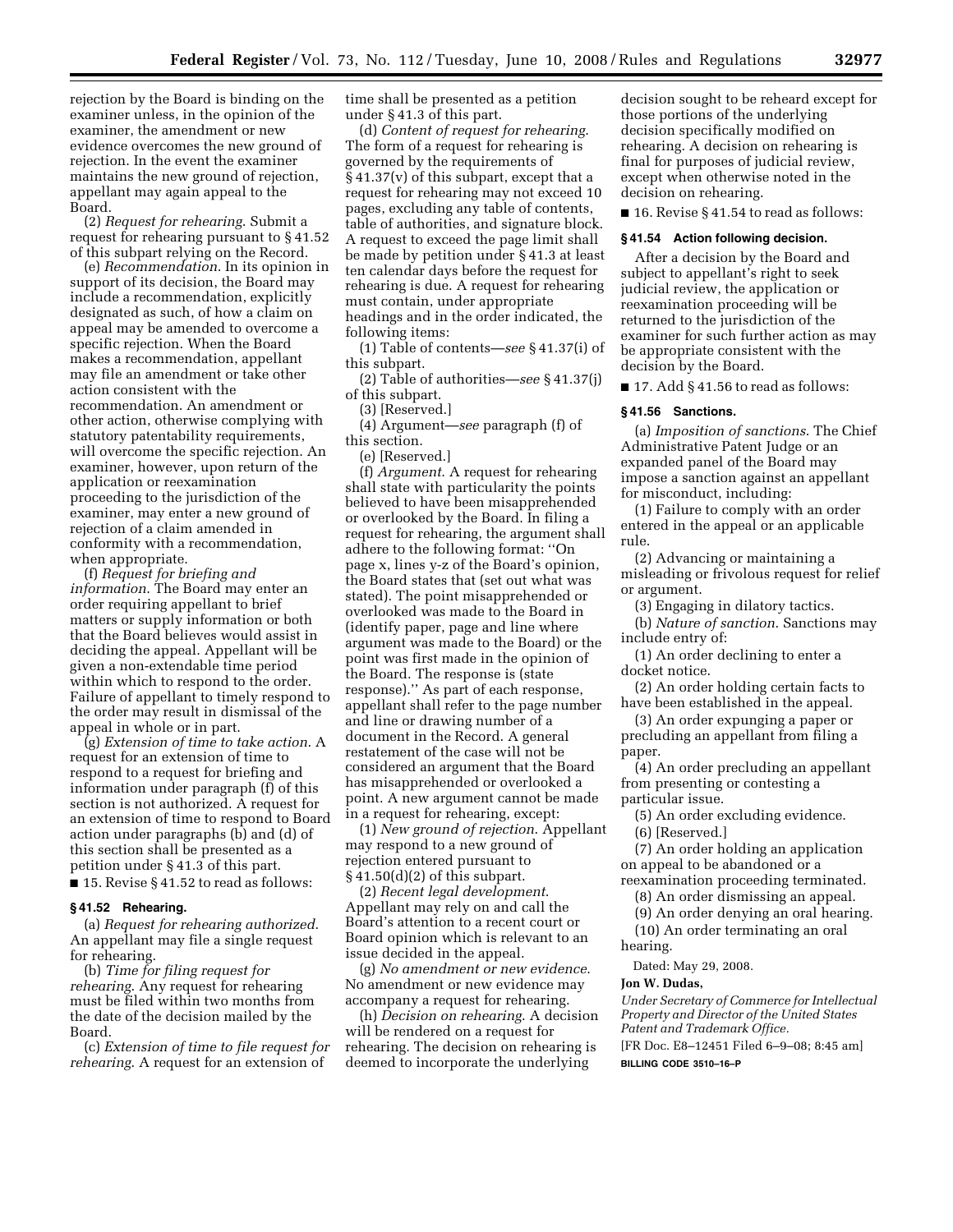rejection by the Board is binding on the examiner unless, in the opinion of the examiner, the amendment or new evidence overcomes the new ground of rejection. In the event the examiner maintains the new ground of rejection, appellant may again appeal to the Board.

(2) *Request for rehearing*. Submit a request for rehearing pursuant to § 41.52 of this subpart relying on the Record.

(e) *Recommendation*. In its opinion in support of its decision, the Board may include a recommendation, explicitly designated as such, of how a claim on appeal may be amended to overcome a specific rejection. When the Board makes a recommendation, appellant may file an amendment or take other action consistent with the recommendation. An amendment or other action, otherwise complying with statutory patentability requirements, will overcome the specific rejection. An examiner, however, upon return of the application or reexamination proceeding to the jurisdiction of the examiner, may enter a new ground of rejection of a claim amended in conformity with a recommendation, when appropriate.

(f) *Request for briefing and information*. The Board may enter an order requiring appellant to brief matters or supply information or both that the Board believes would assist in deciding the appeal. Appellant will be given a non-extendable time period within which to respond to the order. Failure of appellant to timely respond to the order may result in dismissal of the appeal in whole or in part.

(g) *Extension of time to take action*. A request for an extension of time to respond to a request for briefing and information under paragraph (f) of this section is not authorized. A request for an extension of time to respond to Board action under paragraphs (b) and (d) of this section shall be presented as a petition under § 41.3 of this part.

■ 15. Revise § 41.52 to read as follows:

### § 41.52 Rehearing.

(a) *Request for rehearing authorized*. An appellant may file a single request for rehearing.

(b) *Time for filing request for rehearing*. Any request for rehearing must be filed within two months from the date of the decision mailed by the Board.

(c) *Extension of time to file request for rehearing*. A request for an extension of time shall be presented as a petition under § 41.3 of this part.

(d) *Content of request for rehearing*. The form of a request for rehearing is governed by the requirements of § 41.37(v) of this subpart, except that a request for rehearing may not exceed 10 pages, excluding any table of contents, table of authorities, and signature block. A request to exceed the page limit shall be made by petition under § 41.3 at least ten calendar days before the request for rehearing is due. A request for rehearing must contain, under appropriate headings and in the order indicated, the following items:

(1) Table of contents—*see* § 41.37(i) of this subpart.

(2) Table of authorities—*see* § 41.37(j) of this subpart.

(3) [Reserved.]

(4) Argument—*see* paragraph (f) of this section.

(e) [Reserved.]

(f) *Argument*. A request for rehearing shall state with particularity the points believed to have been misapprehended or overlooked by the Board. In filing a request for rehearing, the argument shall adhere to the following format: ''On page x, lines y-z of the Board's opinion, the Board states that (set out what was stated). The point misapprehended or overlooked was made to the Board in (identify paper, page and line where argument was made to the Board) or the point was first made in the opinion of the Board. The response is (state response).'' As part of each response, appellant shall refer to the page number and line or drawing number of a document in the Record. A general restatement of the case will not be considered an argument that the Board has misapprehended or overlooked a point. A new argument cannot be made in a request for rehearing, except:

(1) *New ground of rejection*. Appellant may respond to a new ground of rejection entered pursuant to § 41.50(d)(2) of this subpart.

(2) *Recent legal development*. Appellant may rely on and call the Board's attention to a recent court or Board opinion which is relevant to an issue decided in the appeal.

(g) *No amendment or new evidence*. No amendment or new evidence may accompany a request for rehearing.

(h) *Decision on rehearing*. A decision will be rendered on a request for rehearing. The decision on rehearing is deemed to incorporate the underlying decision sought to be reheard except for those portions of the underlying decision specifically modified on rehearing. A decision on rehearing is final for purposes of judicial review, except when otherwise noted in the decision on rehearing.

■ 16. Revise § 41.54 to read as follows:

### § 41.54 Action following decision.

After a decision by the Board and subject to appellant's right to seek judicial review, the application or reexamination proceeding will be returned to the jurisdiction of the examiner for such further action as may be appropriate consistent with the decision by the Board.

■ 17. Add § 41.56 to read as follows:

### § 41.56 Sanctions.

(a) *Imposition of sanctions*. The Chief Administrative Patent Judge or an expanded panel of the Board may impose a sanction against an appellant for misconduct, including:

(1) Failure to comply with an order entered in the appeal or an applicable rule.

(2) Advancing or maintaining a misleading or frivolous request for relief or argument.

(3) Engaging in dilatory tactics.

(b) *Nature of sanction*. Sanctions may include entry of:

(1) An order declining to enter a docket notice.

(2) An order holding certain facts to have been established in the appeal.

(3) An order expunging a paper or precluding an appellant from filing a paper.

(4) An order precluding an appellant from presenting or contesting a particular issue.

(5) An order excluding evidence.

(6) [Reserved.]

(7) An order holding an application on appeal to be abandoned or a reexamination proceeding terminated.

(8) An order dismissing an appeal.

(9) An order denying an oral hearing.

(10) An order terminating an oral hearing.

Dated: May 29, 2008.

**Jon W. Dudas,**

*Under Secretary of Commerce for Intellectual Property and Director of the United States Patent and Trademark Office.*

[FR Doc. E8–12451 Filed 6–9–08; 8:45 am]

**BILLING CODE 3510–16–P**